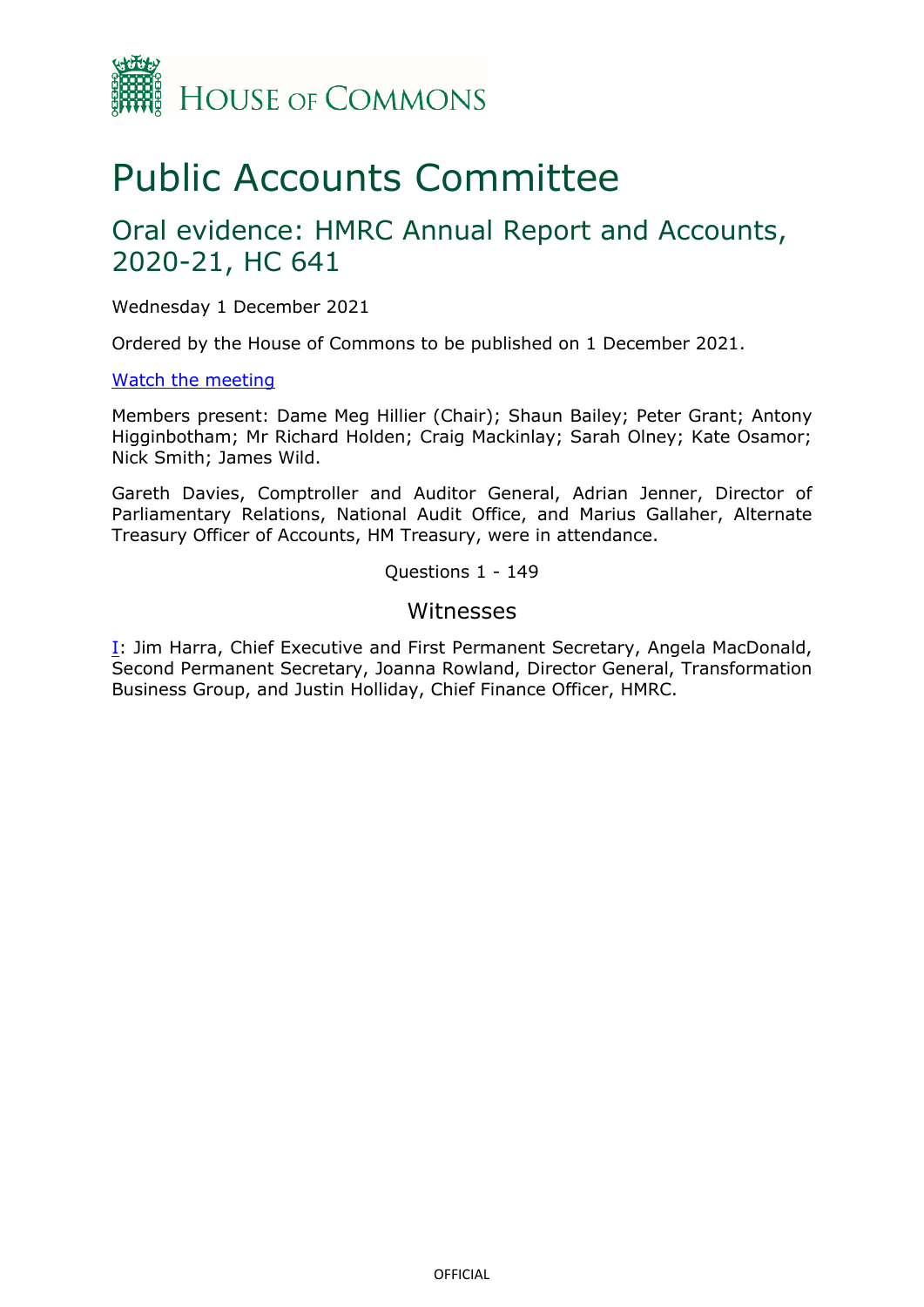HOUSE OF COMMONS

# Public Accounts Committee

## Oral evidence: HMRC Annual Report and Accounts, 2020-21, HC 641

Wednesday 1 December 2021

Ordered by the House of Commons to be published on 1 December 2021.

Watch the meeting

Members present: Dame Meg Hillier (Chair); Shaun Bailey; Peter Grant; Antony Higginbotham; Mr Richard Holden; Craig Mackinlay; Sarah Olney; Kate Osamor; Nick Smith; James Wild.

Gareth Davies, Comptroller and Auditor General, Adrian Jenner, Director of Parliamentary Relations, National Audit Office, and Marius Gallaher, Alternate Treasury Officer of Accounts, HM Treasury, were in attendance.

Questions 1 - 149

### Witnesses

I: Jim Harra, Chief Executive and First Permanent Secretary, Angela MacDonald, Second Permanent Secretary, Joanna Rowland, Director General, Transformation Business Group, and Justin Holliday, Chief Finance Officer, HMRC.

OFFICIAL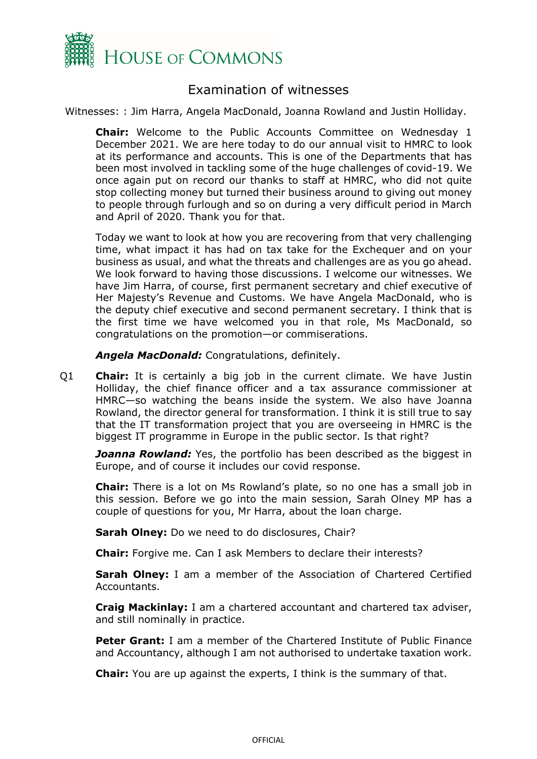# Examination of witnesses

Witnesses: : Jim Harra, Angela MacDonald, Joanna Rowland and Justin Holliday.

**Chair:** Welcome to the Public Accounts Committee on Wednesday 1 December 2021. We are here today to do our annual visit to HMRC to look at its performance and accounts. This is one of the Departments that has been most involved in tackling some of the huge challenges of covid-19. We once again put on record our thanks to staff at HMRC, who did not quite stop collecting money but turned their business around to giving out money to people through furlough and so on during a very difficult period in March and April of 2020. Thank you for that.

Today we want to look at how you are recovering from that very challenging time, what impact it has had on tax take for the Exchequer and on your business as usual, and what the threats and challenges are as you go ahead. We look forward to having those discussions. I welcome our witnesses. We have Jim Harra, of course, first permanent secretary and chief executive of Her Majesty's Revenue and Customs. We have Angela MacDonald, who is the deputy chief executive and second permanent secretary. I think that is the first time we have welcomed you in that role, Ms MacDonald, so congratulations on the promotion—or commiserations.

***Angela MacDonald:*** Congratulations, definitely.

Q1 **Chair:** It is certainly a big job in the current climate. We have Justin Holliday, the chief finance officer and a tax assurance commissioner at HMRC—so watching the beans inside the system. We also have Joanna Rowland, the director general for transformation. I think it is still true to say that the IT transformation project that you are overseeing in HMRC is the biggest IT programme in Europe in the public sector. Is that right?

***Joanna Rowland:*** Yes, the portfolio has been described as the biggest in Europe, and of course it includes our covid response.

**Chair:** There is a lot on Ms Rowland's plate, so no one has a small job in this session. Before we go into the main session, Sarah Olney MP has a couple of questions for you, Mr Harra, about the loan charge.

**Sarah Olney:** Do we need to do disclosures, Chair?

**Chair:** Forgive me. Can I ask Members to declare their interests?

**Sarah Olney:** I am a member of the Association of Chartered Certified Accountants.

**Craig Mackinlay:** I am a chartered accountant and chartered tax adviser, and still nominally in practice.

**Peter Grant:** I am a member of the Chartered Institute of Public Finance and Accountancy, although I am not authorised to undertake taxation work.

**Chair:** You are up against the experts, I think is the summary of that.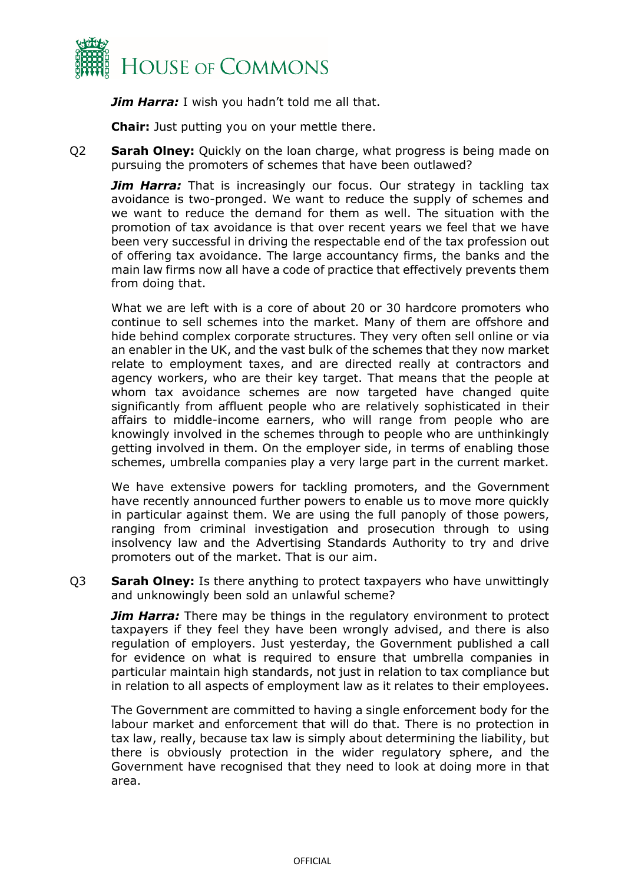***Jim Harra:*** I wish you hadn't told me all that.

**Chair:** Just putting you on your mettle there.

Q2 **Sarah Olney:** Quickly on the loan charge, what progress is being made on pursuing the promoters of schemes that have been outlawed?

***Jim Harra:*** That is increasingly our focus. Our strategy in tackling tax avoidance is two-pronged. We want to reduce the supply of schemes and we want to reduce the demand for them as well. The situation with the promotion of tax avoidance is that over recent years we feel that we have been very successful in driving the respectable end of the tax profession out of offering tax avoidance. The large accountancy firms, the banks and the main law firms now all have a code of practice that effectively prevents them from doing that.

What we are left with is a core of about 20 or 30 hardcore promoters who continue to sell schemes into the market. Many of them are offshore and hide behind complex corporate structures. They very often sell online or via an enabler in the UK, and the vast bulk of the schemes that they now market relate to employment taxes, and are directed really at contractors and agency workers, who are their key target. That means that the people at whom tax avoidance schemes are now targeted have changed quite significantly from affluent people who are relatively sophisticated in their affairs to middle-income earners, who will range from people who are knowingly involved in the schemes through to people who are unthinkingly getting involved in them. On the employer side, in terms of enabling those schemes, umbrella companies play a very large part in the current market.

We have extensive powers for tackling promoters, and the Government have recently announced further powers to enable us to move more quickly in particular against them. We are using the full panoply of those powers, ranging from criminal investigation and prosecution through to using insolvency law and the Advertising Standards Authority to try and drive promoters out of the market. That is our aim.

Q3 **Sarah Olney:** Is there anything to protect taxpayers who have unwittingly and unknowingly been sold an unlawful scheme?

***Jim Harra:*** There may be things in the regulatory environment to protect taxpayers if they feel they have been wrongly advised, and there is also regulation of employers. Just yesterday, the Government published a call for evidence on what is required to ensure that umbrella companies in particular maintain high standards, not just in relation to tax compliance but in relation to all aspects of employment law as it relates to their employees.

The Government are committed to having a single enforcement body for the labour market and enforcement that will do that. There is no protection in tax law, really, because tax law is simply about determining the liability, but there is obviously protection in the wider regulatory sphere, and the Government have recognised that they need to look at doing more in that area.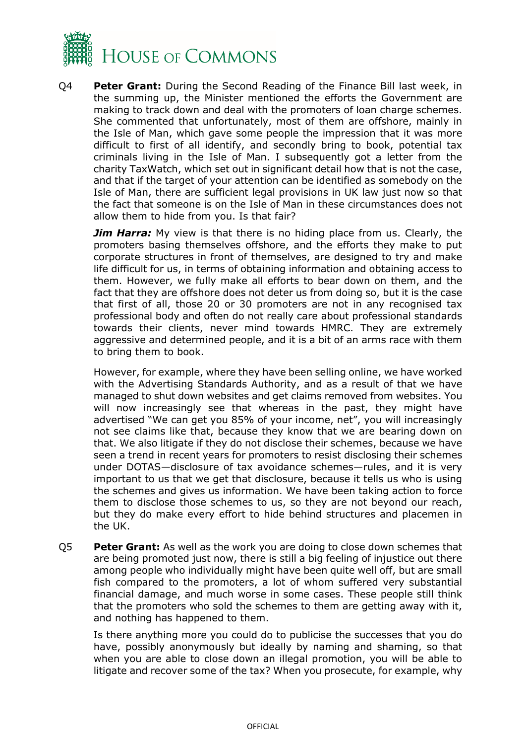Q4 **Peter Grant:** During the Second Reading of the Finance Bill last week, in the summing up, the Minister mentioned the efforts the Government are making to track down and deal with the promoters of loan charge schemes. She commented that unfortunately, most of them are offshore, mainly in the Isle of Man, which gave some people the impression that it was more difficult to first of all identify, and secondly bring to book, potential tax criminals living in the Isle of Man. I subsequently got a letter from the charity TaxWatch, which set out in significant detail how that is not the case, and that if the target of your attention can be identified as somebody on the Isle of Man, there are sufficient legal provisions in UK law just now so that the fact that someone is on the Isle of Man in these circumstances does not allow them to hide from you. Is that fair?

***Jim Harra:*** My view is that there is no hiding place from us. Clearly, the promoters basing themselves offshore, and the efforts they make to put corporate structures in front of themselves, are designed to try and make life difficult for us, in terms of obtaining information and obtaining access to them. However, we fully make all efforts to bear down on them, and the fact that they are offshore does not deter us from doing so, but it is the case that first of all, those 20 or 30 promoters are not in any recognised tax professional body and often do not really care about professional standards towards their clients, never mind towards HMRC. They are extremely aggressive and determined people, and it is a bit of an arms race with them to bring them to book.

However, for example, where they have been selling online, we have worked with the Advertising Standards Authority, and as a result of that we have managed to shut down websites and get claims removed from websites. You will now increasingly see that whereas in the past, they might have advertised "We can get you 85% of your income, net", you will increasingly not see claims like that, because they know that we are bearing down on that. We also litigate if they do not disclose their schemes, because we have seen a trend in recent years for promoters to resist disclosing their schemes under DOTAS—disclosure of tax avoidance schemes—rules, and it is very important to us that we get that disclosure, because it tells us who is using the schemes and gives us information. We have been taking action to force them to disclose those schemes to us, so they are not beyond our reach, but they do make every effort to hide behind structures and placemen in the UK.

Q5 **Peter Grant:** As well as the work you are doing to close down schemes that are being promoted just now, there is still a big feeling of injustice out there among people who individually might have been quite well off, but are small fish compared to the promoters, a lot of whom suffered very substantial financial damage, and much worse in some cases. These people still think that the promoters who sold the schemes to them are getting away with it, and nothing has happened to them.

Is there anything more you could do to publicise the successes that you do have, possibly anonymously but ideally by naming and shaming, so that when you are able to close down an illegal promotion, you will be able to litigate and recover some of the tax? When you prosecute, for example, why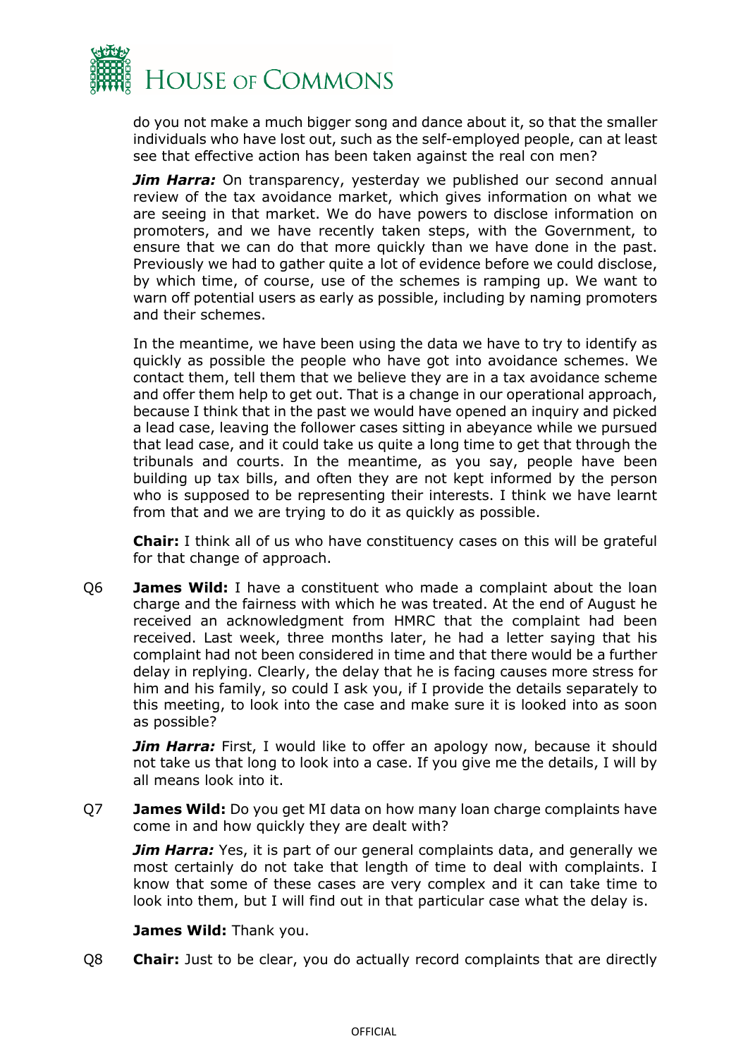do you not make a much bigger song and dance about it, so that the smaller individuals who have lost out, such as the self-employed people, can at least see that effective action has been taken against the real con men?

***Jim Harra:*** On transparency, yesterday we published our second annual review of the tax avoidance market, which gives information on what we are seeing in that market. We do have powers to disclose information on promoters, and we have recently taken steps, with the Government, to ensure that we can do that more quickly than we have done in the past. Previously we had to gather quite a lot of evidence before we could disclose, by which time, of course, use of the schemes is ramping up. We want to warn off potential users as early as possible, including by naming promoters and their schemes.

In the meantime, we have been using the data we have to try to identify as quickly as possible the people who have got into avoidance schemes. We contact them, tell them that we believe they are in a tax avoidance scheme and offer them help to get out. That is a change in our operational approach, because I think that in the past we would have opened an inquiry and picked a lead case, leaving the follower cases sitting in abeyance while we pursued that lead case, and it could take us quite a long time to get that through the tribunals and courts. In the meantime, as you say, people have been building up tax bills, and often they are not kept informed by the person who is supposed to be representing their interests. I think we have learnt from that and we are trying to do it as quickly as possible.

**Chair:** I think all of us who have constituency cases on this will be grateful for that change of approach.

Q6 **James Wild:** I have a constituent who made a complaint about the loan charge and the fairness with which he was treated. At the end of August he received an acknowledgment from HMRC that the complaint had been received. Last week, three months later, he had a letter saying that his complaint had not been considered in time and that there would be a further delay in replying. Clearly, the delay that he is facing causes more stress for him and his family, so could I ask you, if I provide the details separately to this meeting, to look into the case and make sure it is looked into as soon as possible?

***Jim Harra:*** First, I would like to offer an apology now, because it should not take us that long to look into a case. If you give me the details, I will by all means look into it.

Q7 **James Wild:** Do you get MI data on how many loan charge complaints have come in and how quickly they are dealt with?

***Jim Harra:*** Yes, it is part of our general complaints data, and generally we most certainly do not take that length of time to deal with complaints. I know that some of these cases are very complex and it can take time to look into them, but I will find out in that particular case what the delay is.

**James Wild:** Thank you.

Q8 **Chair:** Just to be clear, you do actually record complaints that are directly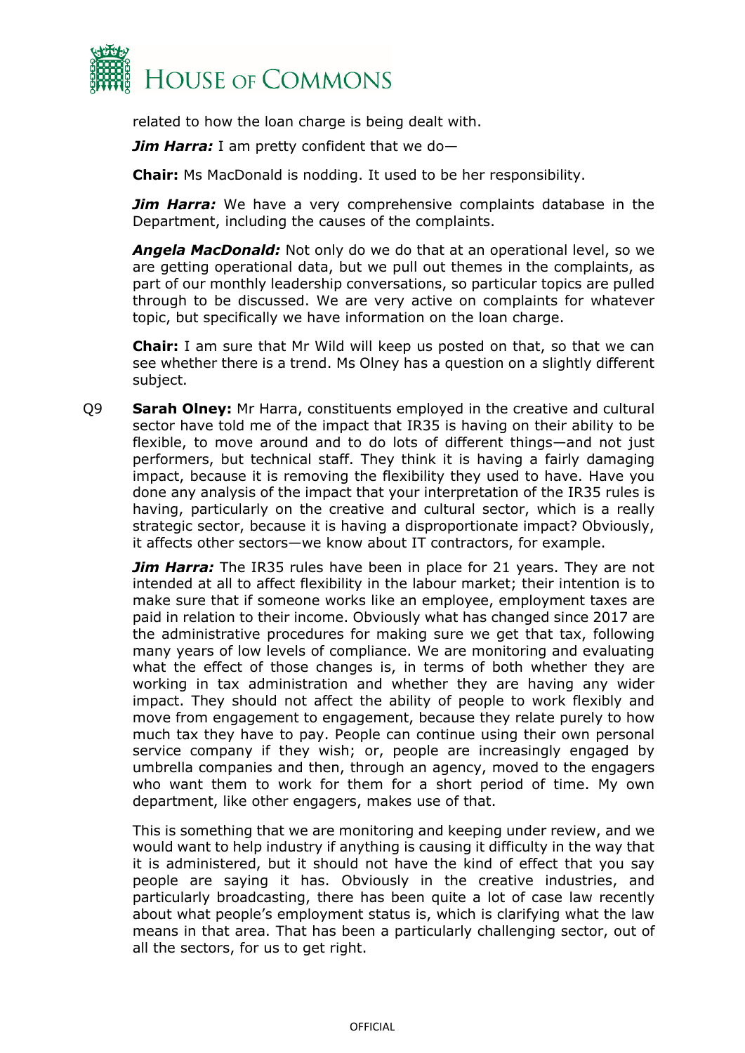related to how the loan charge is being dealt with.

***Jim Harra:*** I am pretty confident that we do—

**Chair:** Ms MacDonald is nodding. It used to be her responsibility.

***Jim Harra:*** We have a very comprehensive complaints database in the Department, including the causes of the complaints.

***Angela MacDonald:*** Not only do we do that at an operational level, so we are getting operational data, but we pull out themes in the complaints, as part of our monthly leadership conversations, so particular topics are pulled through to be discussed. We are very active on complaints for whatever topic, but specifically we have information on the loan charge.

**Chair:** I am sure that Mr Wild will keep us posted on that, so that we can see whether there is a trend. Ms Olney has a question on a slightly different subject.

Q9 **Sarah Olney:** Mr Harra, constituents employed in the creative and cultural sector have told me of the impact that IR35 is having on their ability to be flexible, to move around and to do lots of different things—and not just performers, but technical staff. They think it is having a fairly damaging impact, because it is removing the flexibility they used to have. Have you done any analysis of the impact that your interpretation of the IR35 rules is having, particularly on the creative and cultural sector, which is a really strategic sector, because it is having a disproportionate impact? Obviously, it affects other sectors—we know about IT contractors, for example.

***Jim Harra:*** The IR35 rules have been in place for 21 years. They are not intended at all to affect flexibility in the labour market; their intention is to make sure that if someone works like an employee, employment taxes are paid in relation to their income. Obviously what has changed since 2017 are the administrative procedures for making sure we get that tax, following many years of low levels of compliance. We are monitoring and evaluating what the effect of those changes is, in terms of both whether they are working in tax administration and whether they are having any wider impact. They should not affect the ability of people to work flexibly and move from engagement to engagement, because they relate purely to how much tax they have to pay. People can continue using their own personal service company if they wish; or, people are increasingly engaged by umbrella companies and then, through an agency, moved to the engagers who want them to work for them for a short period of time. My own department, like other engagers, makes use of that.

This is something that we are monitoring and keeping under review, and we would want to help industry if anything is causing it difficulty in the way that it is administered, but it should not have the kind of effect that you say people are saying it has. Obviously in the creative industries, and particularly broadcasting, there has been quite a lot of case law recently about what people's employment status is, which is clarifying what the law means in that area. That has been a particularly challenging sector, out of all the sectors, for us to get right.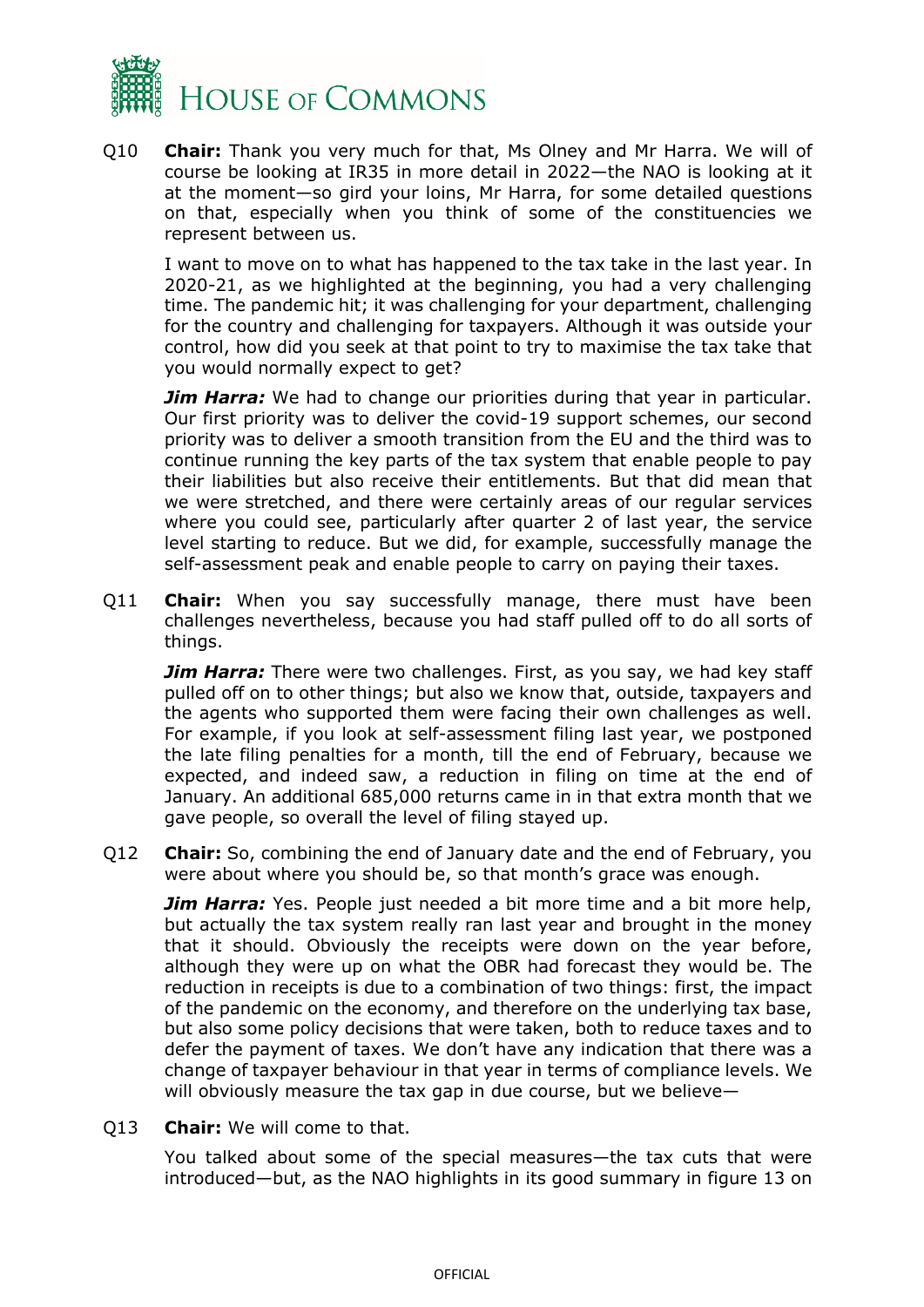Q10 **Chair:** Thank you very much for that, Ms Olney and Mr Harra. We will of course be looking at IR35 in more detail in 2022—the NAO is looking at it at the moment—so gird your loins, Mr Harra, for some detailed questions on that, especially when you think of some of the constituencies we represent between us.

I want to move on to what has happened to the tax take in the last year. In 2020-21, as we highlighted at the beginning, you had a very challenging time. The pandemic hit; it was challenging for your department, challenging for the country and challenging for taxpayers. Although it was outside your control, how did you seek at that point to try to maximise the tax take that you would normally expect to get?

***Jim Harra:*** We had to change our priorities during that year in particular. Our first priority was to deliver the covid-19 support schemes, our second priority was to deliver a smooth transition from the EU and the third was to continue running the key parts of the tax system that enable people to pay their liabilities but also receive their entitlements. But that did mean that we were stretched, and there were certainly areas of our regular services where you could see, particularly after quarter 2 of last year, the service level starting to reduce. But we did, for example, successfully manage the self-assessment peak and enable people to carry on paying their taxes.

Q11 **Chair:** When you say successfully manage, there must have been challenges nevertheless, because you had staff pulled off to do all sorts of things.

***Jim Harra:*** There were two challenges. First, as you say, we had key staff pulled off on to other things; but also we know that, outside, taxpayers and the agents who supported them were facing their own challenges as well. For example, if you look at self-assessment filing last year, we postponed the late filing penalties for a month, till the end of February, because we expected, and indeed saw, a reduction in filing on time at the end of January. An additional 685,000 returns came in in that extra month that we gave people, so overall the level of filing stayed up.

Q12 **Chair:** So, combining the end of January date and the end of February, you were about where you should be, so that month's grace was enough.

***Jim Harra:*** Yes. People just needed a bit more time and a bit more help, but actually the tax system really ran last year and brought in the money that it should. Obviously the receipts were down on the year before, although they were up on what the OBR had forecast they would be. The reduction in receipts is due to a combination of two things: first, the impact of the pandemic on the economy, and therefore on the underlying tax base, but also some policy decisions that were taken, both to reduce taxes and to defer the payment of taxes. We don't have any indication that there was a change of taxpayer behaviour in that year in terms of compliance levels. We will obviously measure the tax gap in due course, but we believe—

Q13 **Chair:** We will come to that.

You talked about some of the special measures—the tax cuts that were introduced—but, as the NAO highlights in its good summary in figure 13 on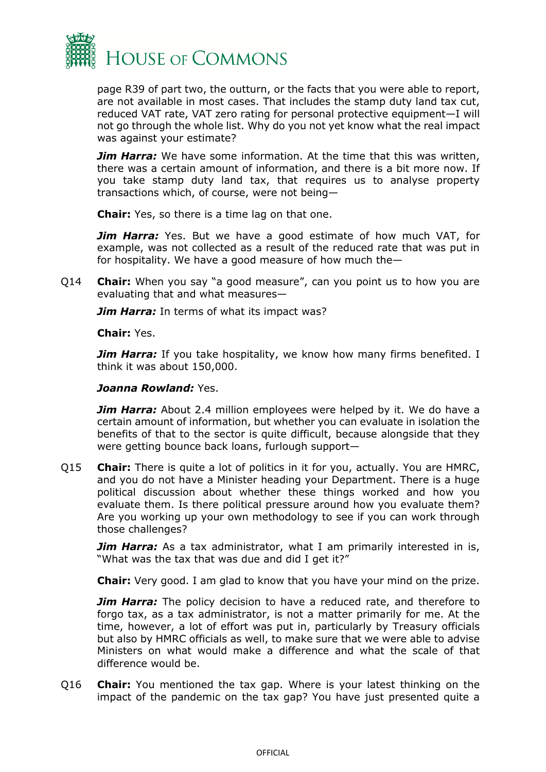page R39 of part two, the outturn, or the facts that you were able to report, are not available in most cases. That includes the stamp duty land tax cut, reduced VAT rate, VAT zero rating for personal protective equipment—I will not go through the whole list. Why do you not yet know what the real impact was against your estimate?

***Jim Harra:*** We have some information. At the time that this was written, there was a certain amount of information, and there is a bit more now. If you take stamp duty land tax, that requires us to analyse property transactions which, of course, were not being—

**Chair:** Yes, so there is a time lag on that one.

***Jim Harra:*** Yes. But we have a good estimate of how much VAT, for example, was not collected as a result of the reduced rate that was put in for hospitality. We have a good measure of how much the—

Q14 **Chair:** When you say "a good measure", can you point us to how you are evaluating that and what measures—

***Jim Harra:*** In terms of what its impact was?

**Chair:** Yes.

***Jim Harra:*** If you take hospitality, we know how many firms benefited. I think it was about 150,000.

***Joanna Rowland:*** Yes.

***Jim Harra:*** About 2.4 million employees were helped by it. We do have a certain amount of information, but whether you can evaluate in isolation the benefits of that to the sector is quite difficult, because alongside that they were getting bounce back loans, furlough support—

Q15 **Chair:** There is quite a lot of politics in it for you, actually. You are HMRC, and you do not have a Minister heading your Department. There is a huge political discussion about whether these things worked and how you evaluate them. Is there political pressure around how you evaluate them? Are you working up your own methodology to see if you can work through those challenges?

***Jim Harra:*** As a tax administrator, what I am primarily interested in is, "What was the tax that was due and did I get it?"

**Chair:** Very good. I am glad to know that you have your mind on the prize.

***Jim Harra:*** The policy decision to have a reduced rate, and therefore to forgo tax, as a tax administrator, is not a matter primarily for me. At the time, however, a lot of effort was put in, particularly by Treasury officials but also by HMRC officials as well, to make sure that we were able to advise Ministers on what would make a difference and what the scale of that difference would be.

Q16 **Chair:** You mentioned the tax gap. Where is your latest thinking on the impact of the pandemic on the tax gap? You have just presented quite a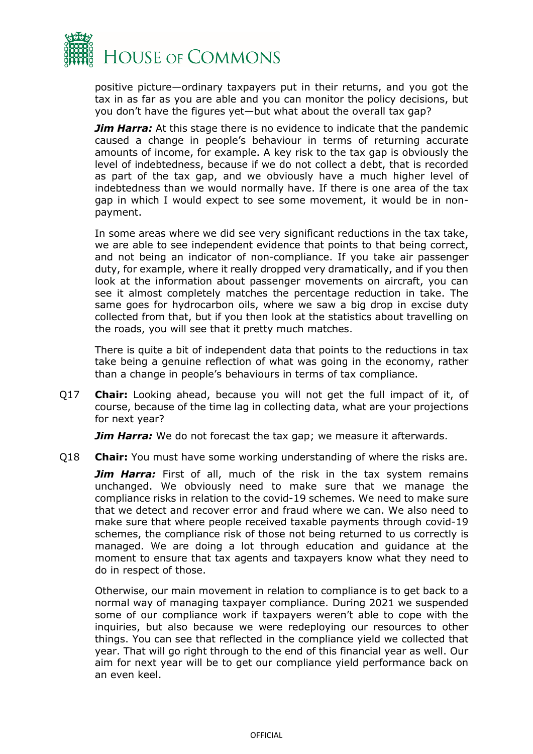positive picture—ordinary taxpayers put in their returns, and you got the tax in as far as you are able and you can monitor the policy decisions, but you don't have the figures yet—but what about the overall tax gap?

***Jim Harra:*** At this stage there is no evidence to indicate that the pandemic caused a change in people's behaviour in terms of returning accurate amounts of income, for example. A key risk to the tax gap is obviously the level of indebtedness, because if we do not collect a debt, that is recorded as part of the tax gap, and we obviously have a much higher level of indebtedness than we would normally have. If there is one area of the tax gap in which I would expect to see some movement, it would be in non-payment.

In some areas where we did see very significant reductions in the tax take, we are able to see independent evidence that points to that being correct, and not being an indicator of non-compliance. If you take air passenger duty, for example, where it really dropped very dramatically, and if you then look at the information about passenger movements on aircraft, you can see it almost completely matches the percentage reduction in take. The same goes for hydrocarbon oils, where we saw a big drop in excise duty collected from that, but if you then look at the statistics about travelling on the roads, you will see that it pretty much matches.

There is quite a bit of independent data that points to the reductions in tax take being a genuine reflection of what was going in the economy, rather than a change in people's behaviours in terms of tax compliance.

Q17 **Chair:** Looking ahead, because you will not get the full impact of it, of course, because of the time lag in collecting data, what are your projections for next year?

***Jim Harra:*** We do not forecast the tax gap; we measure it afterwards.

Q18 **Chair:** You must have some working understanding of where the risks are.

***Jim Harra:*** First of all, much of the risk in the tax system remains unchanged. We obviously need to make sure that we manage the compliance risks in relation to the covid-19 schemes. We need to make sure that we detect and recover error and fraud where we can. We also need to make sure that where people received taxable payments through covid-19 schemes, the compliance risk of those not being returned to us correctly is managed. We are doing a lot through education and guidance at the moment to ensure that tax agents and taxpayers know what they need to do in respect of those.

Otherwise, our main movement in relation to compliance is to get back to a normal way of managing taxpayer compliance. During 2021 we suspended some of our compliance work if taxpayers weren't able to cope with the inquiries, but also because we were redeploying our resources to other things. You can see that reflected in the compliance yield we collected that year. That will go right through to the end of this financial year as well. Our aim for next year will be to get our compliance yield performance back on an even keel.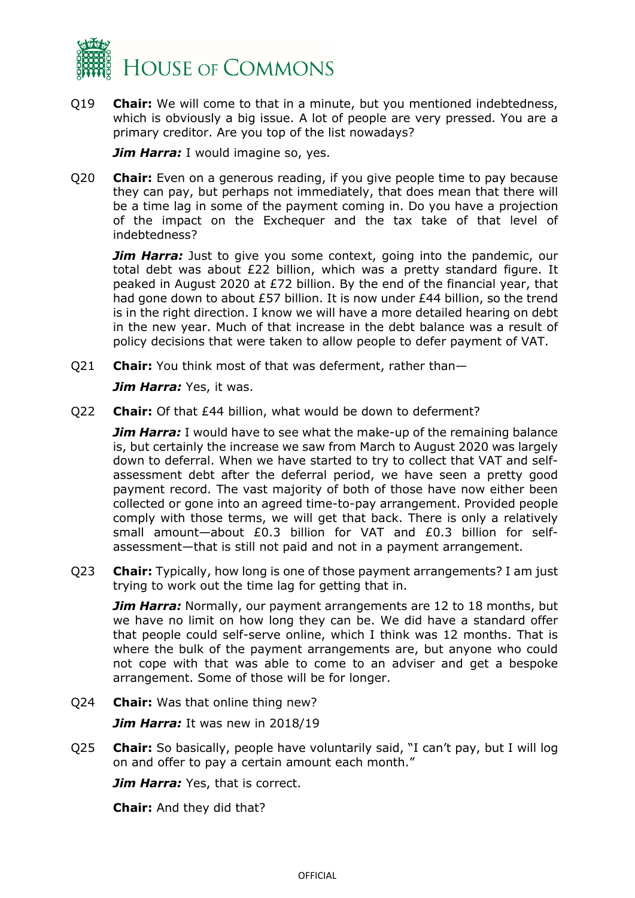Q19 **Chair:** We will come to that in a minute, but you mentioned indebtedness, which is obviously a big issue. A lot of people are very pressed. You are a primary creditor. Are you top of the list nowadays?

***Jim Harra:*** I would imagine so, yes.

Q20 **Chair:** Even on a generous reading, if you give people time to pay because they can pay, but perhaps not immediately, that does mean that there will be a time lag in some of the payment coming in. Do you have a projection of the impact on the Exchequer and the tax take of that level of indebtedness?

***Jim Harra:*** Just to give you some context, going into the pandemic, our total debt was about £22 billion, which was a pretty standard figure. It peaked in August 2020 at £72 billion. By the end of the financial year, that had gone down to about £57 billion. It is now under £44 billion, so the trend is in the right direction. I know we will have a more detailed hearing on debt in the new year. Much of that increase in the debt balance was a result of policy decisions that were taken to allow people to defer payment of VAT.

Q21 **Chair:** You think most of that was deferment, rather than—

***Jim Harra:*** Yes, it was.

Q22 **Chair:** Of that £44 billion, what would be down to deferment?

***Jim Harra:*** I would have to see what the make-up of the remaining balance is, but certainly the increase we saw from March to August 2020 was largely down to deferral. When we have started to try to collect that VAT and self-assessment debt after the deferral period, we have seen a pretty good payment record. The vast majority of both of those have now either been collected or gone into an agreed time-to-pay arrangement. Provided people comply with those terms, we will get that back. There is only a relatively small amount—about £0.3 billion for VAT and £0.3 billion for self-assessment—that is still not paid and not in a payment arrangement.

Q23 **Chair:** Typically, how long is one of those payment arrangements? I am just trying to work out the time lag for getting that in.

***Jim Harra:*** Normally, our payment arrangements are 12 to 18 months, but we have no limit on how long they can be. We did have a standard offer that people could self-serve online, which I think was 12 months. That is where the bulk of the payment arrangements are, but anyone who could not cope with that was able to come to an adviser and get a bespoke arrangement. Some of those will be for longer.

Q24 **Chair:** Was that online thing new?

***Jim Harra:*** It was new in 2018/19

Q25 **Chair:** So basically, people have voluntarily said, "I can't pay, but I will log on and offer to pay a certain amount each month."

***Jim Harra:*** Yes, that is correct.

**Chair:** And they did that?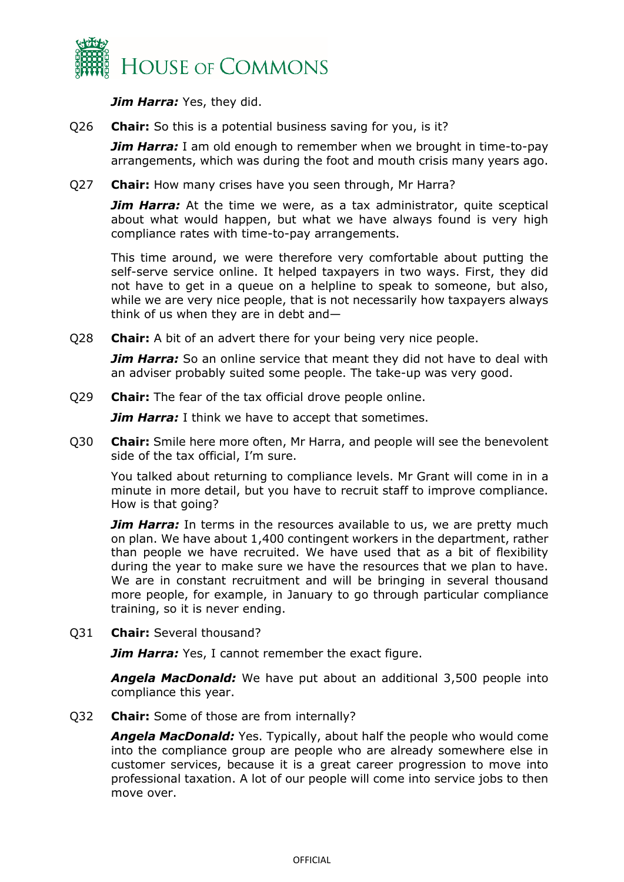***Jim Harra:*** Yes, they did.

Q26 **Chair:** So this is a potential business saving for you, is it?

***Jim Harra:*** I am old enough to remember when we brought in time-to-pay arrangements, which was during the foot and mouth crisis many years ago.

Q27 **Chair:** How many crises have you seen through, Mr Harra?

***Jim Harra:*** At the time we were, as a tax administrator, quite sceptical about what would happen, but what we have always found is very high compliance rates with time-to-pay arrangements.

This time around, we were therefore very comfortable about putting the self-serve service online. It helped taxpayers in two ways. First, they did not have to get in a queue on a helpline to speak to someone, but also, while we are very nice people, that is not necessarily how taxpayers always think of us when they are in debt and—

Q28 **Chair:** A bit of an advert there for your being very nice people.

***Jim Harra:*** So an online service that meant they did not have to deal with an adviser probably suited some people. The take-up was very good.

Q29 **Chair:** The fear of the tax official drove people online.

***Jim Harra:*** I think we have to accept that sometimes.

Q30 **Chair:** Smile here more often, Mr Harra, and people will see the benevolent side of the tax official, I'm sure.

You talked about returning to compliance levels. Mr Grant will come in in a minute in more detail, but you have to recruit staff to improve compliance. How is that going?

***Jim Harra:*** In terms in the resources available to us, we are pretty much on plan. We have about 1,400 contingent workers in the department, rather than people we have recruited. We have used that as a bit of flexibility during the year to make sure we have the resources that we plan to have. We are in constant recruitment and will be bringing in several thousand more people, for example, in January to go through particular compliance training, so it is never ending.

Q31 **Chair:** Several thousand?

***Jim Harra:*** Yes, I cannot remember the exact figure.

***Angela MacDonald:*** We have put about an additional 3,500 people into compliance this year.

Q32 **Chair:** Some of those are from internally?

***Angela MacDonald:*** Yes. Typically, about half the people who would come into the compliance group are people who are already somewhere else in customer services, because it is a great career progression to move into professional taxation. A lot of our people will come into service jobs to then move over.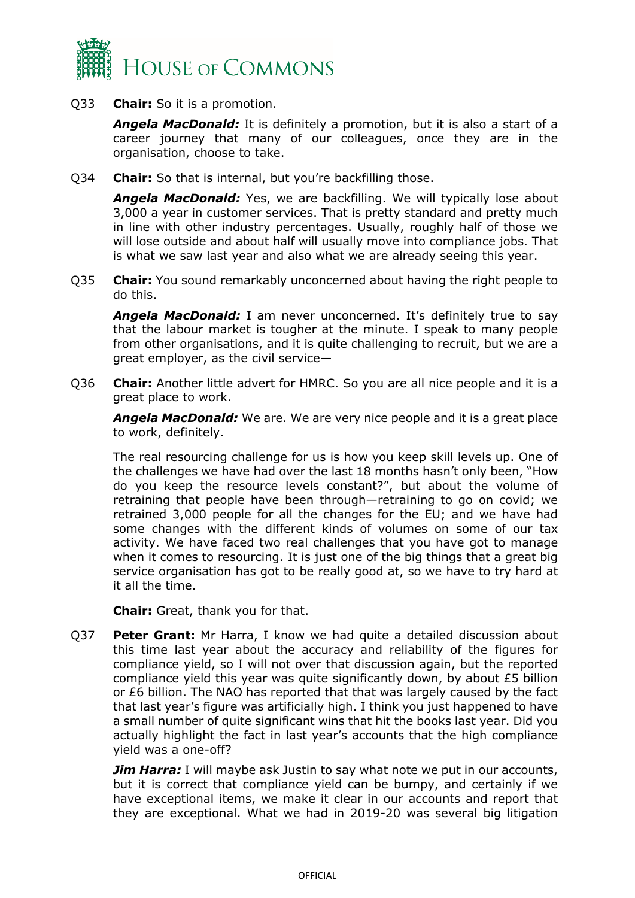Q33 **Chair:** So it is a promotion.

***Angela MacDonald:*** It is definitely a promotion, but it is also a start of a career journey that many of our colleagues, once they are in the organisation, choose to take.

Q34 **Chair:** So that is internal, but you're backfilling those.

***Angela MacDonald:*** Yes, we are backfilling. We will typically lose about 3,000 a year in customer services. That is pretty standard and pretty much in line with other industry percentages. Usually, roughly half of those we will lose outside and about half will usually move into compliance jobs. That is what we saw last year and also what we are already seeing this year.

Q35 **Chair:** You sound remarkably unconcerned about having the right people to do this.

***Angela MacDonald:*** I am never unconcerned. It's definitely true to say that the labour market is tougher at the minute. I speak to many people from other organisations, and it is quite challenging to recruit, but we are a great employer, as the civil service—

Q36 **Chair:** Another little advert for HMRC. So you are all nice people and it is a great place to work.

***Angela MacDonald:*** We are. We are very nice people and it is a great place to work, definitely.

The real resourcing challenge for us is how you keep skill levels up. One of the challenges we have had over the last 18 months hasn't only been, "How do you keep the resource levels constant?", but about the volume of retraining that people have been through—retraining to go on covid; we retrained 3,000 people for all the changes for the EU; and we have had some changes with the different kinds of volumes on some of our tax activity. We have faced two real challenges that you have got to manage when it comes to resourcing. It is just one of the big things that a great big service organisation has got to be really good at, so we have to try hard at it all the time.

**Chair:** Great, thank you for that.

Q37 **Peter Grant:** Mr Harra, I know we had quite a detailed discussion about this time last year about the accuracy and reliability of the figures for compliance yield, so I will not over that discussion again, but the reported compliance yield this year was quite significantly down, by about £5 billion or £6 billion. The NAO has reported that that was largely caused by the fact that last year's figure was artificially high. I think you just happened to have a small number of quite significant wins that hit the books last year. Did you actually highlight the fact in last year's accounts that the high compliance yield was a one-off?

***Jim Harra:*** I will maybe ask Justin to say what note we put in our accounts, but it is correct that compliance yield can be bumpy, and certainly if we have exceptional items, we make it clear in our accounts and report that they are exceptional. What we had in 2019-20 was several big litigation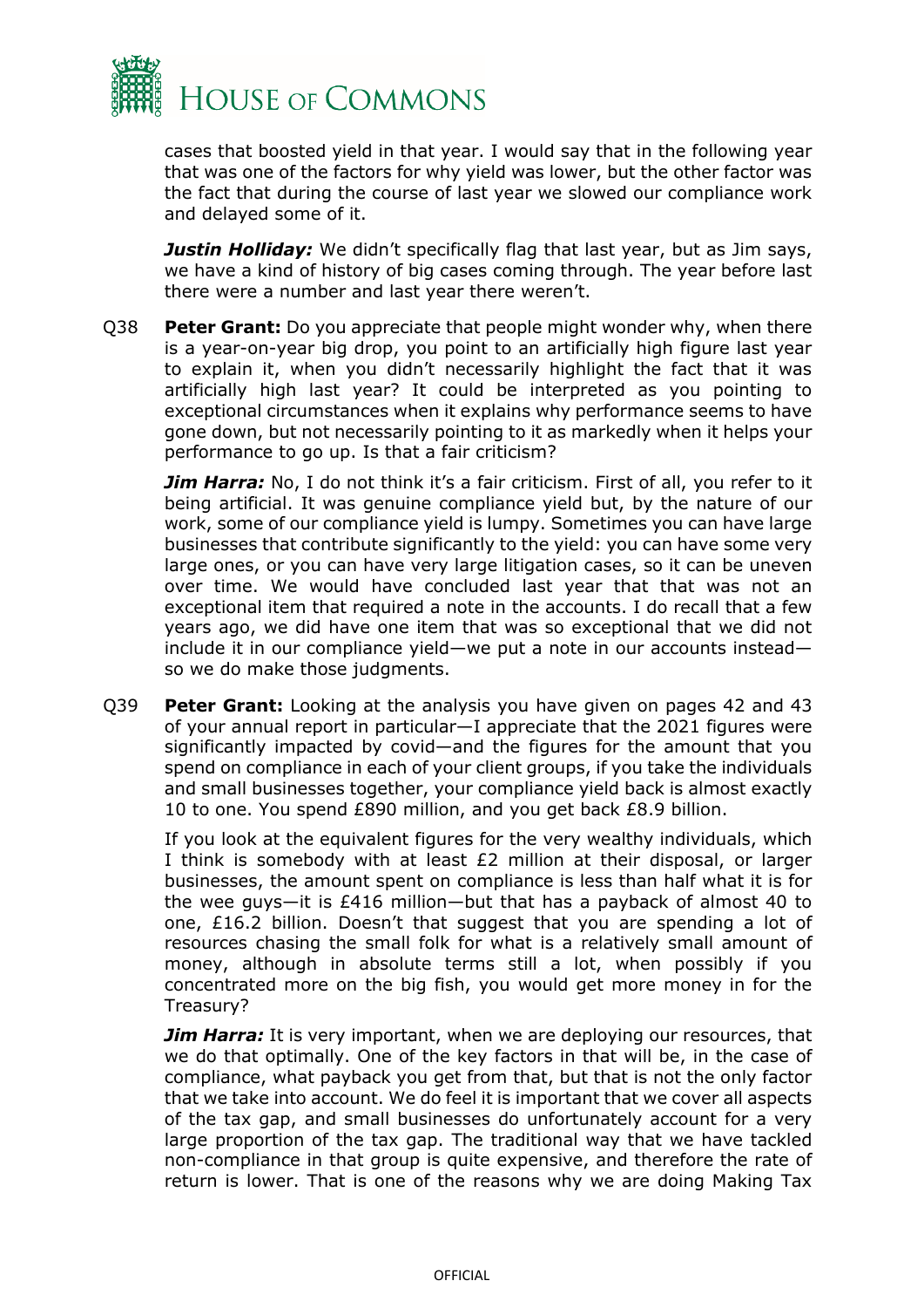cases that boosted yield in that year. I would say that in the following year that was one of the factors for why yield was lower, but the other factor was the fact that during the course of last year we slowed our compliance work and delayed some of it.

***Justin Holliday:*** We didn't specifically flag that last year, but as Jim says, we have a kind of history of big cases coming through. The year before last there were a number and last year there weren't.

Q38 **Peter Grant:** Do you appreciate that people might wonder why, when there is a year-on-year big drop, you point to an artificially high figure last year to explain it, when you didn't necessarily highlight the fact that it was artificially high last year? It could be interpreted as you pointing to exceptional circumstances when it explains why performance seems to have gone down, but not necessarily pointing to it as markedly when it helps your performance to go up. Is that a fair criticism?

***Jim Harra:*** No, I do not think it's a fair criticism. First of all, you refer to it being artificial. It was genuine compliance yield but, by the nature of our work, some of our compliance yield is lumpy. Sometimes you can have large businesses that contribute significantly to the yield: you can have some very large ones, or you can have very large litigation cases, so it can be uneven over time. We would have concluded last year that that was not an exceptional item that required a note in the accounts. I do recall that a few years ago, we did have one item that was so exceptional that we did not include it in our compliance yield—we put a note in our accounts instead—so we do make those judgments.

Q39 **Peter Grant:** Looking at the analysis you have given on pages 42 and 43 of your annual report in particular—I appreciate that the 2021 figures were significantly impacted by covid—and the figures for the amount that you spend on compliance in each of your client groups, if you take the individuals and small businesses together, your compliance yield back is almost exactly 10 to one. You spend £890 million, and you get back £8.9 billion.

If you look at the equivalent figures for the very wealthy individuals, which I think is somebody with at least £2 million at their disposal, or larger businesses, the amount spent on compliance is less than half what it is for the wee guys—it is £416 million—but that has a payback of almost 40 to one, £16.2 billion. Doesn't that suggest that you are spending a lot of resources chasing the small folk for what is a relatively small amount of money, although in absolute terms still a lot, when possibly if you concentrated more on the big fish, you would get more money in for the Treasury?

***Jim Harra:*** It is very important, when we are deploying our resources, that we do that optimally. One of the key factors in that will be, in the case of compliance, what payback you get from that, but that is not the only factor that we take into account. We do feel it is important that we cover all aspects of the tax gap, and small businesses do unfortunately account for a very large proportion of the tax gap. The traditional way that we have tackled non-compliance in that group is quite expensive, and therefore the rate of return is lower. That is one of the reasons why we are doing Making Tax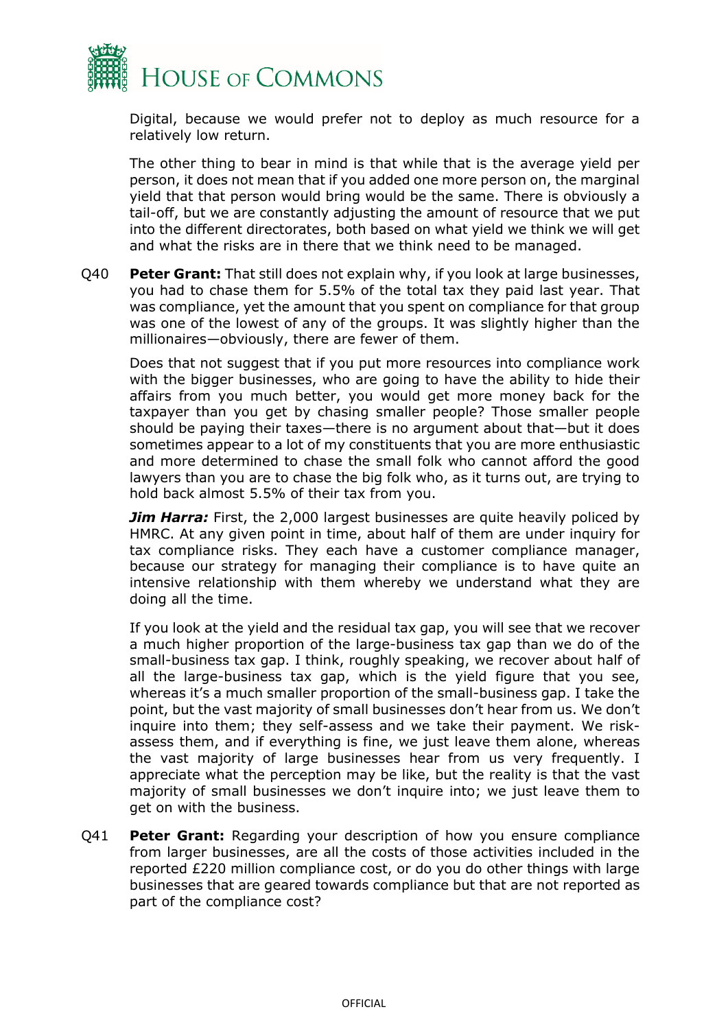Digital, because we would prefer not to deploy as much resource for a relatively low return.

The other thing to bear in mind is that while that is the average yield per person, it does not mean that if you added one more person on, the marginal yield that that person would bring would be the same. There is obviously a tail-off, but we are constantly adjusting the amount of resource that we put into the different directorates, both based on what yield we think we will get and what the risks are in there that we think need to be managed.

Q40 **Peter Grant:** That still does not explain why, if you look at large businesses, you had to chase them for 5.5% of the total tax they paid last year. That was compliance, yet the amount that you spent on compliance for that group was one of the lowest of any of the groups. It was slightly higher than the millionaires—obviously, there are fewer of them.

Does that not suggest that if you put more resources into compliance work with the bigger businesses, who are going to have the ability to hide their affairs from you much better, you would get more money back for the taxpayer than you get by chasing smaller people? Those smaller people should be paying their taxes—there is no argument about that—but it does sometimes appear to a lot of my constituents that you are more enthusiastic and more determined to chase the small folk who cannot afford the good lawyers than you are to chase the big folk who, as it turns out, are trying to hold back almost 5.5% of their tax from you.

***Jim Harra:*** First, the 2,000 largest businesses are quite heavily policed by HMRC. At any given point in time, about half of them are under inquiry for tax compliance risks. They each have a customer compliance manager, because our strategy for managing their compliance is to have quite an intensive relationship with them whereby we understand what they are doing all the time.

If you look at the yield and the residual tax gap, you will see that we recover a much higher proportion of the large-business tax gap than we do of the small-business tax gap. I think, roughly speaking, we recover about half of all the large-business tax gap, which is the yield figure that you see, whereas it's a much smaller proportion of the small-business gap. I take the point, but the vast majority of small businesses don't hear from us. We don't inquire into them; they self-assess and we take their payment. We risk-assess them, and if everything is fine, we just leave them alone, whereas the vast majority of large businesses hear from us very frequently. I appreciate what the perception may be like, but the reality is that the vast majority of small businesses we don't inquire into; we just leave them to get on with the business.

Q41 **Peter Grant:** Regarding your description of how you ensure compliance from larger businesses, are all the costs of those activities included in the reported £220 million compliance cost, or do you do other things with large businesses that are geared towards compliance but that are not reported as part of the compliance cost?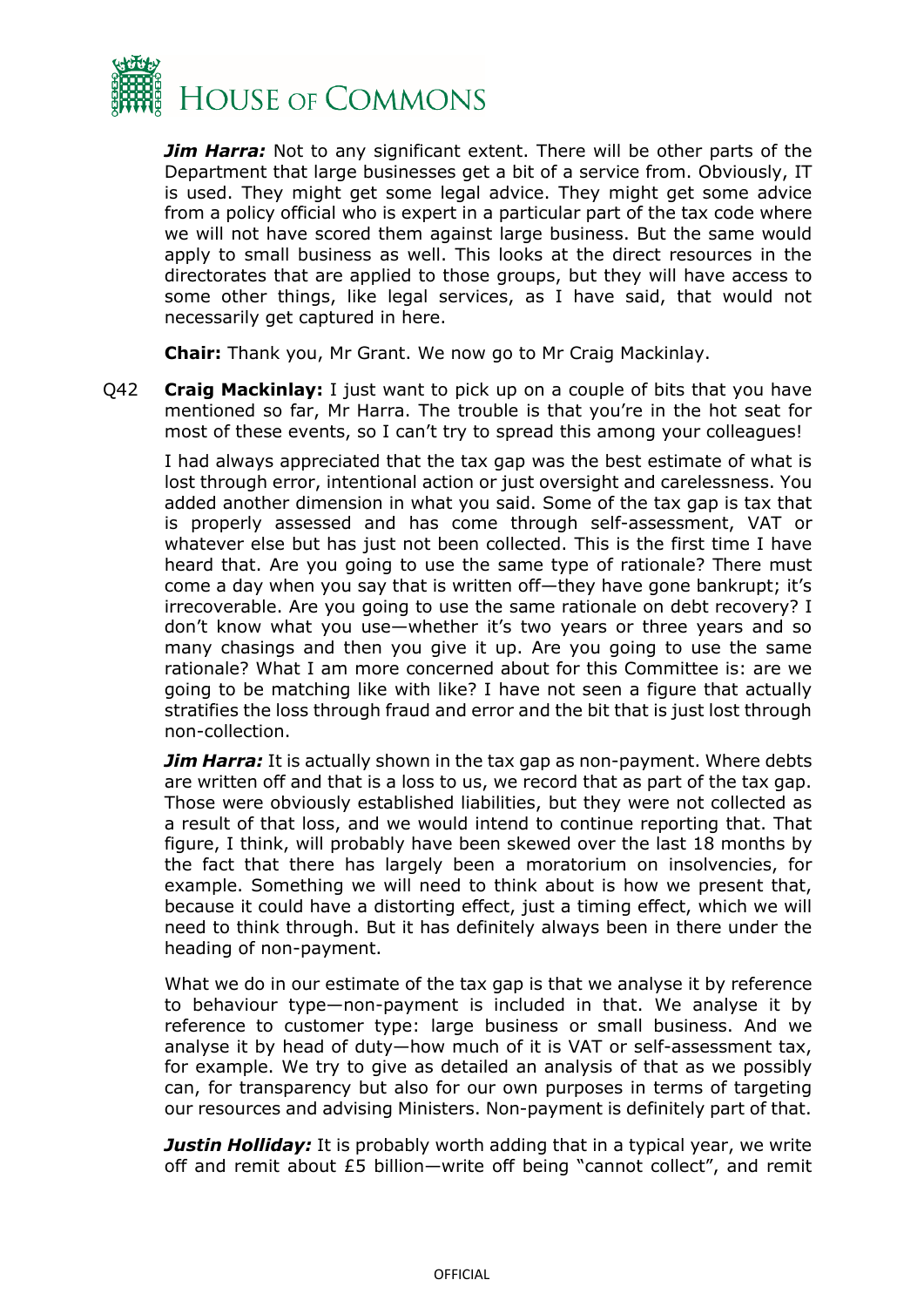***Jim Harra:*** Not to any significant extent. There will be other parts of the Department that large businesses get a bit of a service from. Obviously, IT is used. They might get some legal advice. They might get some advice from a policy official who is expert in a particular part of the tax code where we will not have scored them against large business. But the same would apply to small business as well. This looks at the direct resources in the directorates that are applied to those groups, but they will have access to some other things, like legal services, as I have said, that would not necessarily get captured in here.

**Chair:** Thank you, Mr Grant. We now go to Mr Craig Mackinlay.

Q42 **Craig Mackinlay:** I just want to pick up on a couple of bits that you have mentioned so far, Mr Harra. The trouble is that you're in the hot seat for most of these events, so I can't try to spread this among your colleagues!

I had always appreciated that the tax gap was the best estimate of what is lost through error, intentional action or just oversight and carelessness. You added another dimension in what you said. Some of the tax gap is tax that is properly assessed and has come through self-assessment, VAT or whatever else but has just not been collected. This is the first time I have heard that. Are you going to use the same type of rationale? There must come a day when you say that is written off—they have gone bankrupt; it's irrecoverable. Are you going to use the same rationale on debt recovery? I don't know what you use—whether it's two years or three years and so many chasings and then you give it up. Are you going to use the same rationale? What I am more concerned about for this Committee is: are we going to be matching like with like? I have not seen a figure that actually stratifies the loss through fraud and error and the bit that is just lost through non-collection.

***Jim Harra:*** It is actually shown in the tax gap as non-payment. Where debts are written off and that is a loss to us, we record that as part of the tax gap. Those were obviously established liabilities, but they were not collected as a result of that loss, and we would intend to continue reporting that. That figure, I think, will probably have been skewed over the last 18 months by the fact that there has largely been a moratorium on insolvencies, for example. Something we will need to think about is how we present that, because it could have a distorting effect, just a timing effect, which we will need to think through. But it has definitely always been in there under the heading of non-payment.

What we do in our estimate of the tax gap is that we analyse it by reference to behaviour type—non-payment is included in that. We analyse it by reference to customer type: large business or small business. And we analyse it by head of duty—how much of it is VAT or self-assessment tax, for example. We try to give as detailed an analysis of that as we possibly can, for transparency but also for our own purposes in terms of targeting our resources and advising Ministers. Non-payment is definitely part of that.

***Justin Holliday:*** It is probably worth adding that in a typical year, we write off and remit about £5 billion—write off being "cannot collect", and remit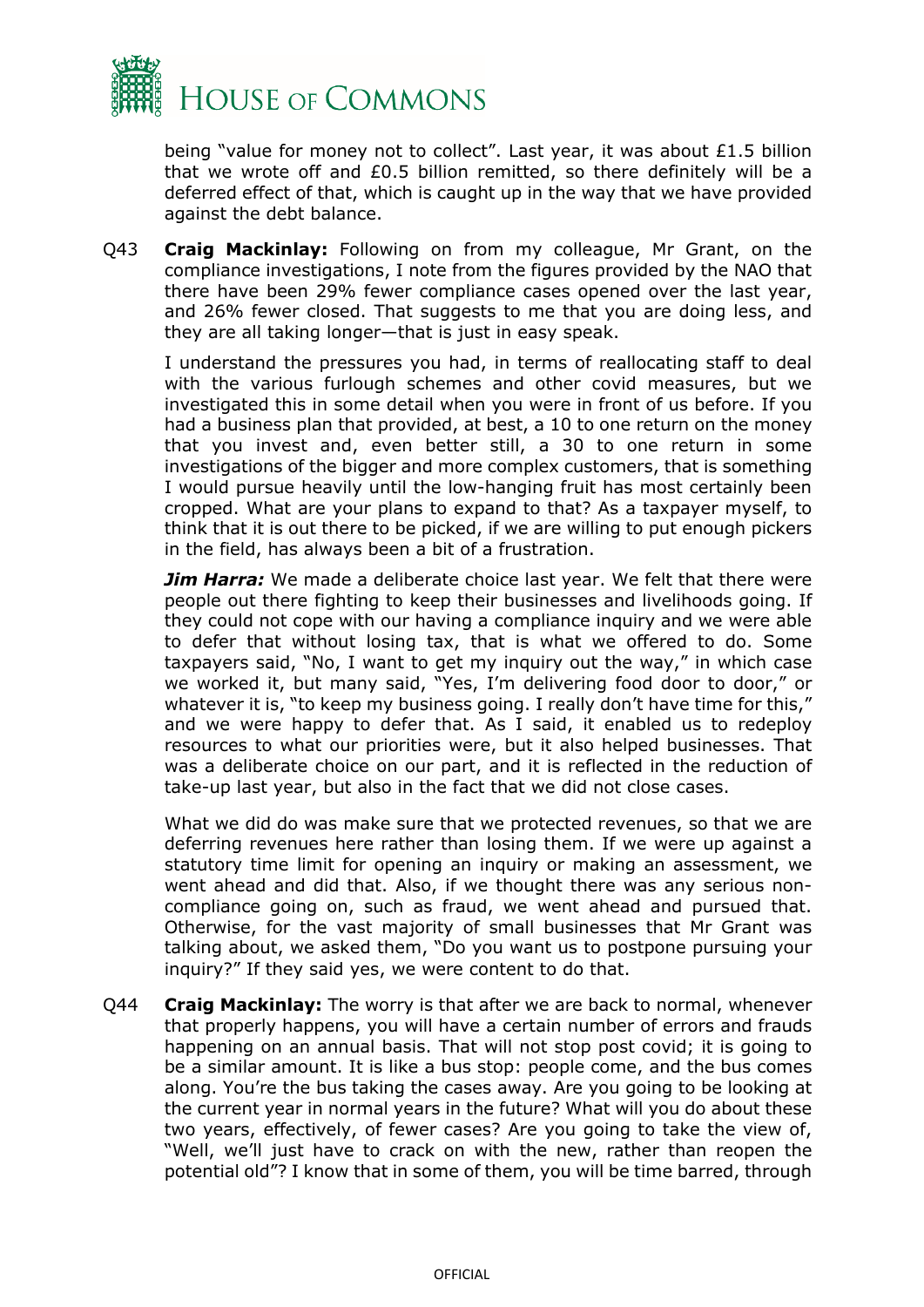being "value for money not to collect". Last year, it was about £1.5 billion that we wrote off and £0.5 billion remitted, so there definitely will be a deferred effect of that, which is caught up in the way that we have provided against the debt balance.

Q43 **Craig Mackinlay:** Following on from my colleague, Mr Grant, on the compliance investigations, I note from the figures provided by the NAO that there have been 29% fewer compliance cases opened over the last year, and 26% fewer closed. That suggests to me that you are doing less, and they are all taking longer—that is just in easy speak.

I understand the pressures you had, in terms of reallocating staff to deal with the various furlough schemes and other covid measures, but we investigated this in some detail when you were in front of us before. If you had a business plan that provided, at best, a 10 to one return on the money that you invest and, even better still, a 30 to one return in some investigations of the bigger and more complex customers, that is something I would pursue heavily until the low-hanging fruit has most certainly been cropped. What are your plans to expand to that? As a taxpayer myself, to think that it is out there to be picked, if we are willing to put enough pickers in the field, has always been a bit of a frustration.

***Jim Harra:*** We made a deliberate choice last year. We felt that there were people out there fighting to keep their businesses and livelihoods going. If they could not cope with our having a compliance inquiry and we were able to defer that without losing tax, that is what we offered to do. Some taxpayers said, "No, I want to get my inquiry out the way," in which case we worked it, but many said, "Yes, I'm delivering food door to door," or whatever it is, "to keep my business going. I really don't have time for this," and we were happy to defer that. As I said, it enabled us to redeploy resources to what our priorities were, but it also helped businesses. That was a deliberate choice on our part, and it is reflected in the reduction of take-up last year, but also in the fact that we did not close cases.

What we did do was make sure that we protected revenues, so that we are deferring revenues here rather than losing them. If we were up against a statutory time limit for opening an inquiry or making an assessment, we went ahead and did that. Also, if we thought there was any serious non-compliance going on, such as fraud, we went ahead and pursued that. Otherwise, for the vast majority of small businesses that Mr Grant was talking about, we asked them, "Do you want us to postpone pursuing your inquiry?" If they said yes, we were content to do that.

Q44 **Craig Mackinlay:** The worry is that after we are back to normal, whenever that properly happens, you will have a certain number of errors and frauds happening on an annual basis. That will not stop post covid; it is going to be a similar amount. It is like a bus stop: people come, and the bus comes along. You're the bus taking the cases away. Are you going to be looking at the current year in normal years in the future? What will you do about these two years, effectively, of fewer cases? Are you going to take the view of, "Well, we'll just have to crack on with the new, rather than reopen the potential old"? I know that in some of them, you will be time barred, through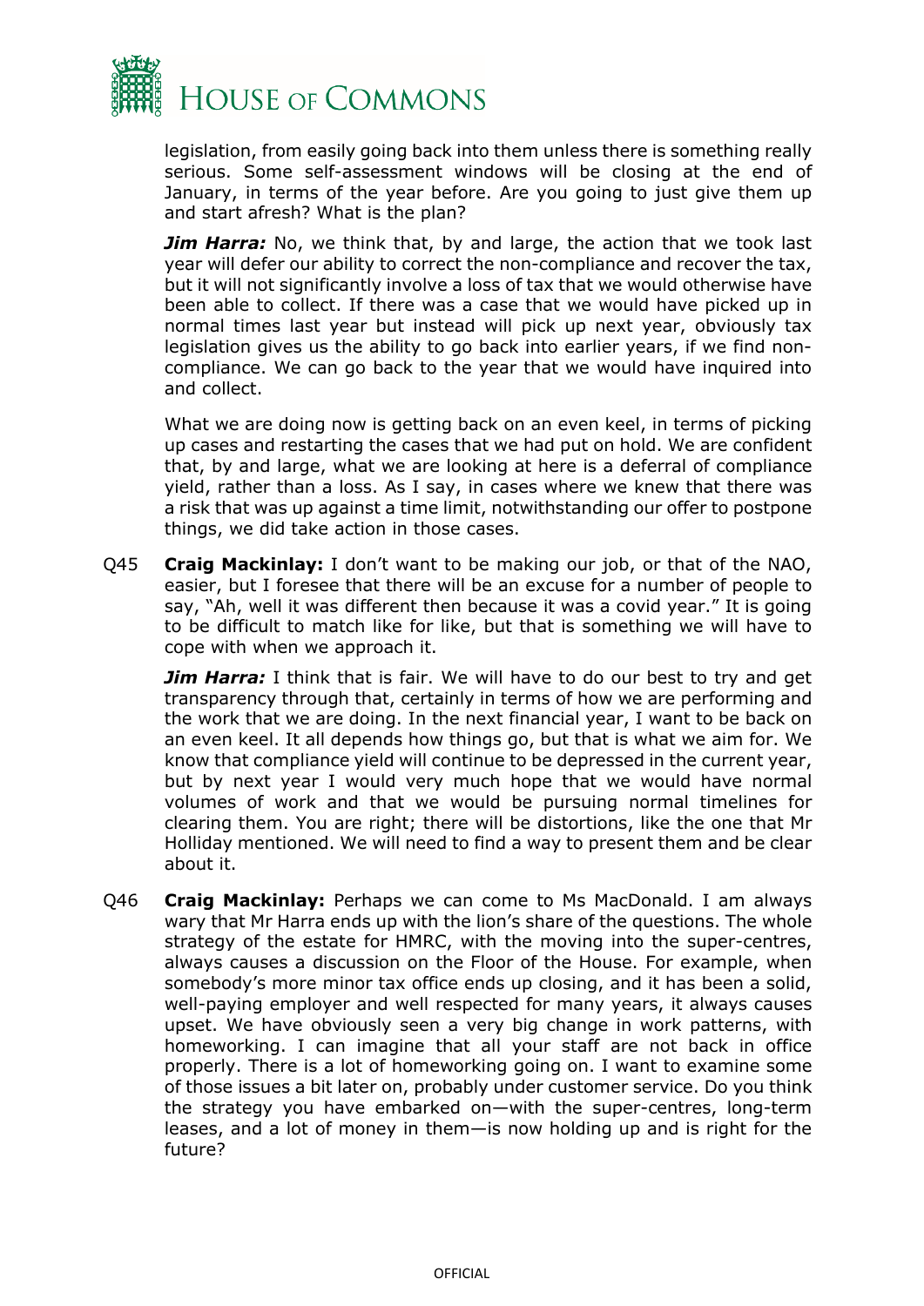legislation, from easily going back into them unless there is something really serious. Some self-assessment windows will be closing at the end of January, in terms of the year before. Are you going to just give them up and start afresh? What is the plan?

***Jim Harra:*** No, we think that, by and large, the action that we took last year will defer our ability to correct the non-compliance and recover the tax, but it will not significantly involve a loss of tax that we would otherwise have been able to collect. If there was a case that we would have picked up in normal times last year but instead will pick up next year, obviously tax legislation gives us the ability to go back into earlier years, if we find non-compliance. We can go back to the year that we would have inquired into and collect.

What we are doing now is getting back on an even keel, in terms of picking up cases and restarting the cases that we had put on hold. We are confident that, by and large, what we are looking at here is a deferral of compliance yield, rather than a loss. As I say, in cases where we knew that there was a risk that was up against a time limit, notwithstanding our offer to postpone things, we did take action in those cases.

Q45 **Craig Mackinlay:** I don't want to be making our job, or that of the NAO, easier, but I foresee that there will be an excuse for a number of people to say, "Ah, well it was different then because it was a covid year." It is going to be difficult to match like for like, but that is something we will have to cope with when we approach it.

***Jim Harra:*** I think that is fair. We will have to do our best to try and get transparency through that, certainly in terms of how we are performing and the work that we are doing. In the next financial year, I want to be back on an even keel. It all depends how things go, but that is what we aim for. We know that compliance yield will continue to be depressed in the current year, but by next year I would very much hope that we would have normal volumes of work and that we would be pursuing normal timelines for clearing them. You are right; there will be distortions, like the one that Mr Holliday mentioned. We will need to find a way to present them and be clear about it.

Q46 **Craig Mackinlay:** Perhaps we can come to Ms MacDonald. I am always wary that Mr Harra ends up with the lion's share of the questions. The whole strategy of the estate for HMRC, with the moving into the super-centres, always causes a discussion on the Floor of the House. For example, when somebody's more minor tax office ends up closing, and it has been a solid, well-paying employer and well respected for many years, it always causes upset. We have obviously seen a very big change in work patterns, with homeworking. I can imagine that all your staff are not back in office properly. There is a lot of homeworking going on. I want to examine some of those issues a bit later on, probably under customer service. Do you think the strategy you have embarked on—with the super-centres, long-term leases, and a lot of money in them—is now holding up and is right for the future?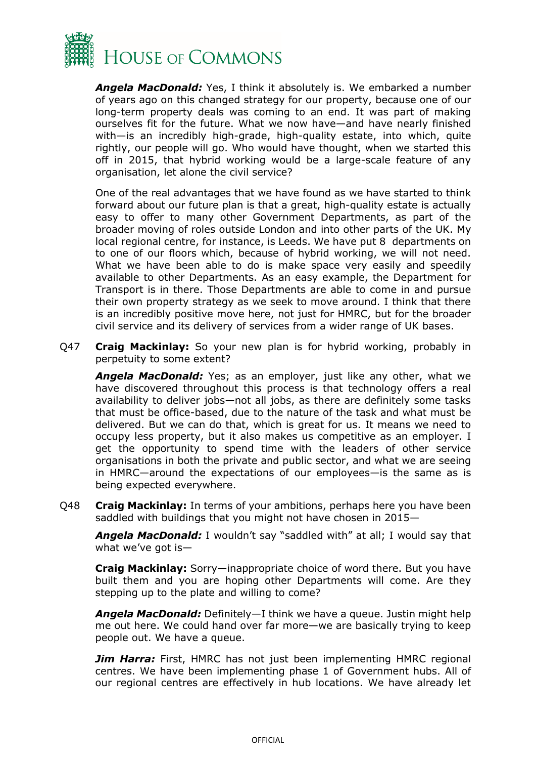***Angela MacDonald:*** Yes, I think it absolutely is. We embarked a number of years ago on this changed strategy for our property, because one of our long-term property deals was coming to an end. It was part of making ourselves fit for the future. What we now have—and have nearly finished with—is an incredibly high-grade, high-quality estate, into which, quite rightly, our people will go. Who would have thought, when we started this off in 2015, that hybrid working would be a large-scale feature of any organisation, let alone the civil service?

One of the real advantages that we have found as we have started to think forward about our future plan is that a great, high-quality estate is actually easy to offer to many other Government Departments, as part of the broader moving of roles outside London and into other parts of the UK. My local regional centre, for instance, is Leeds. We have put 8 departments on to one of our floors which, because of hybrid working, we will not need. What we have been able to do is make space very easily and speedily available to other Departments. As an easy example, the Department for Transport is in there. Those Departments are able to come in and pursue their own property strategy as we seek to move around. I think that there is an incredibly positive move here, not just for HMRC, but for the broader civil service and its delivery of services from a wider range of UK bases.

Q47 **Craig Mackinlay:** So your new plan is for hybrid working, probably in perpetuity to some extent?

***Angela MacDonald:*** Yes; as an employer, just like any other, what we have discovered throughout this process is that technology offers a real availability to deliver jobs—not all jobs, as there are definitely some tasks that must be office-based, due to the nature of the task and what must be delivered. But we can do that, which is great for us. It means we need to occupy less property, but it also makes us competitive as an employer. I get the opportunity to spend time with the leaders of other service organisations in both the private and public sector, and what we are seeing in HMRC—around the expectations of our employees—is the same as is being expected everywhere.

Q48 **Craig Mackinlay:** In terms of your ambitions, perhaps here you have been saddled with buildings that you might not have chosen in 2015—

***Angela MacDonald:*** I wouldn't say "saddled with" at all; I would say that what we've got is—

**Craig Mackinlay:** Sorry—inappropriate choice of word there. But you have built them and you are hoping other Departments will come. Are they stepping up to the plate and willing to come?

***Angela MacDonald:*** Definitely—I think we have a queue. Justin might help me out here. We could hand over far more—we are basically trying to keep people out. We have a queue.

***Jim Harra:*** First, HMRC has not just been implementing HMRC regional centres. We have been implementing phase 1 of Government hubs. All of our regional centres are effectively in hub locations. We have already let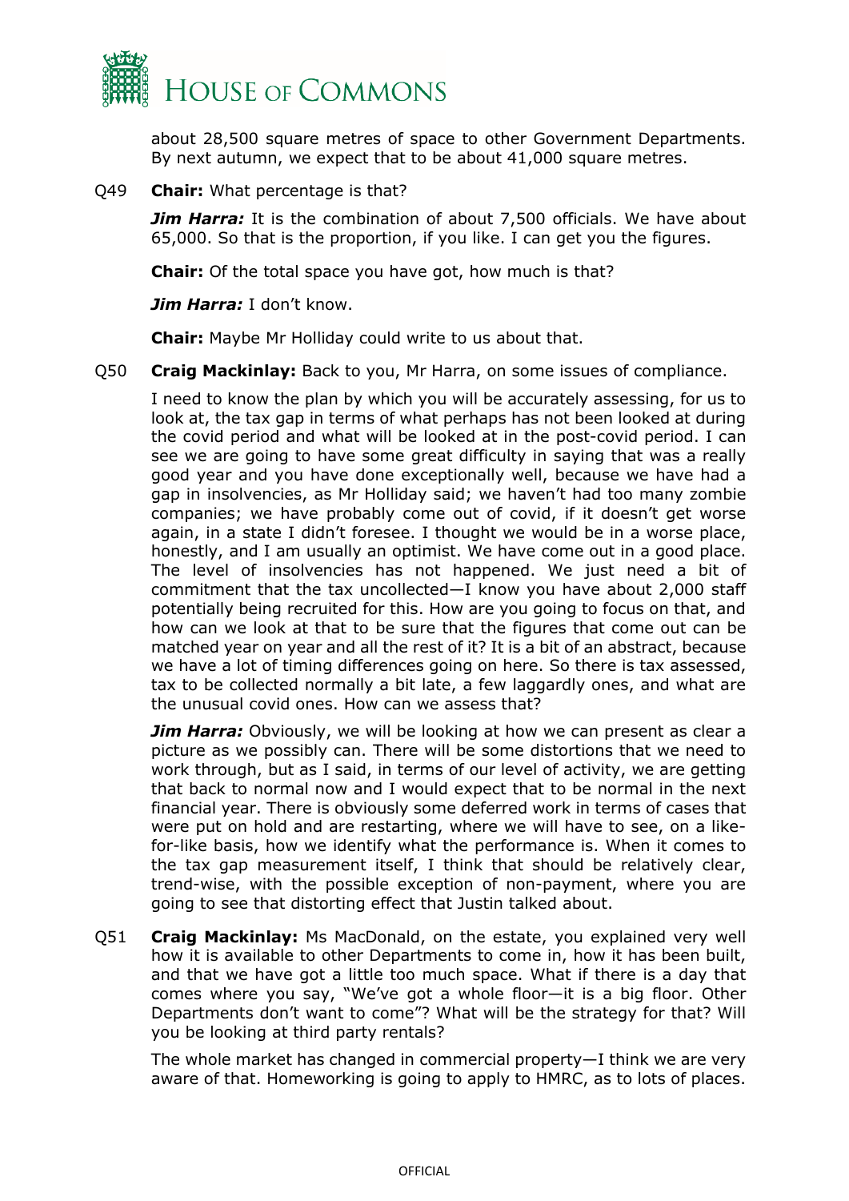about 28,500 square metres of space to other Government Departments. By next autumn, we expect that to be about 41,000 square metres.

Q49 **Chair:** What percentage is that?

***Jim Harra:*** It is the combination of about 7,500 officials. We have about 65,000. So that is the proportion, if you like. I can get you the figures.

**Chair:** Of the total space you have got, how much is that?

***Jim Harra:*** I don't know.

**Chair:** Maybe Mr Holliday could write to us about that.

Q50 **Craig Mackinlay:** Back to you, Mr Harra, on some issues of compliance.

I need to know the plan by which you will be accurately assessing, for us to look at, the tax gap in terms of what perhaps has not been looked at during the covid period and what will be looked at in the post-covid period. I can see we are going to have some great difficulty in saying that was a really good year and you have done exceptionally well, because we have had a gap in insolvencies, as Mr Holliday said; we haven't had too many zombie companies; we have probably come out of covid, if it doesn't get worse again, in a state I didn't foresee. I thought we would be in a worse place, honestly, and I am usually an optimist. We have come out in a good place. The level of insolvencies has not happened. We just need a bit of commitment that the tax uncollected—I know you have about 2,000 staff potentially being recruited for this. How are you going to focus on that, and how can we look at that to be sure that the figures that come out can be matched year on year and all the rest of it? It is a bit of an abstract, because we have a lot of timing differences going on here. So there is tax assessed, tax to be collected normally a bit late, a few laggardly ones, and what are the unusual covid ones. How can we assess that?

***Jim Harra:*** Obviously, we will be looking at how we can present as clear a picture as we possibly can. There will be some distortions that we need to work through, but as I said, in terms of our level of activity, we are getting that back to normal now and I would expect that to be normal in the next financial year. There is obviously some deferred work in terms of cases that were put on hold and are restarting, where we will have to see, on a like-for-like basis, how we identify what the performance is. When it comes to the tax gap measurement itself, I think that should be relatively clear, trend-wise, with the possible exception of non-payment, where you are going to see that distorting effect that Justin talked about.

Q51 **Craig Mackinlay:** Ms MacDonald, on the estate, you explained very well how it is available to other Departments to come in, how it has been built, and that we have got a little too much space. What if there is a day that comes where you say, "We've got a whole floor—it is a big floor. Other Departments don't want to come"? What will be the strategy for that? Will you be looking at third party rentals?

The whole market has changed in commercial property—I think we are very aware of that. Homeworking is going to apply to HMRC, as to lots of places.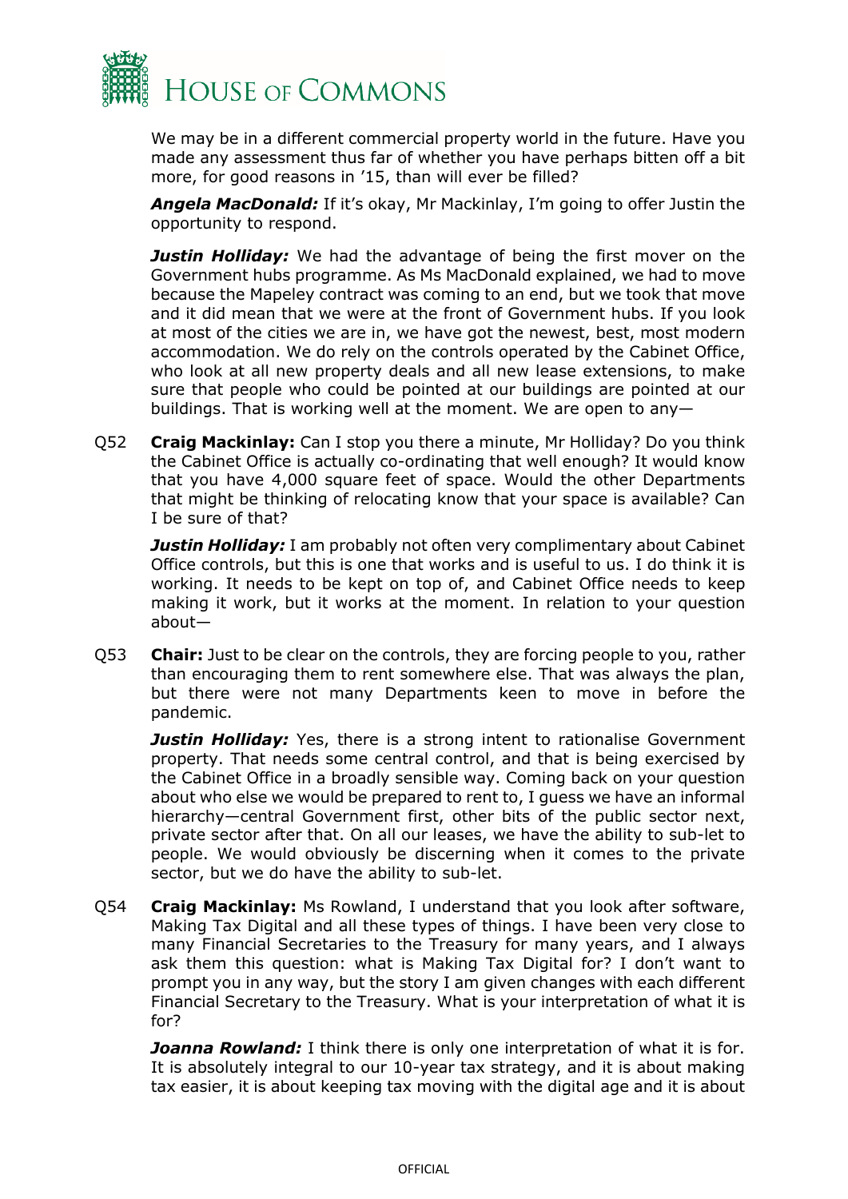We may be in a different commercial property world in the future. Have you made any assessment thus far of whether you have perhaps bitten off a bit more, for good reasons in '15, than will ever be filled?

***Angela MacDonald:*** If it's okay, Mr Mackinlay, I'm going to offer Justin the opportunity to respond.

***Justin Holliday:*** We had the advantage of being the first mover on the Government hubs programme. As Ms MacDonald explained, we had to move because the Mapeley contract was coming to an end, but we took that move and it did mean that we were at the front of Government hubs. If you look at most of the cities we are in, we have got the newest, best, most modern accommodation. We do rely on the controls operated by the Cabinet Office, who look at all new property deals and all new lease extensions, to make sure that people who could be pointed at our buildings are pointed at our buildings. That is working well at the moment. We are open to any—

Q52 **Craig Mackinlay:** Can I stop you there a minute, Mr Holliday? Do you think the Cabinet Office is actually co-ordinating that well enough? It would know that you have 4,000 square feet of space. Would the other Departments that might be thinking of relocating know that your space is available? Can I be sure of that?

***Justin Holliday:*** I am probably not often very complimentary about Cabinet Office controls, but this is one that works and is useful to us. I do think it is working. It needs to be kept on top of, and Cabinet Office needs to keep making it work, but it works at the moment. In relation to your question about—

Q53 **Chair:** Just to be clear on the controls, they are forcing people to you, rather than encouraging them to rent somewhere else. That was always the plan, but there were not many Departments keen to move in before the pandemic.

***Justin Holliday:*** Yes, there is a strong intent to rationalise Government property. That needs some central control, and that is being exercised by the Cabinet Office in a broadly sensible way. Coming back on your question about who else we would be prepared to rent to, I guess we have an informal hierarchy—central Government first, other bits of the public sector next, private sector after that. On all our leases, we have the ability to sub-let to people. We would obviously be discerning when it comes to the private sector, but we do have the ability to sub-let.

Q54 **Craig Mackinlay:** Ms Rowland, I understand that you look after software, Making Tax Digital and all these types of things. I have been very close to many Financial Secretaries to the Treasury for many years, and I always ask them this question: what is Making Tax Digital for? I don't want to prompt you in any way, but the story I am given changes with each different Financial Secretary to the Treasury. What is your interpretation of what it is for?

***Joanna Rowland:*** I think there is only one interpretation of what it is for. It is absolutely integral to our 10-year tax strategy, and it is about making tax easier, it is about keeping tax moving with the digital age and it is about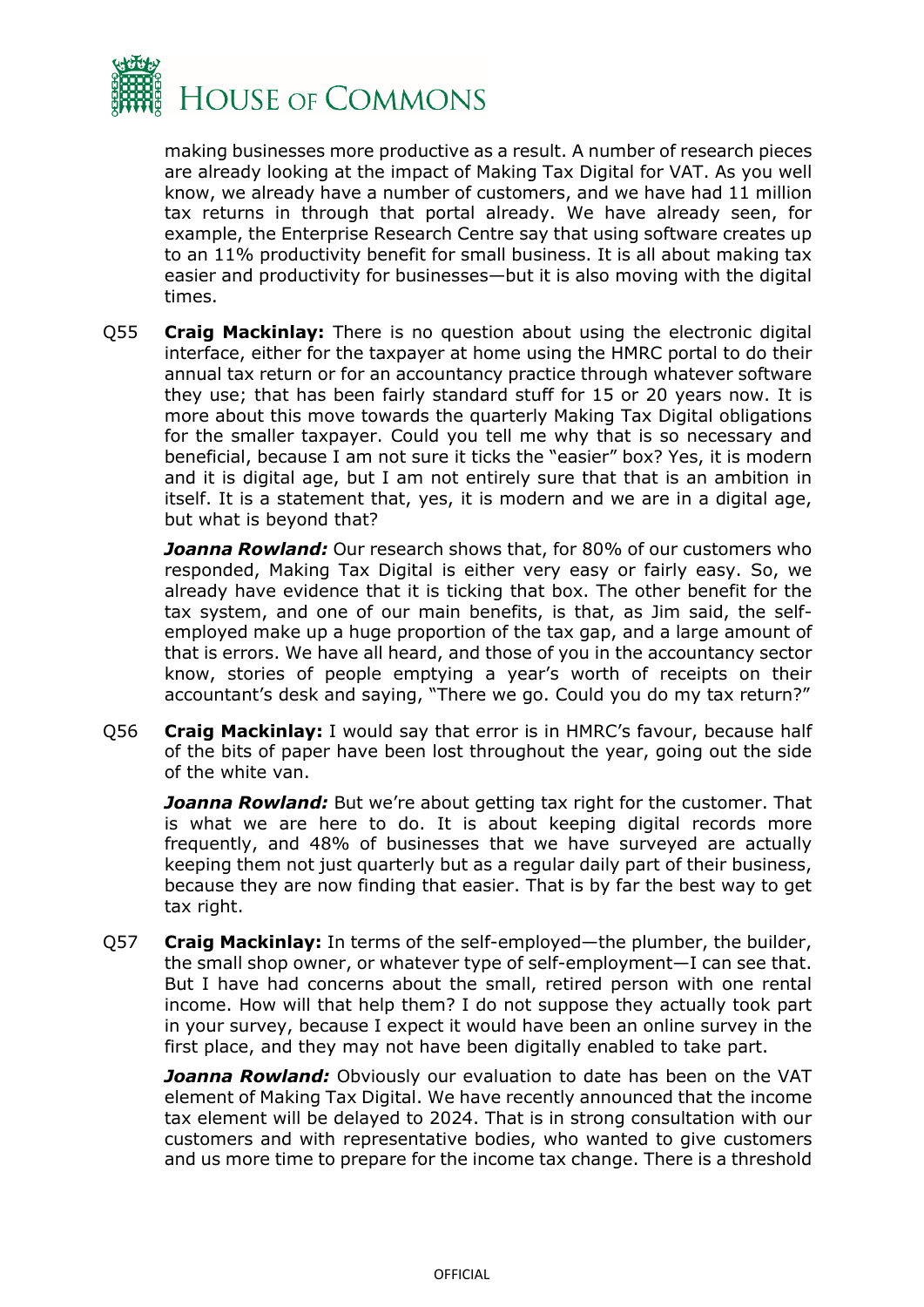making businesses more productive as a result. A number of research pieces are already looking at the impact of Making Tax Digital for VAT. As you well know, we already have a number of customers, and we have had 11 million tax returns in through that portal already. We have already seen, for example, the Enterprise Research Centre say that using software creates up to an 11% productivity benefit for small business. It is all about making tax easier and productivity for businesses—but it is also moving with the digital times.

Q55 **Craig Mackinlay:** There is no question about using the electronic digital interface, either for the taxpayer at home using the HMRC portal to do their annual tax return or for an accountancy practice through whatever software they use; that has been fairly standard stuff for 15 or 20 years now. It is more about this move towards the quarterly Making Tax Digital obligations for the smaller taxpayer. Could you tell me why that is so necessary and beneficial, because I am not sure it ticks the "easier" box? Yes, it is modern and it is digital age, but I am not entirely sure that that is an ambition in itself. It is a statement that, yes, it is modern and we are in a digital age, but what is beyond that?

***Joanna Rowland:*** Our research shows that, for 80% of our customers who responded, Making Tax Digital is either very easy or fairly easy. So, we already have evidence that it is ticking that box. The other benefit for the tax system, and one of our main benefits, is that, as Jim said, the self-employed make up a huge proportion of the tax gap, and a large amount of that is errors. We have all heard, and those of you in the accountancy sector know, stories of people emptying a year's worth of receipts on their accountant's desk and saying, "There we go. Could you do my tax return?"

Q56 **Craig Mackinlay:** I would say that error is in HMRC's favour, because half of the bits of paper have been lost throughout the year, going out the side of the white van.

***Joanna Rowland:*** But we're about getting tax right for the customer. That is what we are here to do. It is about keeping digital records more frequently, and 48% of businesses that we have surveyed are actually keeping them not just quarterly but as a regular daily part of their business, because they are now finding that easier. That is by far the best way to get tax right.

Q57 **Craig Mackinlay:** In terms of the self-employed—the plumber, the builder, the small shop owner, or whatever type of self-employment—I can see that. But I have had concerns about the small, retired person with one rental income. How will that help them? I do not suppose they actually took part in your survey, because I expect it would have been an online survey in the first place, and they may not have been digitally enabled to take part.

***Joanna Rowland:*** Obviously our evaluation to date has been on the VAT element of Making Tax Digital. We have recently announced that the income tax element will be delayed to 2024. That is in strong consultation with our customers and with representative bodies, who wanted to give customers and us more time to prepare for the income tax change. There is a threshold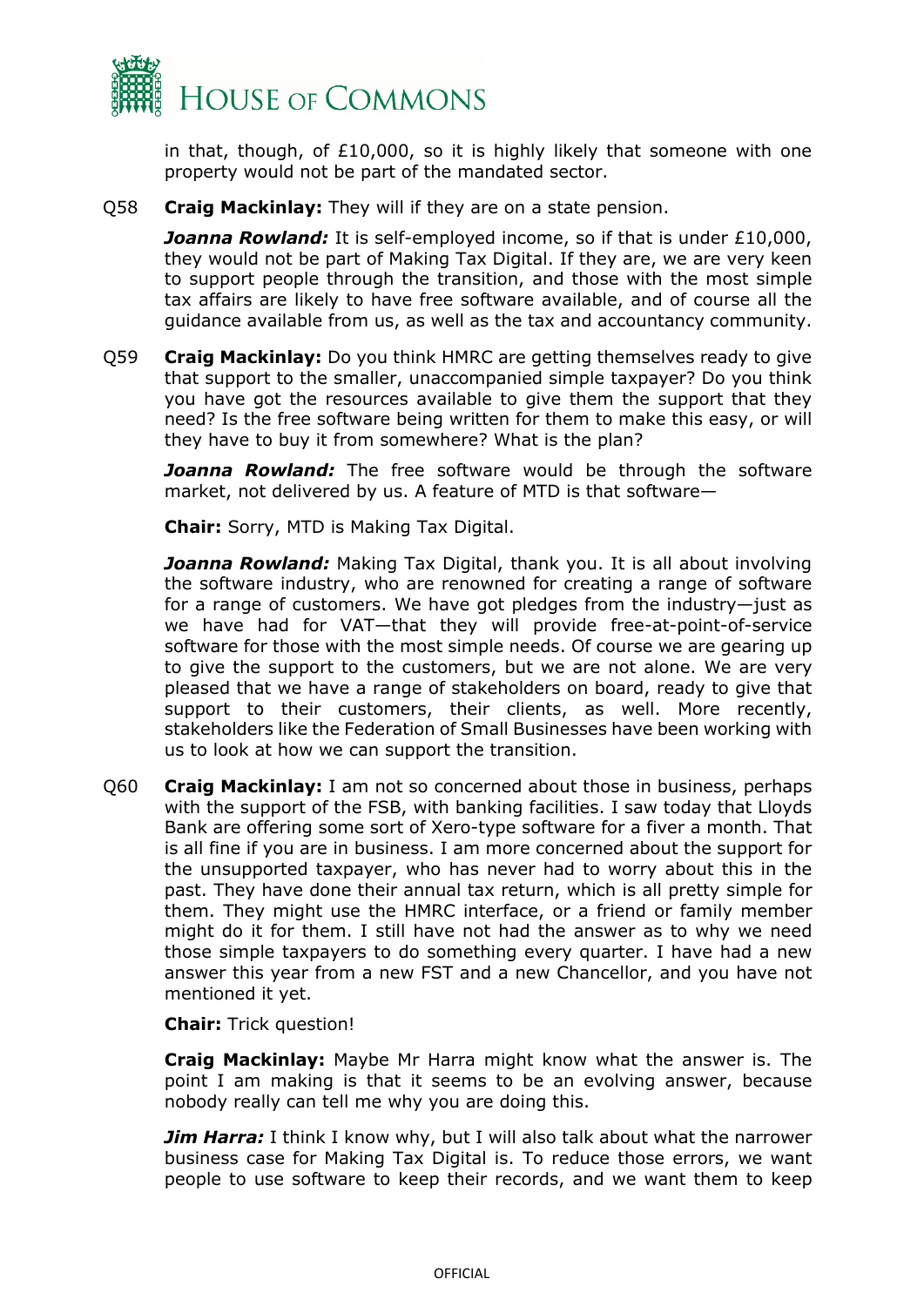in that, though, of £10,000, so it is highly likely that someone with one property would not be part of the mandated sector.

Q58 **Craig Mackinlay:** They will if they are on a state pension.

***Joanna Rowland:*** It is self-employed income, so if that is under £10,000, they would not be part of Making Tax Digital. If they are, we are very keen to support people through the transition, and those with the most simple tax affairs are likely to have free software available, and of course all the guidance available from us, as well as the tax and accountancy community.

Q59 **Craig Mackinlay:** Do you think HMRC are getting themselves ready to give that support to the smaller, unaccompanied simple taxpayer? Do you think you have got the resources available to give them the support that they need? Is the free software being written for them to make this easy, or will they have to buy it from somewhere? What is the plan?

***Joanna Rowland:*** The free software would be through the software market, not delivered by us. A feature of MTD is that software—

**Chair:** Sorry, MTD is Making Tax Digital.

***Joanna Rowland:*** Making Tax Digital, thank you. It is all about involving the software industry, who are renowned for creating a range of software for a range of customers. We have got pledges from the industry—just as we have had for VAT—that they will provide free-at-point-of-service software for those with the most simple needs. Of course we are gearing up to give the support to the customers, but we are not alone. We are very pleased that we have a range of stakeholders on board, ready to give that support to their customers, their clients, as well. More recently, stakeholders like the Federation of Small Businesses have been working with us to look at how we can support the transition.

Q60 **Craig Mackinlay:** I am not so concerned about those in business, perhaps with the support of the FSB, with banking facilities. I saw today that Lloyds Bank are offering some sort of Xero-type software for a fiver a month. That is all fine if you are in business. I am more concerned about the support for the unsupported taxpayer, who has never had to worry about this in the past. They have done their annual tax return, which is all pretty simple for them. They might use the HMRC interface, or a friend or family member might do it for them. I still have not had the answer as to why we need those simple taxpayers to do something every quarter. I have had a new answer this year from a new FST and a new Chancellor, and you have not mentioned it yet.

**Chair:** Trick question!

**Craig Mackinlay:** Maybe Mr Harra might know what the answer is. The point I am making is that it seems to be an evolving answer, because nobody really can tell me why you are doing this.

***Jim Harra:*** I think I know why, but I will also talk about what the narrower business case for Making Tax Digital is. To reduce those errors, we want people to use software to keep their records, and we want them to keep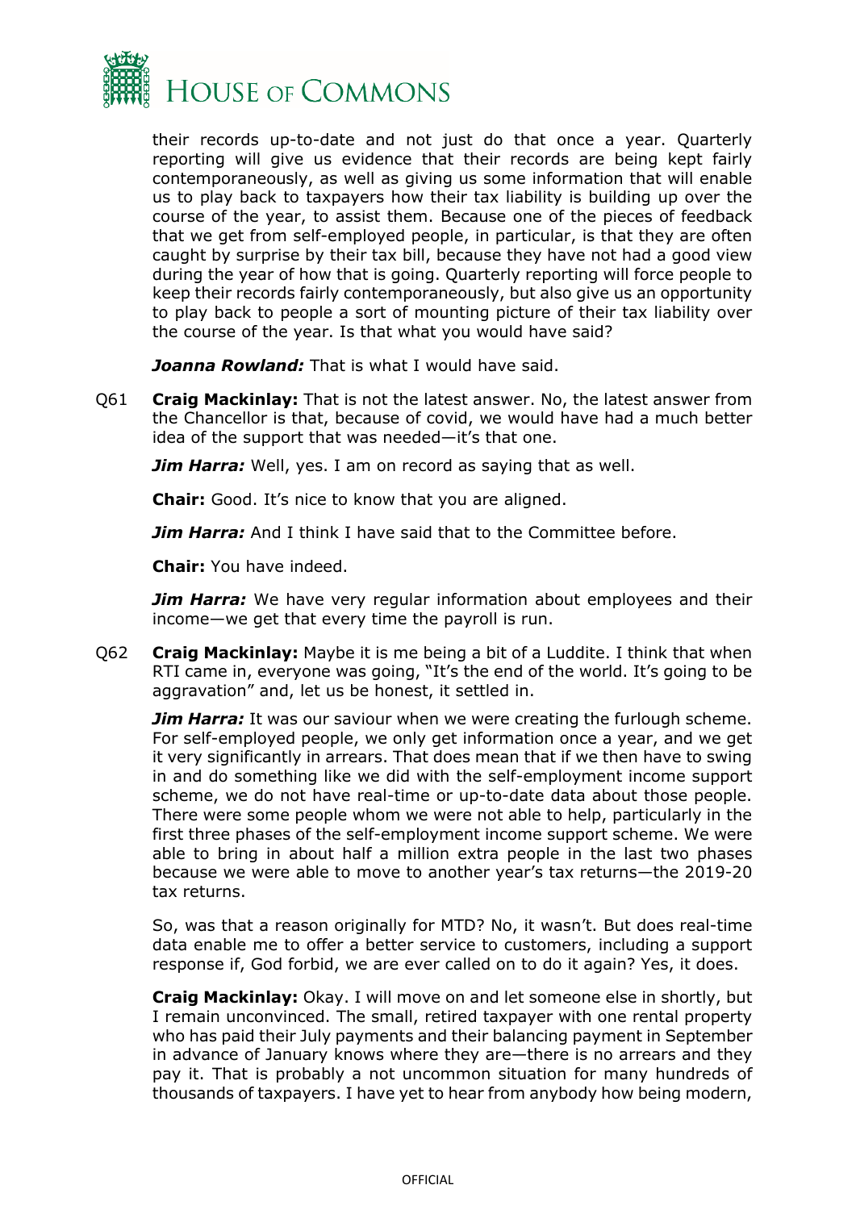their records up-to-date and not just do that once a year. Quarterly reporting will give us evidence that their records are being kept fairly contemporaneously, as well as giving us some information that will enable us to play back to taxpayers how their tax liability is building up over the course of the year, to assist them. Because one of the pieces of feedback that we get from self-employed people, in particular, is that they are often caught by surprise by their tax bill, because they have not had a good view during the year of how that is going. Quarterly reporting will force people to keep their records fairly contemporaneously, but also give us an opportunity to play back to people a sort of mounting picture of their tax liability over the course of the year. Is that what you would have said?

***Joanna Rowland:*** That is what I would have said.

Q61 **Craig Mackinlay:** That is not the latest answer. No, the latest answer from the Chancellor is that, because of covid, we would have had a much better idea of the support that was needed—it's that one.

***Jim Harra:*** Well, yes. I am on record as saying that as well.

**Chair:** Good. It's nice to know that you are aligned.

***Jim Harra:*** And I think I have said that to the Committee before.

**Chair:** You have indeed.

***Jim Harra:*** We have very regular information about employees and their income—we get that every time the payroll is run.

Q62 **Craig Mackinlay:** Maybe it is me being a bit of a Luddite. I think that when RTI came in, everyone was going, "It's the end of the world. It's going to be aggravation" and, let us be honest, it settled in.

***Jim Harra:*** It was our saviour when we were creating the furlough scheme. For self-employed people, we only get information once a year, and we get it very significantly in arrears. That does mean that if we then have to swing in and do something like we did with the self-employment income support scheme, we do not have real-time or up-to-date data about those people. There were some people whom we were not able to help, particularly in the first three phases of the self-employment income support scheme. We were able to bring in about half a million extra people in the last two phases because we were able to move to another year's tax returns—the 2019-20 tax returns.

So, was that a reason originally for MTD? No, it wasn't. But does real-time data enable me to offer a better service to customers, including a support response if, God forbid, we are ever called on to do it again? Yes, it does.

**Craig Mackinlay:** Okay. I will move on and let someone else in shortly, but I remain unconvinced. The small, retired taxpayer with one rental property who has paid their July payments and their balancing payment in September in advance of January knows where they are—there is no arrears and they pay it. That is probably a not uncommon situation for many hundreds of thousands of taxpayers. I have yet to hear from anybody how being modern,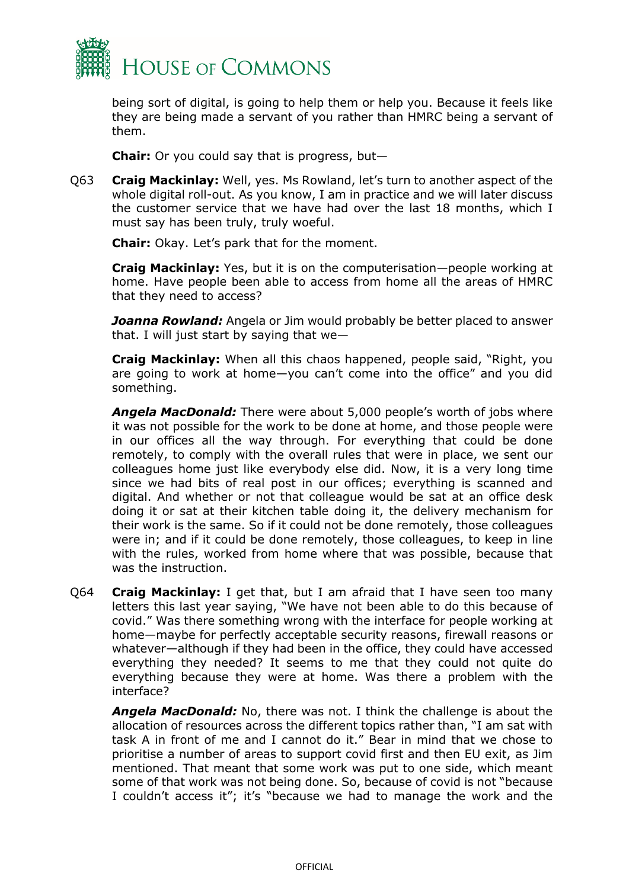being sort of digital, is going to help them or help you. Because it feels like they are being made a servant of you rather than HMRC being a servant of them.

**Chair:** Or you could say that is progress, but—

Q63 **Craig Mackinlay:** Well, yes. Ms Rowland, let's turn to another aspect of the whole digital roll-out. As you know, I am in practice and we will later discuss the customer service that we have had over the last 18 months, which I must say has been truly, truly woeful.

**Chair:** Okay. Let's park that for the moment.

**Craig Mackinlay:** Yes, but it is on the computerisation—people working at home. Have people been able to access from home all the areas of HMRC that they need to access?

***Joanna Rowland:*** Angela or Jim would probably be better placed to answer that. I will just start by saying that we—

**Craig Mackinlay:** When all this chaos happened, people said, "Right, you are going to work at home—you can't come into the office" and you did something.

***Angela MacDonald:*** There were about 5,000 people's worth of jobs where it was not possible for the work to be done at home, and those people were in our offices all the way through. For everything that could be done remotely, to comply with the overall rules that were in place, we sent our colleagues home just like everybody else did. Now, it is a very long time since we had bits of real post in our offices; everything is scanned and digital. And whether or not that colleague would be sat at an office desk doing it or sat at their kitchen table doing it, the delivery mechanism for their work is the same. So if it could not be done remotely, those colleagues were in; and if it could be done remotely, those colleagues, to keep in line with the rules, worked from home where that was possible, because that was the instruction.

Q64 **Craig Mackinlay:** I get that, but I am afraid that I have seen too many letters this last year saying, "We have not been able to do this because of covid." Was there something wrong with the interface for people working at home—maybe for perfectly acceptable security reasons, firewall reasons or whatever—although if they had been in the office, they could have accessed everything they needed? It seems to me that they could not quite do everything because they were at home. Was there a problem with the interface?

***Angela MacDonald:*** No, there was not. I think the challenge is about the allocation of resources across the different topics rather than, "I am sat with task A in front of me and I cannot do it." Bear in mind that we chose to prioritise a number of areas to support covid first and then EU exit, as Jim mentioned. That meant that some work was put to one side, which meant some of that work was not being done. So, because of covid is not "because I couldn't access it"; it's "because we had to manage the work and the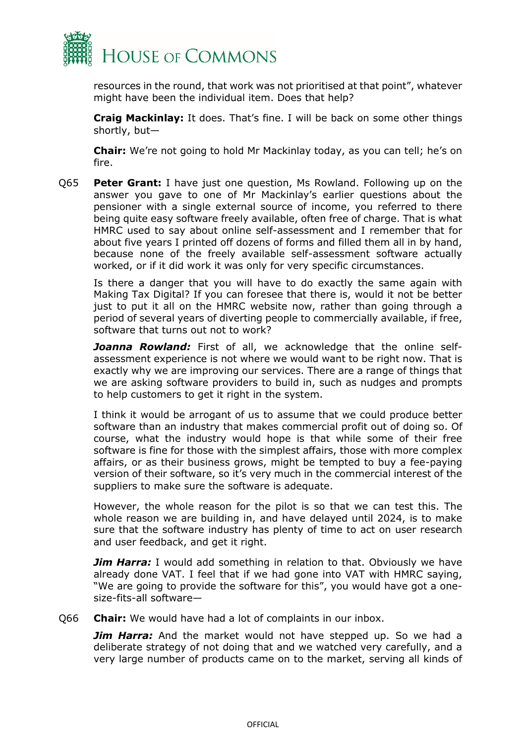resources in the round, that work was not prioritised at that point", whatever might have been the individual item. Does that help?

**Craig Mackinlay:** It does. That's fine. I will be back on some other things shortly, but—

**Chair:** We're not going to hold Mr Mackinlay today, as you can tell; he's on fire.

Q65 **Peter Grant:** I have just one question, Ms Rowland. Following up on the answer you gave to one of Mr Mackinlay's earlier questions about the pensioner with a single external source of income, you referred to there being quite easy software freely available, often free of charge. That is what HMRC used to say about online self-assessment and I remember that for about five years I printed off dozens of forms and filled them all in by hand, because none of the freely available self-assessment software actually worked, or if it did work it was only for very specific circumstances.

Is there a danger that you will have to do exactly the same again with Making Tax Digital? If you can foresee that there is, would it not be better just to put it all on the HMRC website now, rather than going through a period of several years of diverting people to commercially available, if free, software that turns out not to work?

***Joanna Rowland:*** First of all, we acknowledge that the online self-assessment experience is not where we would want to be right now. That is exactly why we are improving our services. There are a range of things that we are asking software providers to build in, such as nudges and prompts to help customers to get it right in the system.

I think it would be arrogant of us to assume that we could produce better software than an industry that makes commercial profit out of doing so. Of course, what the industry would hope is that while some of their free software is fine for those with the simplest affairs, those with more complex affairs, or as their business grows, might be tempted to buy a fee-paying version of their software, so it's very much in the commercial interest of the suppliers to make sure the software is adequate.

However, the whole reason for the pilot is so that we can test this. The whole reason we are building in, and have delayed until 2024, is to make sure that the software industry has plenty of time to act on user research and user feedback, and get it right.

***Jim Harra:*** I would add something in relation to that. Obviously we have already done VAT. I feel that if we had gone into VAT with HMRC saying, "We are going to provide the software for this", you would have got a one-size-fits-all software—

Q66 **Chair:** We would have had a lot of complaints in our inbox.

***Jim Harra:*** And the market would not have stepped up. So we had a deliberate strategy of not doing that and we watched very carefully, and a very large number of products came on to the market, serving all kinds of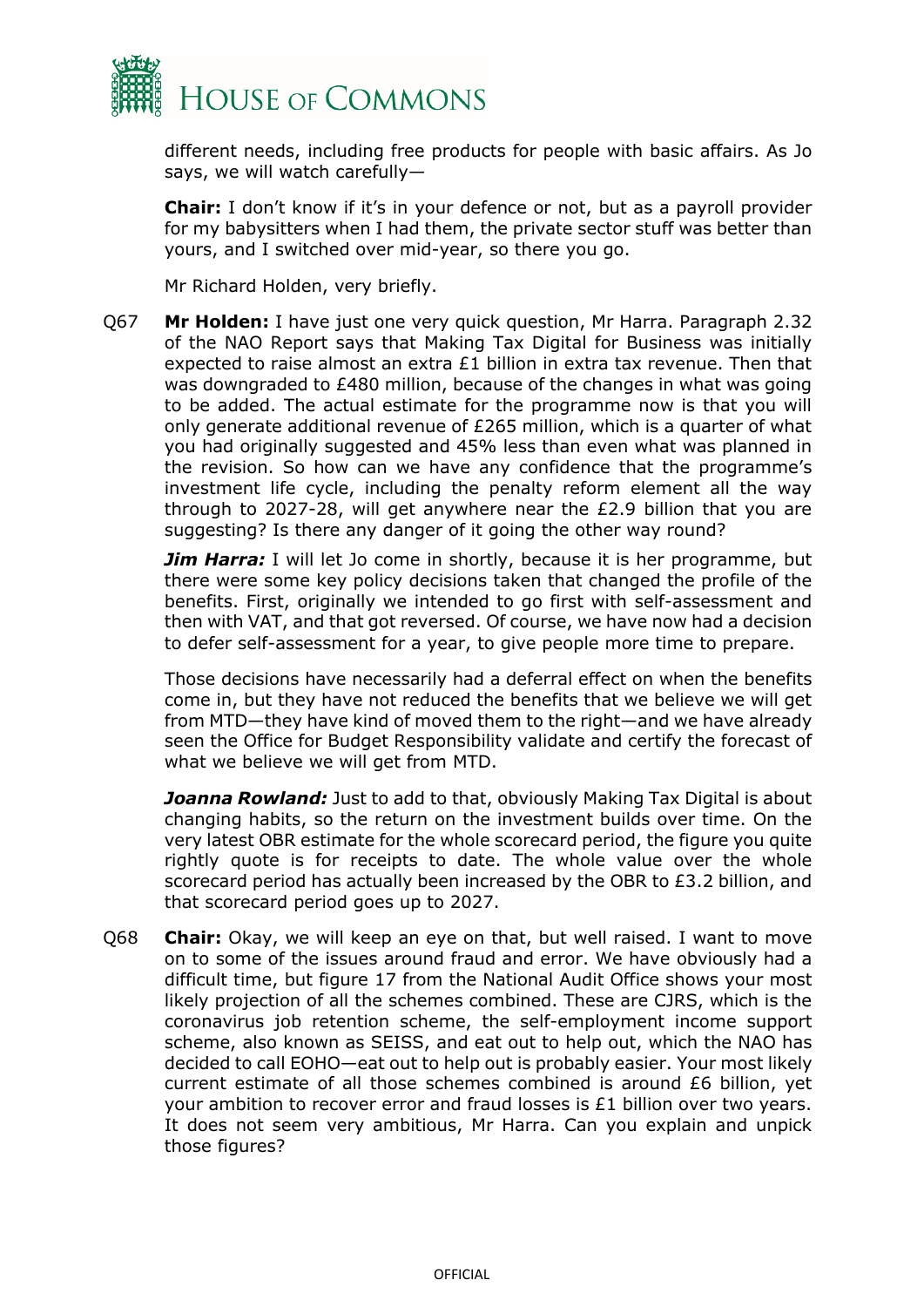different needs, including free products for people with basic affairs. As Jo says, we will watch carefully—

**Chair:** I don't know if it's in your defence or not, but as a payroll provider for my babysitters when I had them, the private sector stuff was better than yours, and I switched over mid-year, so there you go.

Mr Richard Holden, very briefly.

Q67 **Mr Holden:** I have just one very quick question, Mr Harra. Paragraph 2.32 of the NAO Report says that Making Tax Digital for Business was initially expected to raise almost an extra £1 billion in extra tax revenue. Then that was downgraded to £480 million, because of the changes in what was going to be added. The actual estimate for the programme now is that you will only generate additional revenue of £265 million, which is a quarter of what you had originally suggested and 45% less than even what was planned in the revision. So how can we have any confidence that the programme's investment life cycle, including the penalty reform element all the way through to 2027-28, will get anywhere near the £2.9 billion that you are suggesting? Is there any danger of it going the other way round?

***Jim Harra:*** I will let Jo come in shortly, because it is her programme, but there were some key policy decisions taken that changed the profile of the benefits. First, originally we intended to go first with self-assessment and then with VAT, and that got reversed. Of course, we have now had a decision to defer self-assessment for a year, to give people more time to prepare.

Those decisions have necessarily had a deferral effect on when the benefits come in, but they have not reduced the benefits that we believe we will get from MTD—they have kind of moved them to the right—and we have already seen the Office for Budget Responsibility validate and certify the forecast of what we believe we will get from MTD.

***Joanna Rowland:*** Just to add to that, obviously Making Tax Digital is about changing habits, so the return on the investment builds over time. On the very latest OBR estimate for the whole scorecard period, the figure you quite rightly quote is for receipts to date. The whole value over the whole scorecard period has actually been increased by the OBR to £3.2 billion, and that scorecard period goes up to 2027.

Q68 **Chair:** Okay, we will keep an eye on that, but well raised. I want to move on to some of the issues around fraud and error. We have obviously had a difficult time, but figure 17 from the National Audit Office shows your most likely projection of all the schemes combined. These are CJRS, which is the coronavirus job retention scheme, the self-employment income support scheme, also known as SEISS, and eat out to help out, which the NAO has decided to call EOHO—eat out to help out is probably easier. Your most likely current estimate of all those schemes combined is around £6 billion, yet your ambition to recover error and fraud losses is £1 billion over two years. It does not seem very ambitious, Mr Harra. Can you explain and unpick those figures?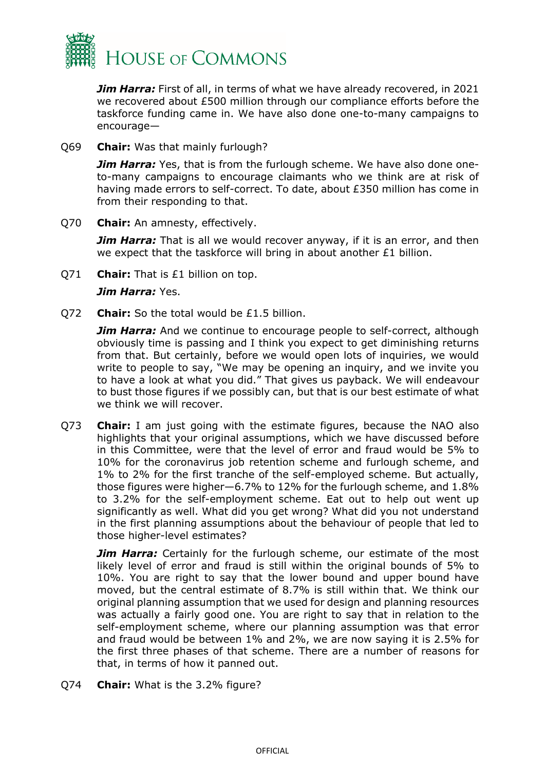***Jim Harra:*** First of all, in terms of what we have already recovered, in 2021 we recovered about £500 million through our compliance efforts before the taskforce funding came in. We have also done one-to-many campaigns to encourage—

Q69 **Chair:** Was that mainly furlough?

***Jim Harra:*** Yes, that is from the furlough scheme. We have also done one-to-many campaigns to encourage claimants who we think are at risk of having made errors to self-correct. To date, about £350 million has come in from their responding to that.

Q70 **Chair:** An amnesty, effectively.

***Jim Harra:*** That is all we would recover anyway, if it is an error, and then we expect that the taskforce will bring in about another £1 billion.

Q71 **Chair:** That is £1 billion on top.

***Jim Harra:*** Yes.

Q72 **Chair:** So the total would be £1.5 billion.

***Jim Harra:*** And we continue to encourage people to self-correct, although obviously time is passing and I think you expect to get diminishing returns from that. But certainly, before we would open lots of inquiries, we would write to people to say, "We may be opening an inquiry, and we invite you to have a look at what you did." That gives us payback. We will endeavour to bust those figures if we possibly can, but that is our best estimate of what we think we will recover.

Q73 **Chair:** I am just going with the estimate figures, because the NAO also highlights that your original assumptions, which we have discussed before in this Committee, were that the level of error and fraud would be 5% to 10% for the coronavirus job retention scheme and furlough scheme, and 1% to 2% for the first tranche of the self-employed scheme. But actually, those figures were higher—6.7% to 12% for the furlough scheme, and 1.8% to 3.2% for the self-employment scheme. Eat out to help out went up significantly as well. What did you get wrong? What did you not understand in the first planning assumptions about the behaviour of people that led to those higher-level estimates?

***Jim Harra:*** Certainly for the furlough scheme, our estimate of the most likely level of error and fraud is still within the original bounds of 5% to 10%. You are right to say that the lower bound and upper bound have moved, but the central estimate of 8.7% is still within that. We think our original planning assumption that we used for design and planning resources was actually a fairly good one. You are right to say that in relation to the self-employment scheme, where our planning assumption was that error and fraud would be between 1% and 2%, we are now saying it is 2.5% for the first three phases of that scheme. There are a number of reasons for that, in terms of how it panned out.

Q74 **Chair:** What is the 3.2% figure?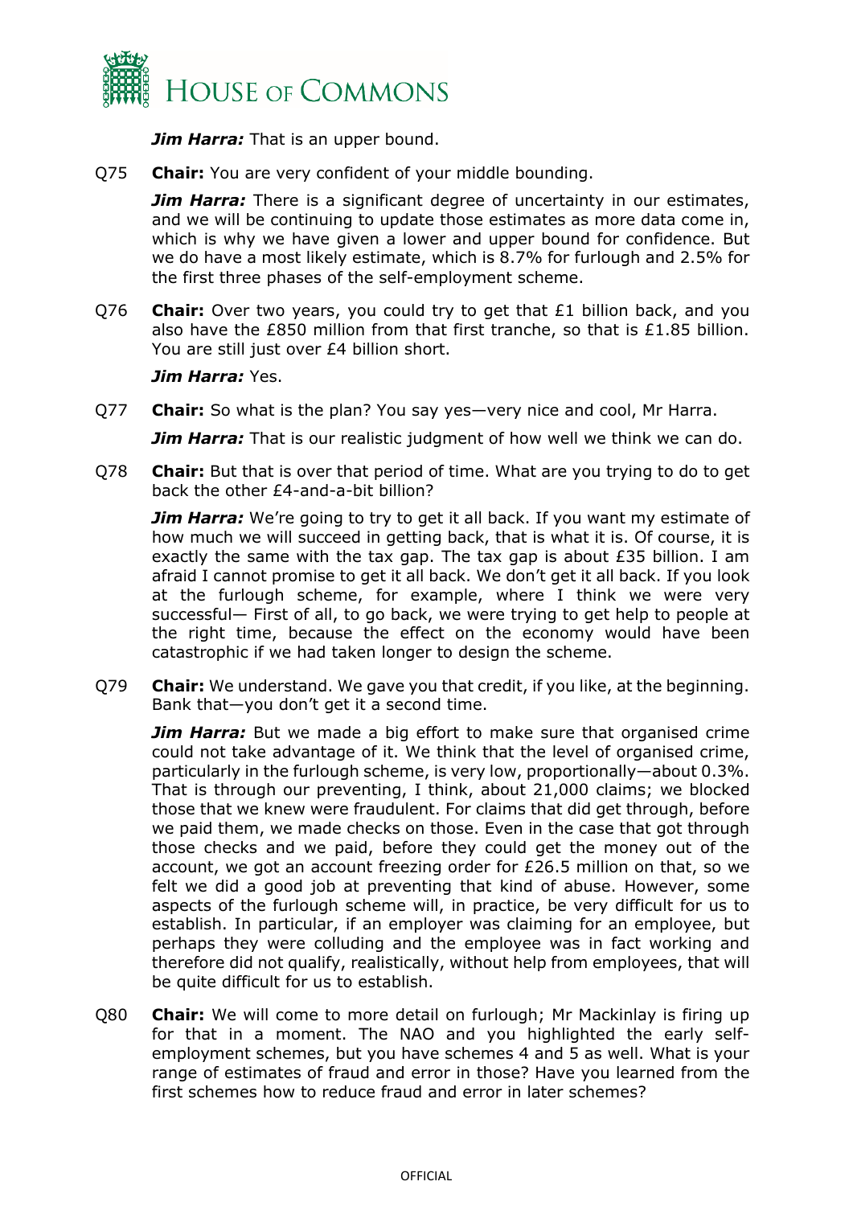***Jim Harra:*** That is an upper bound.

Q75 **Chair:** You are very confident of your middle bounding.

***Jim Harra:*** There is a significant degree of uncertainty in our estimates, and we will be continuing to update those estimates as more data come in, which is why we have given a lower and upper bound for confidence. But we do have a most likely estimate, which is 8.7% for furlough and 2.5% for the first three phases of the self-employment scheme.

Q76 **Chair:** Over two years, you could try to get that £1 billion back, and you also have the £850 million from that first tranche, so that is £1.85 billion. You are still just over £4 billion short.

***Jim Harra:*** Yes.

Q77 **Chair:** So what is the plan? You say yes—very nice and cool, Mr Harra.

***Jim Harra:*** That is our realistic judgment of how well we think we can do.

Q78 **Chair:** But that is over that period of time. What are you trying to do to get back the other £4-and-a-bit billion?

***Jim Harra:*** We're going to try to get it all back. If you want my estimate of how much we will succeed in getting back, that is what it is. Of course, it is exactly the same with the tax gap. The tax gap is about £35 billion. I am afraid I cannot promise to get it all back. We don't get it all back. If you look at the furlough scheme, for example, where I think we were very successful— First of all, to go back, we were trying to get help to people at the right time, because the effect on the economy would have been catastrophic if we had taken longer to design the scheme.

Q79 **Chair:** We understand. We gave you that credit, if you like, at the beginning. Bank that—you don't get it a second time.

***Jim Harra:*** But we made a big effort to make sure that organised crime could not take advantage of it. We think that the level of organised crime, particularly in the furlough scheme, is very low, proportionally—about 0.3%. That is through our preventing, I think, about 21,000 claims; we blocked those that we knew were fraudulent. For claims that did get through, before we paid them, we made checks on those. Even in the case that got through those checks and we paid, before they could get the money out of the account, we got an account freezing order for £26.5 million on that, so we felt we did a good job at preventing that kind of abuse. However, some aspects of the furlough scheme will, in practice, be very difficult for us to establish. In particular, if an employer was claiming for an employee, but perhaps they were colluding and the employee was in fact working and therefore did not qualify, realistically, without help from employees, that will be quite difficult for us to establish.

Q80 **Chair:** We will come to more detail on furlough; Mr Mackinlay is firing up for that in a moment. The NAO and you highlighted the early self-employment schemes, but you have schemes 4 and 5 as well. What is your range of estimates of fraud and error in those? Have you learned from the first schemes how to reduce fraud and error in later schemes?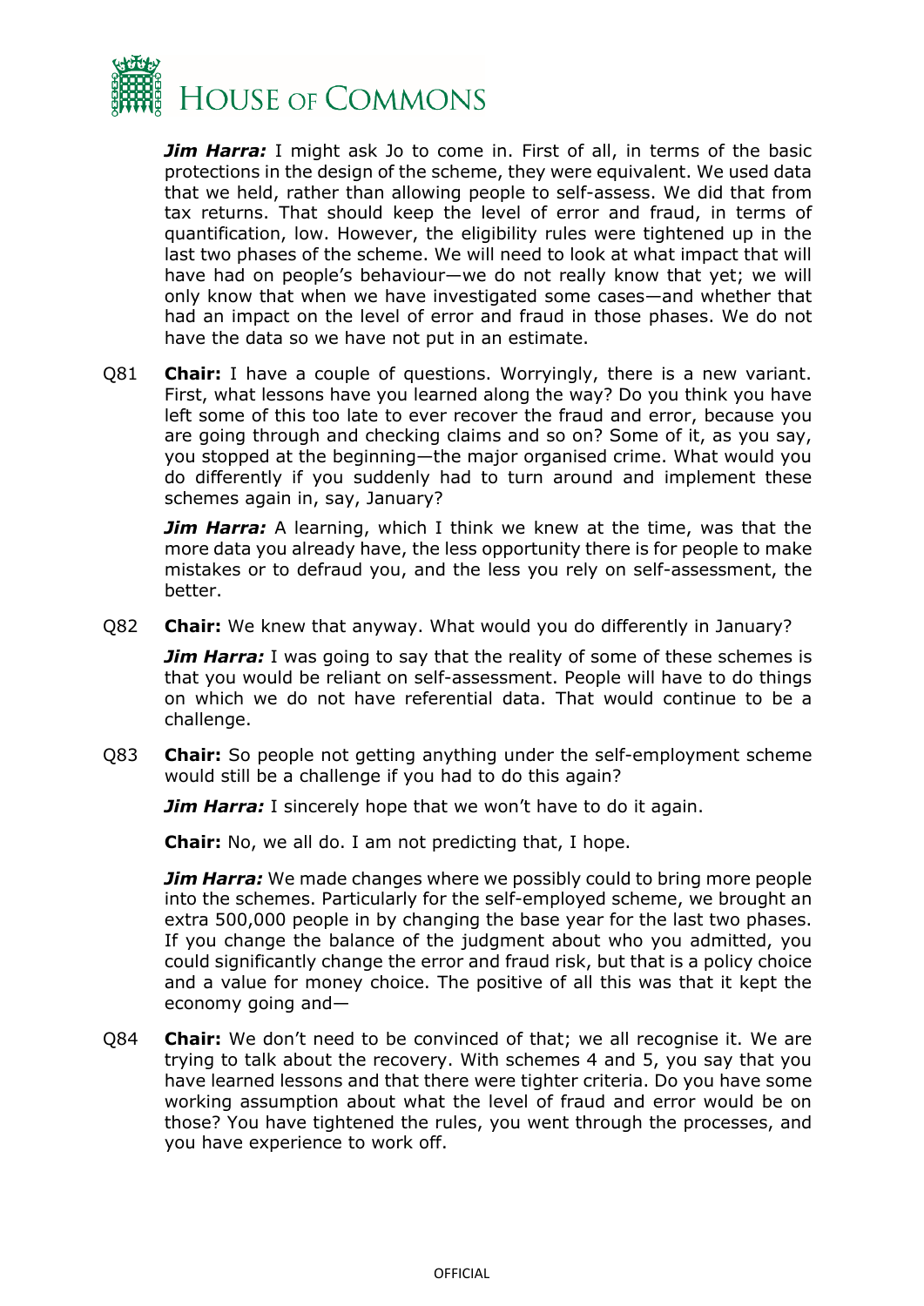***Jim Harra:*** I might ask Jo to come in. First of all, in terms of the basic protections in the design of the scheme, they were equivalent. We used data that we held, rather than allowing people to self-assess. We did that from tax returns. That should keep the level of error and fraud, in terms of quantification, low. However, the eligibility rules were tightened up in the last two phases of the scheme. We will need to look at what impact that will have had on people's behaviour—we do not really know that yet; we will only know that when we have investigated some cases—and whether that had an impact on the level of error and fraud in those phases. We do not have the data so we have not put in an estimate.

Q81 **Chair:** I have a couple of questions. Worryingly, there is a new variant. First, what lessons have you learned along the way? Do you think you have left some of this too late to ever recover the fraud and error, because you are going through and checking claims and so on? Some of it, as you say, you stopped at the beginning—the major organised crime. What would you do differently if you suddenly had to turn around and implement these schemes again in, say, January?

***Jim Harra:*** A learning, which I think we knew at the time, was that the more data you already have, the less opportunity there is for people to make mistakes or to defraud you, and the less you rely on self-assessment, the better.

Q82 **Chair:** We knew that anyway. What would you do differently in January?

***Jim Harra:*** I was going to say that the reality of some of these schemes is that you would be reliant on self-assessment. People will have to do things on which we do not have referential data. That would continue to be a challenge.

Q83 **Chair:** So people not getting anything under the self-employment scheme would still be a challenge if you had to do this again?

***Jim Harra:*** I sincerely hope that we won't have to do it again.

**Chair:** No, we all do. I am not predicting that, I hope.

***Jim Harra:*** We made changes where we possibly could to bring more people into the schemes. Particularly for the self-employed scheme, we brought an extra 500,000 people in by changing the base year for the last two phases. If you change the balance of the judgment about who you admitted, you could significantly change the error and fraud risk, but that is a policy choice and a value for money choice. The positive of all this was that it kept the economy going and—

Q84 **Chair:** We don't need to be convinced of that; we all recognise it. We are trying to talk about the recovery. With schemes 4 and 5, you say that you have learned lessons and that there were tighter criteria. Do you have some working assumption about what the level of fraud and error would be on those? You have tightened the rules, you went through the processes, and you have experience to work off.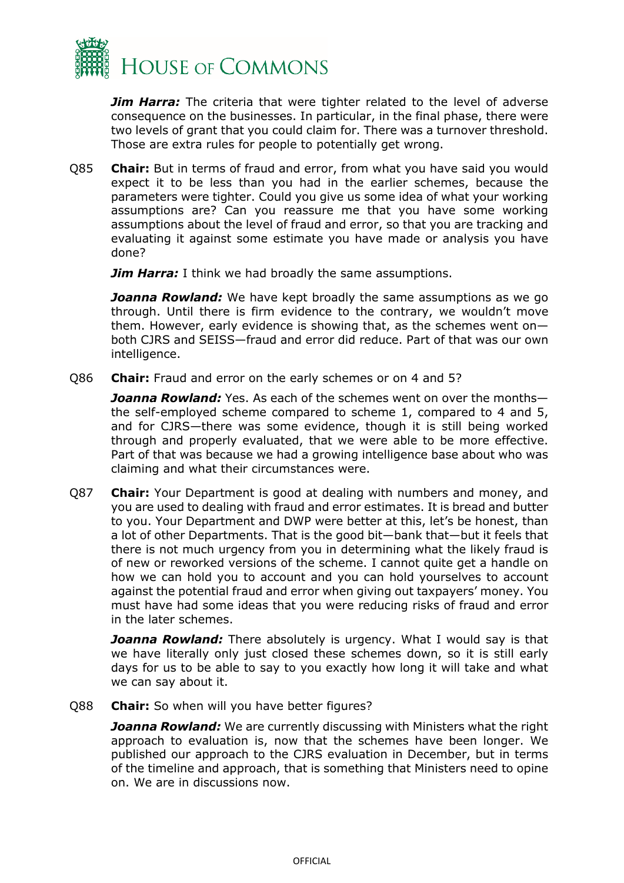***Jim Harra:*** The criteria that were tighter related to the level of adverse consequence on the businesses. In particular, in the final phase, there were two levels of grant that you could claim for. There was a turnover threshold. Those are extra rules for people to potentially get wrong.

Q85 **Chair:** But in terms of fraud and error, from what you have said you would expect it to be less than you had in the earlier schemes, because the parameters were tighter. Could you give us some idea of what your working assumptions are? Can you reassure me that you have some working assumptions about the level of fraud and error, so that you are tracking and evaluating it against some estimate you have made or analysis you have done?

***Jim Harra:*** I think we had broadly the same assumptions.

***Joanna Rowland:*** We have kept broadly the same assumptions as we go through. Until there is firm evidence to the contrary, we wouldn't move them. However, early evidence is showing that, as the schemes went on—both CJRS and SEISS—fraud and error did reduce. Part of that was our own intelligence.

Q86 **Chair:** Fraud and error on the early schemes or on 4 and 5?

***Joanna Rowland:*** Yes. As each of the schemes went on over the months—the self-employed scheme compared to scheme 1, compared to 4 and 5, and for CJRS—there was some evidence, though it is still being worked through and properly evaluated, that we were able to be more effective. Part of that was because we had a growing intelligence base about who was claiming and what their circumstances were.

Q87 **Chair:** Your Department is good at dealing with numbers and money, and you are used to dealing with fraud and error estimates. It is bread and butter to you. Your Department and DWP were better at this, let's be honest, than a lot of other Departments. That is the good bit—bank that—but it feels that there is not much urgency from you in determining what the likely fraud is of new or reworked versions of the scheme. I cannot quite get a handle on how we can hold you to account and you can hold yourselves to account against the potential fraud and error when giving out taxpayers' money. You must have had some ideas that you were reducing risks of fraud and error in the later schemes.

***Joanna Rowland:*** There absolutely is urgency. What I would say is that we have literally only just closed these schemes down, so it is still early days for us to be able to say to you exactly how long it will take and what we can say about it.

Q88 **Chair:** So when will you have better figures?

***Joanna Rowland:*** We are currently discussing with Ministers what the right approach to evaluation is, now that the schemes have been longer. We published our approach to the CJRS evaluation in December, but in terms of the timeline and approach, that is something that Ministers need to opine on. We are in discussions now.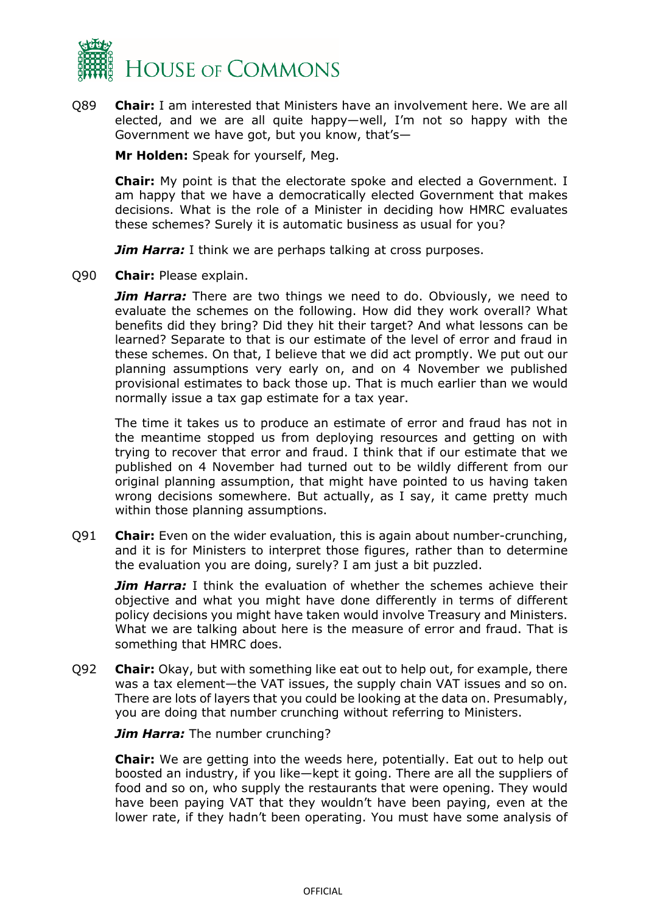Q89 **Chair:** I am interested that Ministers have an involvement here. We are all elected, and we are all quite happy—well, I'm not so happy with the Government we have got, but you know, that's—

**Mr Holden:** Speak for yourself, Meg.

**Chair:** My point is that the electorate spoke and elected a Government. I am happy that we have a democratically elected Government that makes decisions. What is the role of a Minister in deciding how HMRC evaluates these schemes? Surely it is automatic business as usual for you?

***Jim Harra:*** I think we are perhaps talking at cross purposes.

Q90 **Chair:** Please explain.

***Jim Harra:*** There are two things we need to do. Obviously, we need to evaluate the schemes on the following. How did they work overall? What benefits did they bring? Did they hit their target? And what lessons can be learned? Separate to that is our estimate of the level of error and fraud in these schemes. On that, I believe that we did act promptly. We put out our planning assumptions very early on, and on 4 November we published provisional estimates to back those up. That is much earlier than we would normally issue a tax gap estimate for a tax year.

The time it takes us to produce an estimate of error and fraud has not in the meantime stopped us from deploying resources and getting on with trying to recover that error and fraud. I think that if our estimate that we published on 4 November had turned out to be wildly different from our original planning assumption, that might have pointed to us having taken wrong decisions somewhere. But actually, as I say, it came pretty much within those planning assumptions.

Q91 **Chair:** Even on the wider evaluation, this is again about number-crunching, and it is for Ministers to interpret those figures, rather than to determine the evaluation you are doing, surely? I am just a bit puzzled.

***Jim Harra:*** I think the evaluation of whether the schemes achieve their objective and what you might have done differently in terms of different policy decisions you might have taken would involve Treasury and Ministers. What we are talking about here is the measure of error and fraud. That is something that HMRC does.

Q92 **Chair:** Okay, but with something like eat out to help out, for example, there was a tax element—the VAT issues, the supply chain VAT issues and so on. There are lots of layers that you could be looking at the data on. Presumably, you are doing that number crunching without referring to Ministers.

***Jim Harra:*** The number crunching?

**Chair:** We are getting into the weeds here, potentially. Eat out to help out boosted an industry, if you like—kept it going. There are all the suppliers of food and so on, who supply the restaurants that were opening. They would have been paying VAT that they wouldn't have been paying, even at the lower rate, if they hadn't been operating. You must have some analysis of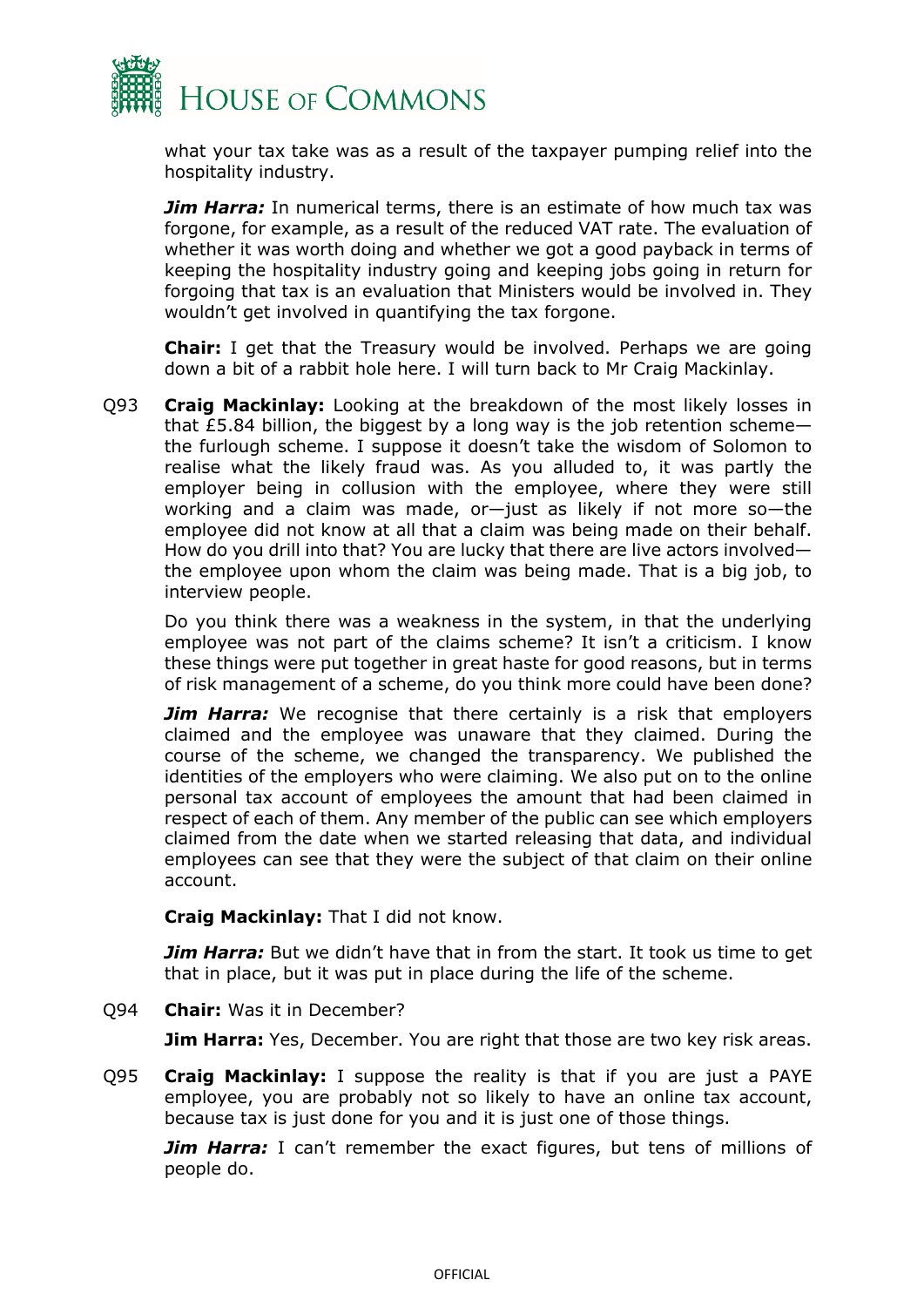what your tax take was as a result of the taxpayer pumping relief into the hospitality industry.

***Jim Harra:*** In numerical terms, there is an estimate of how much tax was forgone, for example, as a result of the reduced VAT rate. The evaluation of whether it was worth doing and whether we got a good payback in terms of keeping the hospitality industry going and keeping jobs going in return for forgoing that tax is an evaluation that Ministers would be involved in. They wouldn't get involved in quantifying the tax forgone.

**Chair:** I get that the Treasury would be involved. Perhaps we are going down a bit of a rabbit hole here. I will turn back to Mr Craig Mackinlay.

Q93 **Craig Mackinlay:** Looking at the breakdown of the most likely losses in that £5.84 billion, the biggest by a long way is the job retention scheme—the furlough scheme. I suppose it doesn't take the wisdom of Solomon to realise what the likely fraud was. As you alluded to, it was partly the employer being in collusion with the employee, where they were still working and a claim was made, or—just as likely if not more so—the employee did not know at all that a claim was being made on their behalf. How do you drill into that? You are lucky that there are live actors involved—the employee upon whom the claim was being made. That is a big job, to interview people.

Do you think there was a weakness in the system, in that the underlying employee was not part of the claims scheme? It isn't a criticism. I know these things were put together in great haste for good reasons, but in terms of risk management of a scheme, do you think more could have been done?

***Jim Harra:*** We recognise that there certainly is a risk that employers claimed and the employee was unaware that they claimed. During the course of the scheme, we changed the transparency. We published the identities of the employers who were claiming. We also put on to the online personal tax account of employees the amount that had been claimed in respect of each of them. Any member of the public can see which employers claimed from the date when we started releasing that data, and individual employees can see that they were the subject of that claim on their online account.

**Craig Mackinlay:** That I did not know.

***Jim Harra:*** But we didn't have that in from the start. It took us time to get that in place, but it was put in place during the life of the scheme.

Q94 **Chair:** Was it in December?

**Jim Harra:** Yes, December. You are right that those are two key risk areas.

Q95 **Craig Mackinlay:** I suppose the reality is that if you are just a PAYE employee, you are probably not so likely to have an online tax account, because tax is just done for you and it is just one of those things.

***Jim Harra:*** I can't remember the exact figures, but tens of millions of people do.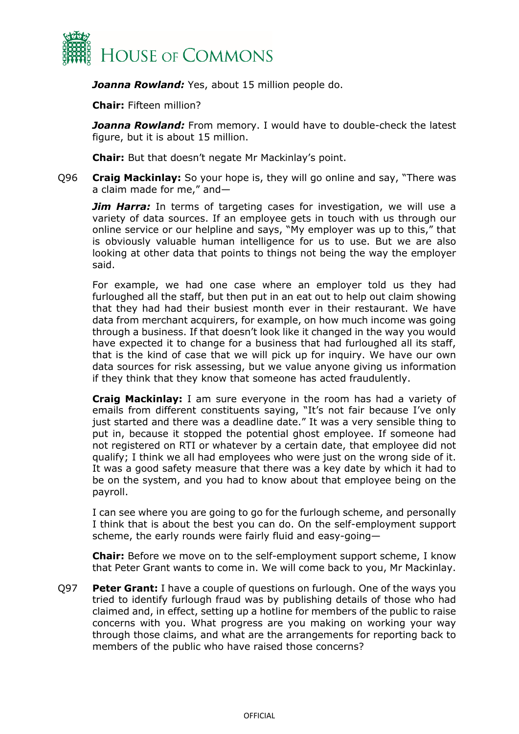***Joanna Rowland:*** Yes, about 15 million people do.

**Chair:** Fifteen million?

***Joanna Rowland:*** From memory. I would have to double-check the latest figure, but it is about 15 million.

**Chair:** But that doesn't negate Mr Mackinlay's point.

Q96 **Craig Mackinlay:** So your hope is, they will go online and say, "There was a claim made for me," and—

***Jim Harra:*** In terms of targeting cases for investigation, we will use a variety of data sources. If an employee gets in touch with us through our online service or our helpline and says, "My employer was up to this," that is obviously valuable human intelligence for us to use. But we are also looking at other data that points to things not being the way the employer said.

For example, we had one case where an employer told us they had furloughed all the staff, but then put in an eat out to help out claim showing that they had had their busiest month ever in their restaurant. We have data from merchant acquirers, for example, on how much income was going through a business. If that doesn't look like it changed in the way you would have expected it to change for a business that had furloughed all its staff, that is the kind of case that we will pick up for inquiry. We have our own data sources for risk assessing, but we value anyone giving us information if they think that they know that someone has acted fraudulently.

**Craig Mackinlay:** I am sure everyone in the room has had a variety of emails from different constituents saying, "It's not fair because I've only just started and there was a deadline date." It was a very sensible thing to put in, because it stopped the potential ghost employee. If someone had not registered on RTI or whatever by a certain date, that employee did not qualify; I think we all had employees who were just on the wrong side of it. It was a good safety measure that there was a key date by which it had to be on the system, and you had to know about that employee being on the payroll.

I can see where you are going to go for the furlough scheme, and personally I think that is about the best you can do. On the self-employment support scheme, the early rounds were fairly fluid and easy-going—

**Chair:** Before we move on to the self-employment support scheme, I know that Peter Grant wants to come in. We will come back to you, Mr Mackinlay.

Q97 **Peter Grant:** I have a couple of questions on furlough. One of the ways you tried to identify furlough fraud was by publishing details of those who had claimed and, in effect, setting up a hotline for members of the public to raise concerns with you. What progress are you making on working your way through those claims, and what are the arrangements for reporting back to members of the public who have raised those concerns?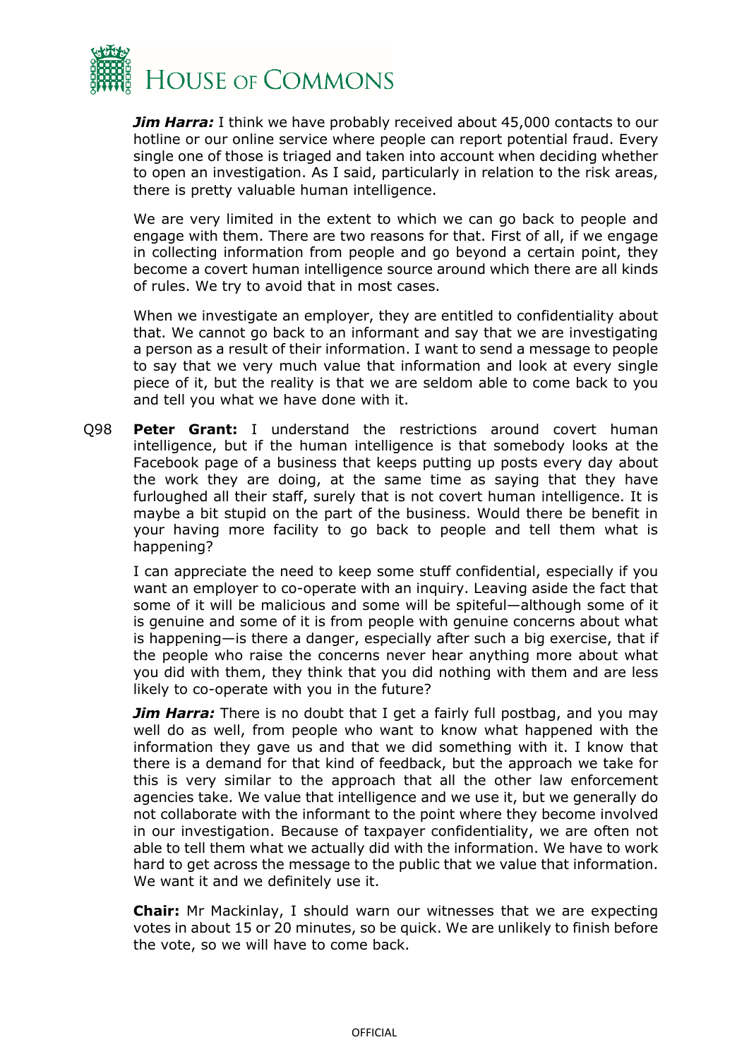***Jim Harra:*** I think we have probably received about 45,000 contacts to our hotline or our online service where people can report potential fraud. Every single one of those is triaged and taken into account when deciding whether to open an investigation. As I said, particularly in relation to the risk areas, there is pretty valuable human intelligence.

We are very limited in the extent to which we can go back to people and engage with them. There are two reasons for that. First of all, if we engage in collecting information from people and go beyond a certain point, they become a covert human intelligence source around which there are all kinds of rules. We try to avoid that in most cases.

When we investigate an employer, they are entitled to confidentiality about that. We cannot go back to an informant and say that we are investigating a person as a result of their information. I want to send a message to people to say that we very much value that information and look at every single piece of it, but the reality is that we are seldom able to come back to you and tell you what we have done with it.

Q98 **Peter Grant:** I understand the restrictions around covert human intelligence, but if the human intelligence is that somebody looks at the Facebook page of a business that keeps putting up posts every day about the work they are doing, at the same time as saying that they have furloughed all their staff, surely that is not covert human intelligence. It is maybe a bit stupid on the part of the business. Would there be benefit in your having more facility to go back to people and tell them what is happening?

I can appreciate the need to keep some stuff confidential, especially if you want an employer to co-operate with an inquiry. Leaving aside the fact that some of it will be malicious and some will be spiteful—although some of it is genuine and some of it is from people with genuine concerns about what is happening—is there a danger, especially after such a big exercise, that if the people who raise the concerns never hear anything more about what you did with them, they think that you did nothing with them and are less likely to co-operate with you in the future?

***Jim Harra:*** There is no doubt that I get a fairly full postbag, and you may well do as well, from people who want to know what happened with the information they gave us and that we did something with it. I know that there is a demand for that kind of feedback, but the approach we take for this is very similar to the approach that all the other law enforcement agencies take. We value that intelligence and we use it, but we generally do not collaborate with the informant to the point where they become involved in our investigation. Because of taxpayer confidentiality, we are often not able to tell them what we actually did with the information. We have to work hard to get across the message to the public that we value that information. We want it and we definitely use it.

**Chair:** Mr Mackinlay, I should warn our witnesses that we are expecting votes in about 15 or 20 minutes, so be quick. We are unlikely to finish before the vote, so we will have to come back.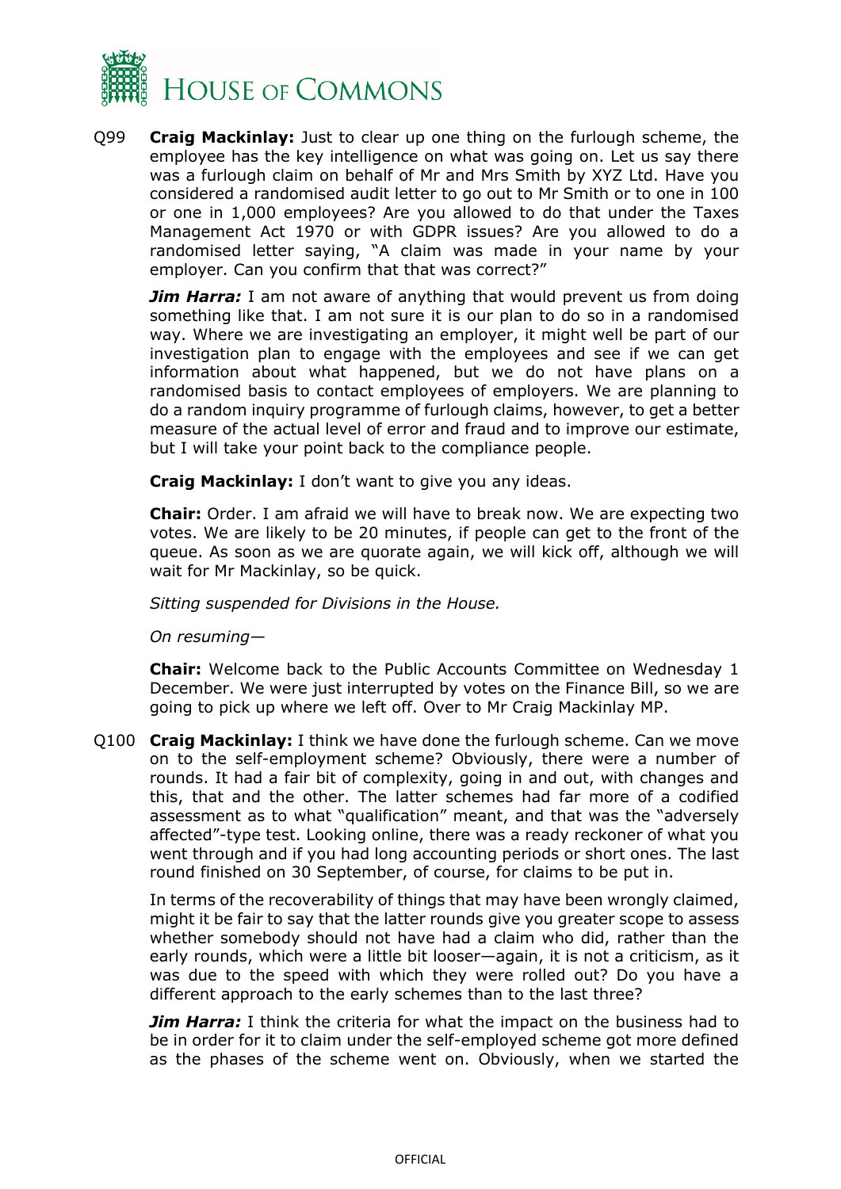Q99 **Craig Mackinlay:** Just to clear up one thing on the furlough scheme, the employee has the key intelligence on what was going on. Let us say there was a furlough claim on behalf of Mr and Mrs Smith by XYZ Ltd. Have you considered a randomised audit letter to go out to Mr Smith or to one in 100 or one in 1,000 employees? Are you allowed to do that under the Taxes Management Act 1970 or with GDPR issues? Are you allowed to do a randomised letter saying, "A claim was made in your name by your employer. Can you confirm that that was correct?"

***Jim Harra:*** I am not aware of anything that would prevent us from doing something like that. I am not sure it is our plan to do so in a randomised way. Where we are investigating an employer, it might well be part of our investigation plan to engage with the employees and see if we can get information about what happened, but we do not have plans on a randomised basis to contact employees of employers. We are planning to do a random inquiry programme of furlough claims, however, to get a better measure of the actual level of error and fraud and to improve our estimate, but I will take your point back to the compliance people.

**Craig Mackinlay:** I don't want to give you any ideas.

**Chair:** Order. I am afraid we will have to break now. We are expecting two votes. We are likely to be 20 minutes, if people can get to the front of the queue. As soon as we are quorate again, we will kick off, although we will wait for Mr Mackinlay, so be quick.

*Sitting suspended for Divisions in the House.*

*On resuming—*

**Chair:** Welcome back to the Public Accounts Committee on Wednesday 1 December. We were just interrupted by votes on the Finance Bill, so we are going to pick up where we left off. Over to Mr Craig Mackinlay MP.

Q100 **Craig Mackinlay:** I think we have done the furlough scheme. Can we move on to the self-employment scheme? Obviously, there were a number of rounds. It had a fair bit of complexity, going in and out, with changes and this, that and the other. The latter schemes had far more of a codified assessment as to what "qualification" meant, and that was the "adversely affected"-type test. Looking online, there was a ready reckoner of what you went through and if you had long accounting periods or short ones. The last round finished on 30 September, of course, for claims to be put in.

In terms of the recoverability of things that may have been wrongly claimed, might it be fair to say that the latter rounds give you greater scope to assess whether somebody should not have had a claim who did, rather than the early rounds, which were a little bit looser—again, it is not a criticism, as it was due to the speed with which they were rolled out? Do you have a different approach to the early schemes than to the last three?

***Jim Harra:*** I think the criteria for what the impact on the business had to be in order for it to claim under the self-employed scheme got more defined as the phases of the scheme went on. Obviously, when we started the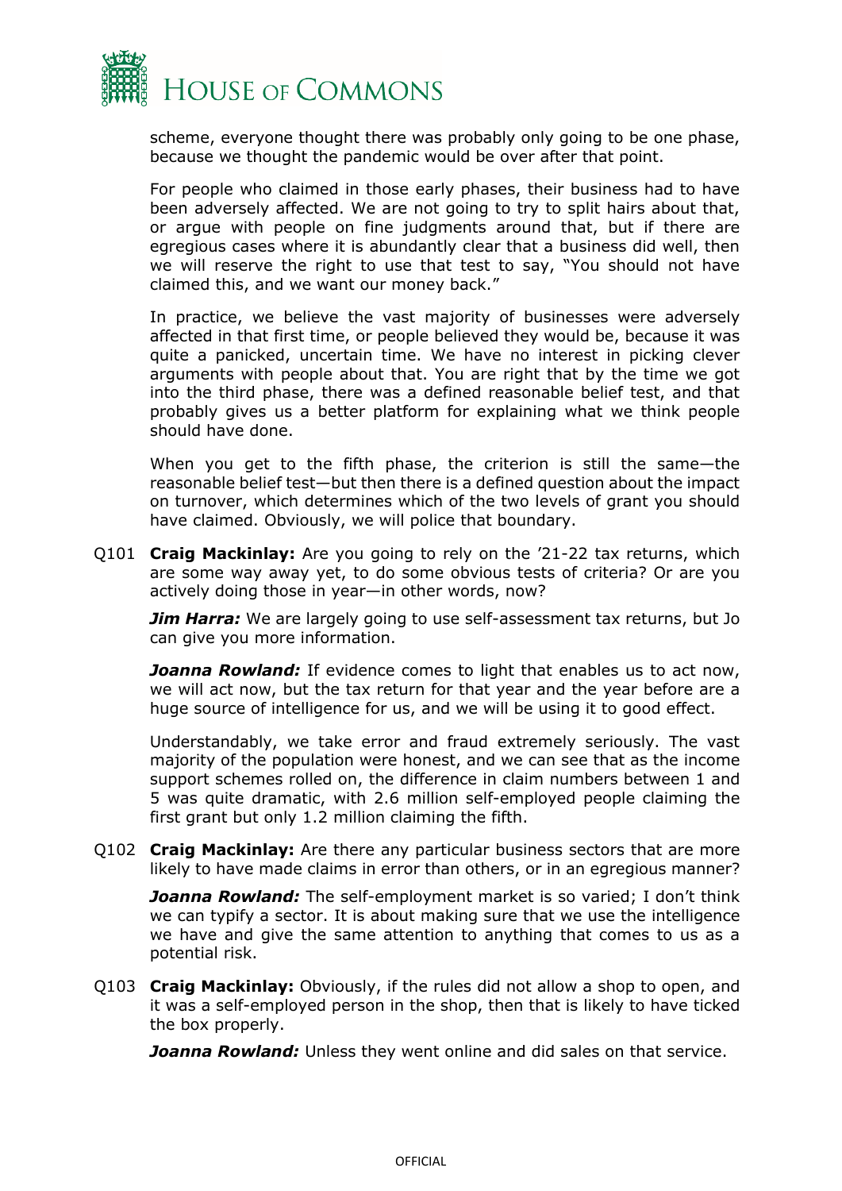scheme, everyone thought there was probably only going to be one phase, because we thought the pandemic would be over after that point.

For people who claimed in those early phases, their business had to have been adversely affected. We are not going to try to split hairs about that, or argue with people on fine judgments around that, but if there are egregious cases where it is abundantly clear that a business did well, then we will reserve the right to use that test to say, "You should not have claimed this, and we want our money back."

In practice, we believe the vast majority of businesses were adversely affected in that first time, or people believed they would be, because it was quite a panicked, uncertain time. We have no interest in picking clever arguments with people about that. You are right that by the time we got into the third phase, there was a defined reasonable belief test, and that probably gives us a better platform for explaining what we think people should have done.

When you get to the fifth phase, the criterion is still the same—the reasonable belief test—but then there is a defined question about the impact on turnover, which determines which of the two levels of grant you should have claimed. Obviously, we will police that boundary.

Q101 **Craig Mackinlay:** Are you going to rely on the '21-22 tax returns, which are some way away yet, to do some obvious tests of criteria? Or are you actively doing those in year—in other words, now?

***Jim Harra:*** We are largely going to use self-assessment tax returns, but Jo can give you more information.

***Joanna Rowland:*** If evidence comes to light that enables us to act now, we will act now, but the tax return for that year and the year before are a huge source of intelligence for us, and we will be using it to good effect.

Understandably, we take error and fraud extremely seriously. The vast majority of the population were honest, and we can see that as the income support schemes rolled on, the difference in claim numbers between 1 and 5 was quite dramatic, with 2.6 million self-employed people claiming the first grant but only 1.2 million claiming the fifth.

Q102 **Craig Mackinlay:** Are there any particular business sectors that are more likely to have made claims in error than others, or in an egregious manner?

***Joanna Rowland:*** The self-employment market is so varied; I don't think we can typify a sector. It is about making sure that we use the intelligence we have and give the same attention to anything that comes to us as a potential risk.

Q103 **Craig Mackinlay:** Obviously, if the rules did not allow a shop to open, and it was a self-employed person in the shop, then that is likely to have ticked the box properly.

***Joanna Rowland:*** Unless they went online and did sales on that service.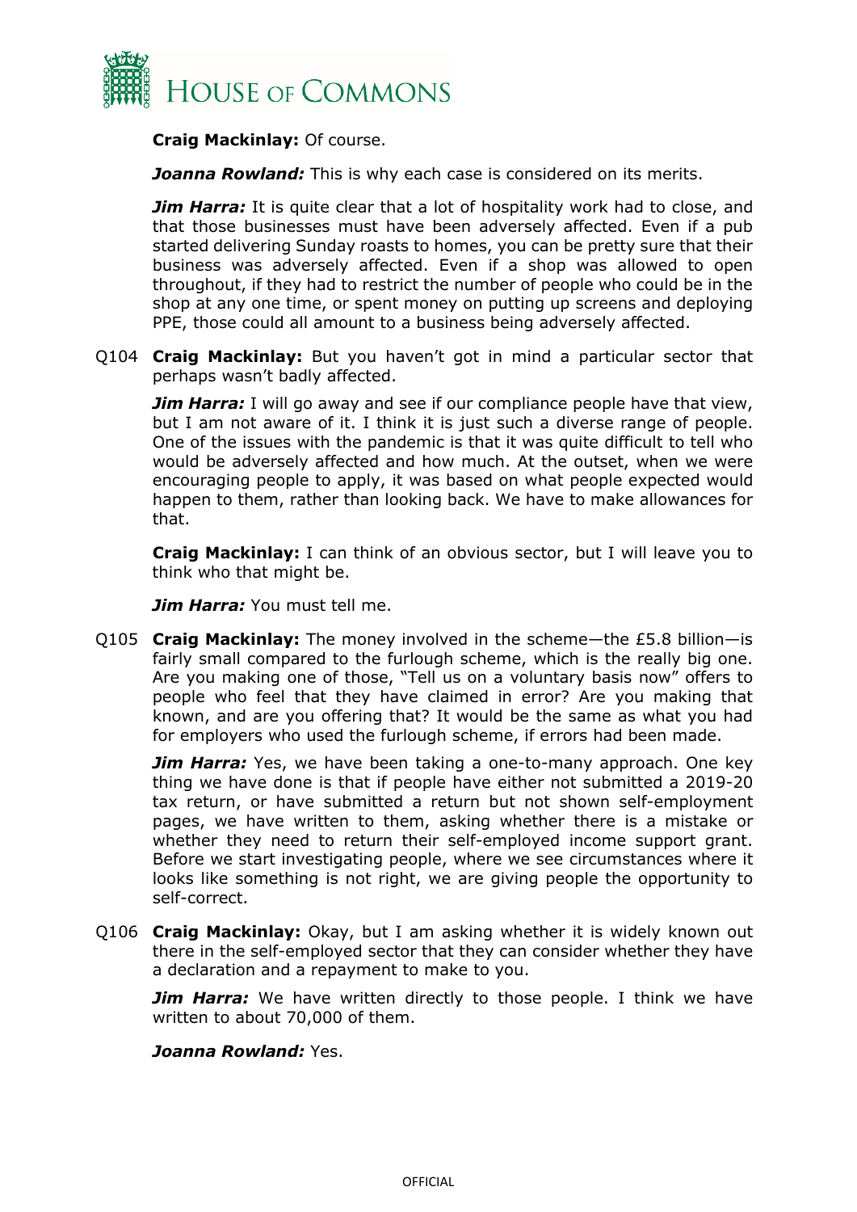**Craig Mackinlay:** Of course.

***Joanna Rowland:*** This is why each case is considered on its merits.

***Jim Harra:*** It is quite clear that a lot of hospitality work had to close, and that those businesses must have been adversely affected. Even if a pub started delivering Sunday roasts to homes, you can be pretty sure that their business was adversely affected. Even if a shop was allowed to open throughout, if they had to restrict the number of people who could be in the shop at any one time, or spent money on putting up screens and deploying PPE, those could all amount to a business being adversely affected.

Q104 **Craig Mackinlay:** But you haven't got in mind a particular sector that perhaps wasn't badly affected.

***Jim Harra:*** I will go away and see if our compliance people have that view, but I am not aware of it. I think it is just such a diverse range of people. One of the issues with the pandemic is that it was quite difficult to tell who would be adversely affected and how much. At the outset, when we were encouraging people to apply, it was based on what people expected would happen to them, rather than looking back. We have to make allowances for that.

**Craig Mackinlay:** I can think of an obvious sector, but I will leave you to think who that might be.

***Jim Harra:*** You must tell me.

Q105 **Craig Mackinlay:** The money involved in the scheme—the £5.8 billion—is fairly small compared to the furlough scheme, which is the really big one. Are you making one of those, "Tell us on a voluntary basis now" offers to people who feel that they have claimed in error? Are you making that known, and are you offering that? It would be the same as what you had for employers who used the furlough scheme, if errors had been made.

***Jim Harra:*** Yes, we have been taking a one-to-many approach. One key thing we have done is that if people have either not submitted a 2019-20 tax return, or have submitted a return but not shown self-employment pages, we have written to them, asking whether there is a mistake or whether they need to return their self-employed income support grant. Before we start investigating people, where we see circumstances where it looks like something is not right, we are giving people the opportunity to self-correct.

Q106 **Craig Mackinlay:** Okay, but I am asking whether it is widely known out there in the self-employed sector that they can consider whether they have a declaration and a repayment to make to you.

***Jim Harra:*** We have written directly to those people. I think we have written to about 70,000 of them.

***Joanna Rowland:*** Yes.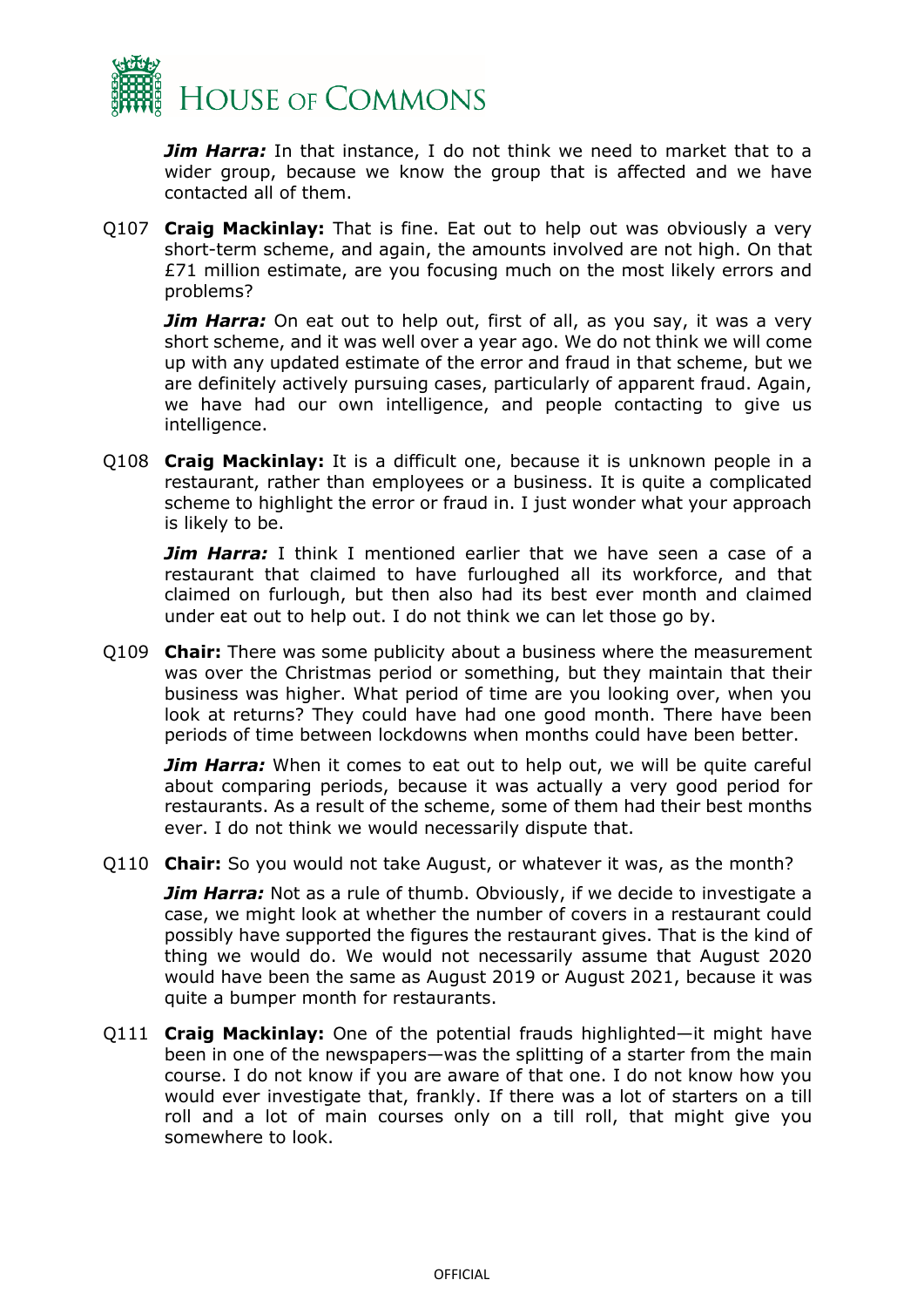***Jim Harra:*** In that instance, I do not think we need to market that to a wider group, because we know the group that is affected and we have contacted all of them.

Q107 **Craig Mackinlay:** That is fine. Eat out to help out was obviously a very short-term scheme, and again, the amounts involved are not high. On that £71 million estimate, are you focusing much on the most likely errors and problems?

***Jim Harra:*** On eat out to help out, first of all, as you say, it was a very short scheme, and it was well over a year ago. We do not think we will come up with any updated estimate of the error and fraud in that scheme, but we are definitely actively pursuing cases, particularly of apparent fraud. Again, we have had our own intelligence, and people contacting to give us intelligence.

Q108 **Craig Mackinlay:** It is a difficult one, because it is unknown people in a restaurant, rather than employees or a business. It is quite a complicated scheme to highlight the error or fraud in. I just wonder what your approach is likely to be.

***Jim Harra:*** I think I mentioned earlier that we have seen a case of a restaurant that claimed to have furloughed all its workforce, and that claimed on furlough, but then also had its best ever month and claimed under eat out to help out. I do not think we can let those go by.

Q109 **Chair:** There was some publicity about a business where the measurement was over the Christmas period or something, but they maintain that their business was higher. What period of time are you looking over, when you look at returns? They could have had one good month. There have been periods of time between lockdowns when months could have been better.

***Jim Harra:*** When it comes to eat out to help out, we will be quite careful about comparing periods, because it was actually a very good period for restaurants. As a result of the scheme, some of them had their best months ever. I do not think we would necessarily dispute that.

Q110 **Chair:** So you would not take August, or whatever it was, as the month?

***Jim Harra:*** Not as a rule of thumb. Obviously, if we decide to investigate a case, we might look at whether the number of covers in a restaurant could possibly have supported the figures the restaurant gives. That is the kind of thing we would do. We would not necessarily assume that August 2020 would have been the same as August 2019 or August 2021, because it was quite a bumper month for restaurants.

Q111 **Craig Mackinlay:** One of the potential frauds highlighted—it might have been in one of the newspapers—was the splitting of a starter from the main course. I do not know if you are aware of that one. I do not know how you would ever investigate that, frankly. If there was a lot of starters on a till roll and a lot of main courses only on a till roll, that might give you somewhere to look.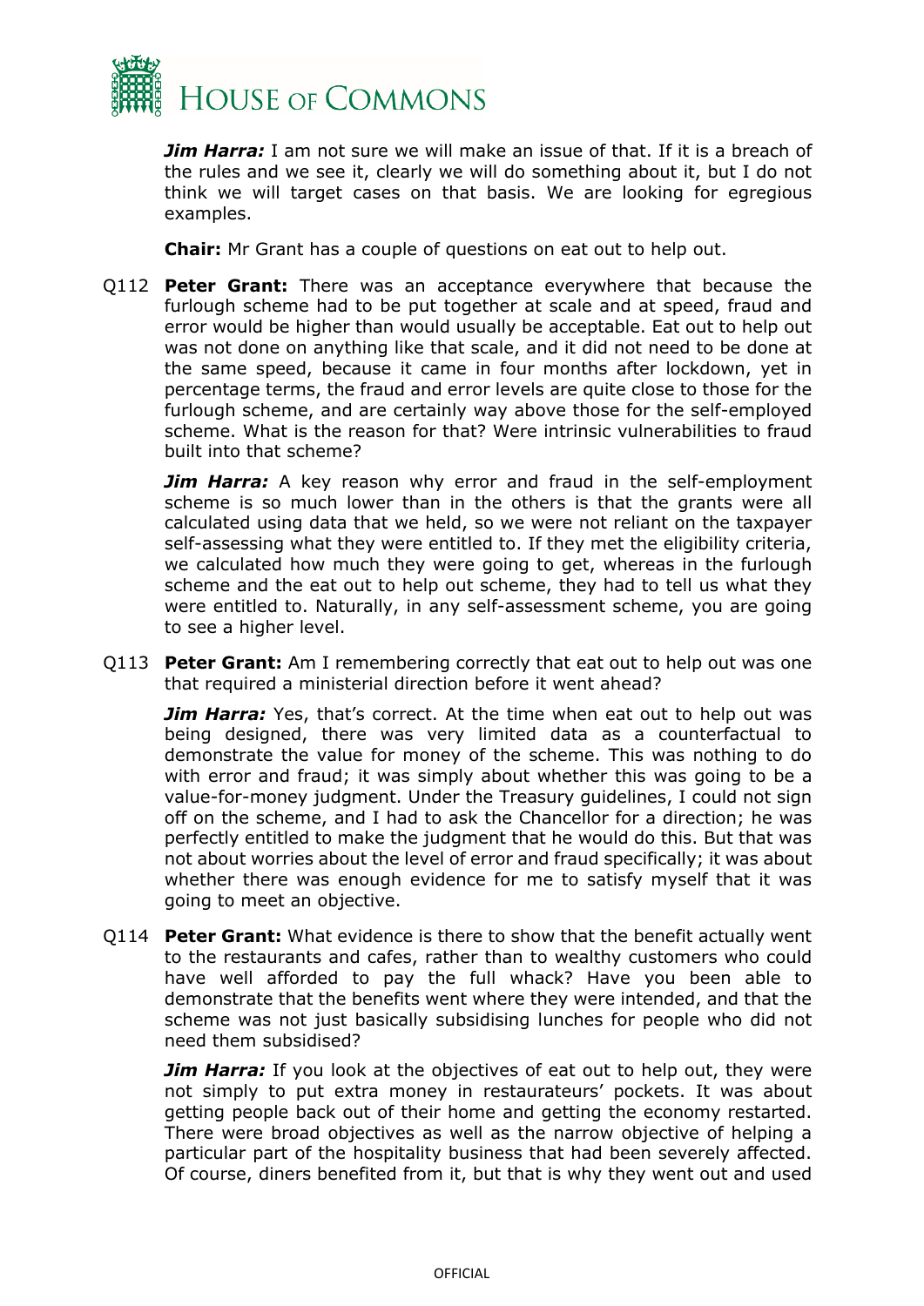***Jim Harra:*** I am not sure we will make an issue of that. If it is a breach of the rules and we see it, clearly we will do something about it, but I do not think we will target cases on that basis. We are looking for egregious examples.

**Chair:** Mr Grant has a couple of questions on eat out to help out.

Q112 **Peter Grant:** There was an acceptance everywhere that because the furlough scheme had to be put together at scale and at speed, fraud and error would be higher than would usually be acceptable. Eat out to help out was not done on anything like that scale, and it did not need to be done at the same speed, because it came in four months after lockdown, yet in percentage terms, the fraud and error levels are quite close to those for the furlough scheme, and are certainly way above those for the self-employed scheme. What is the reason for that? Were intrinsic vulnerabilities to fraud built into that scheme?

***Jim Harra:*** A key reason why error and fraud in the self-employment scheme is so much lower than in the others is that the grants were all calculated using data that we held, so we were not reliant on the taxpayer self-assessing what they were entitled to. If they met the eligibility criteria, we calculated how much they were going to get, whereas in the furlough scheme and the eat out to help out scheme, they had to tell us what they were entitled to. Naturally, in any self-assessment scheme, you are going to see a higher level.

Q113 **Peter Grant:** Am I remembering correctly that eat out to help out was one that required a ministerial direction before it went ahead?

***Jim Harra:*** Yes, that's correct. At the time when eat out to help out was being designed, there was very limited data as a counterfactual to demonstrate the value for money of the scheme. This was nothing to do with error and fraud; it was simply about whether this was going to be a value-for-money judgment. Under the Treasury guidelines, I could not sign off on the scheme, and I had to ask the Chancellor for a direction; he was perfectly entitled to make the judgment that he would do this. But that was not about worries about the level of error and fraud specifically; it was about whether there was enough evidence for me to satisfy myself that it was going to meet an objective.

Q114 **Peter Grant:** What evidence is there to show that the benefit actually went to the restaurants and cafes, rather than to wealthy customers who could have well afforded to pay the full whack? Have you been able to demonstrate that the benefits went where they were intended, and that the scheme was not just basically subsidising lunches for people who did not need them subsidised?

***Jim Harra:*** If you look at the objectives of eat out to help out, they were not simply to put extra money in restaurateurs' pockets. It was about getting people back out of their home and getting the economy restarted. There were broad objectives as well as the narrow objective of helping a particular part of the hospitality business that had been severely affected. Of course, diners benefited from it, but that is why they went out and used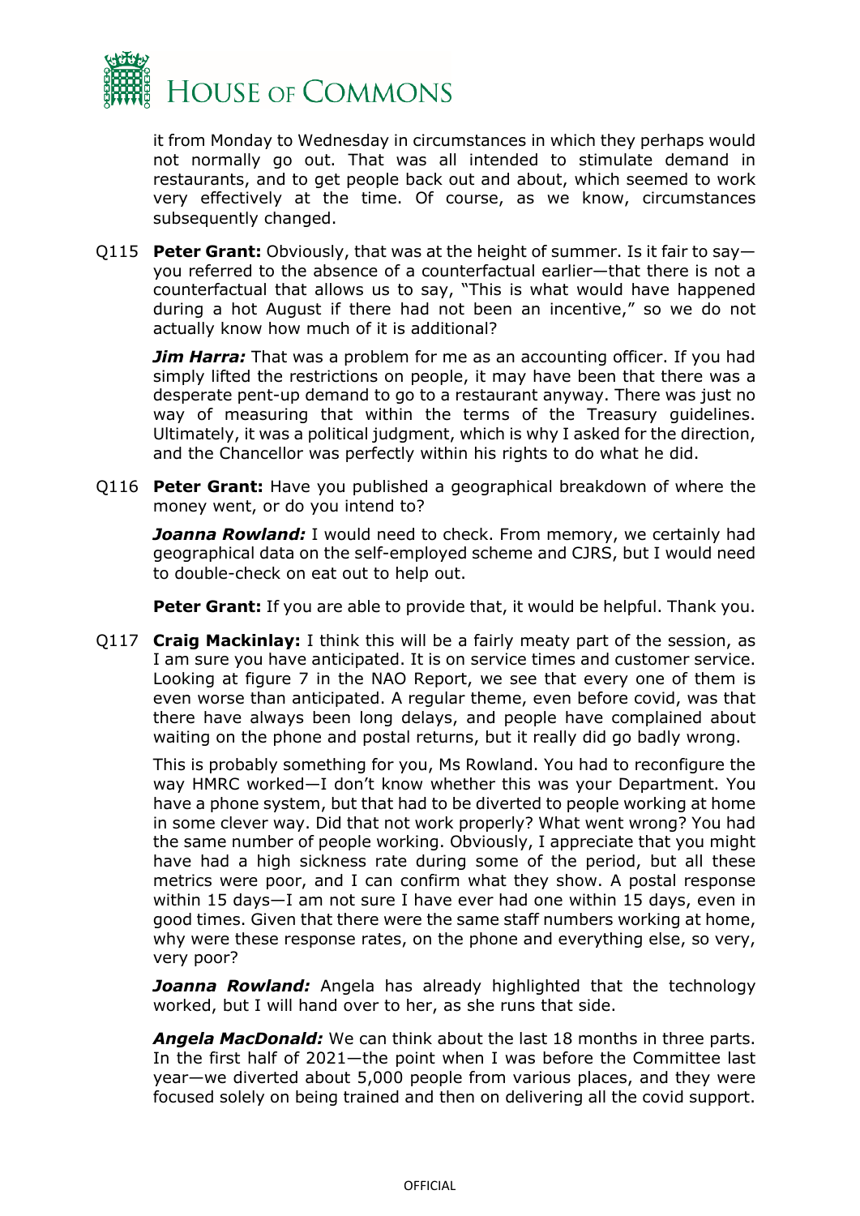it from Monday to Wednesday in circumstances in which they perhaps would not normally go out. That was all intended to stimulate demand in restaurants, and to get people back out and about, which seemed to work very effectively at the time. Of course, as we know, circumstances subsequently changed.

Q115 **Peter Grant:** Obviously, that was at the height of summer. Is it fair to say—you referred to the absence of a counterfactual earlier—that there is not a counterfactual that allows us to say, "This is what would have happened during a hot August if there had not been an incentive," so we do not actually know how much of it is additional?

***Jim Harra:*** That was a problem for me as an accounting officer. If you had simply lifted the restrictions on people, it may have been that there was a desperate pent-up demand to go to a restaurant anyway. There was just no way of measuring that within the terms of the Treasury guidelines. Ultimately, it was a political judgment, which is why I asked for the direction, and the Chancellor was perfectly within his rights to do what he did.

Q116 **Peter Grant:** Have you published a geographical breakdown of where the money went, or do you intend to?

***Joanna Rowland:*** I would need to check. From memory, we certainly had geographical data on the self-employed scheme and CJRS, but I would need to double-check on eat out to help out.

**Peter Grant:** If you are able to provide that, it would be helpful. Thank you.

Q117 **Craig Mackinlay:** I think this will be a fairly meaty part of the session, as I am sure you have anticipated. It is on service times and customer service. Looking at figure 7 in the NAO Report, we see that every one of them is even worse than anticipated. A regular theme, even before covid, was that there have always been long delays, and people have complained about waiting on the phone and postal returns, but it really did go badly wrong.

This is probably something for you, Ms Rowland. You had to reconfigure the way HMRC worked—I don't know whether this was your Department. You have a phone system, but that had to be diverted to people working at home in some clever way. Did that not work properly? What went wrong? You had the same number of people working. Obviously, I appreciate that you might have had a high sickness rate during some of the period, but all these metrics were poor, and I can confirm what they show. A postal response within 15 days—I am not sure I have ever had one within 15 days, even in good times. Given that there were the same staff numbers working at home, why were these response rates, on the phone and everything else, so very, very poor?

***Joanna Rowland:*** Angela has already highlighted that the technology worked, but I will hand over to her, as she runs that side.

***Angela MacDonald:*** We can think about the last 18 months in three parts. In the first half of 2021—the point when I was before the Committee last year—we diverted about 5,000 people from various places, and they were focused solely on being trained and then on delivering all the covid support.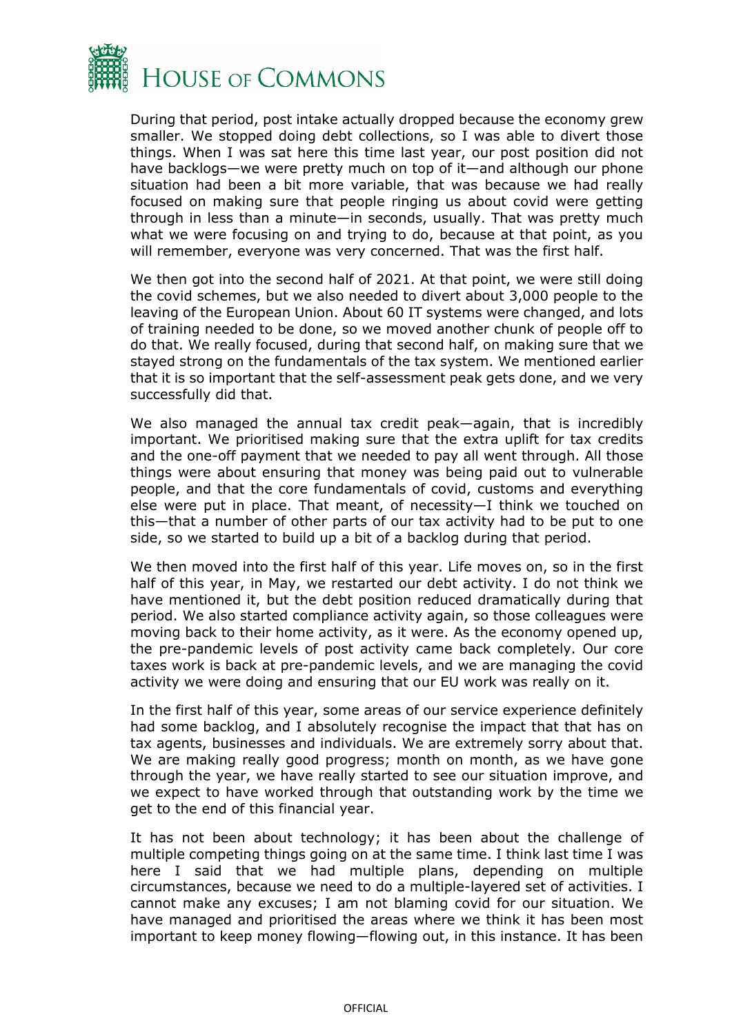During that period, post intake actually dropped because the economy grew smaller. We stopped doing debt collections, so I was able to divert those things. When I was sat here this time last year, our post position did not have backlogs—we were pretty much on top of it—and although our phone situation had been a bit more variable, that was because we had really focused on making sure that people ringing us about covid were getting through in less than a minute—in seconds, usually. That was pretty much what we were focusing on and trying to do, because at that point, as you will remember, everyone was very concerned. That was the first half.

We then got into the second half of 2021. At that point, we were still doing the covid schemes, but we also needed to divert about 3,000 people to the leaving of the European Union. About 60 IT systems were changed, and lots of training needed to be done, so we moved another chunk of people off to do that. We really focused, during that second half, on making sure that we stayed strong on the fundamentals of the tax system. We mentioned earlier that it is so important that the self-assessment peak gets done, and we very successfully did that.

We also managed the annual tax credit peak—again, that is incredibly important. We prioritised making sure that the extra uplift for tax credits and the one-off payment that we needed to pay all went through. All those things were about ensuring that money was being paid out to vulnerable people, and that the core fundamentals of covid, customs and everything else were put in place. That meant, of necessity—I think we touched on this—that a number of other parts of our tax activity had to be put to one side, so we started to build up a bit of a backlog during that period.

We then moved into the first half of this year. Life moves on, so in the first half of this year, in May, we restarted our debt activity. I do not think we have mentioned it, but the debt position reduced dramatically during that period. We also started compliance activity again, so those colleagues were moving back to their home activity, as it were. As the economy opened up, the pre-pandemic levels of post activity came back completely. Our core taxes work is back at pre-pandemic levels, and we are managing the covid activity we were doing and ensuring that our EU work was really on it.

In the first half of this year, some areas of our service experience definitely had some backlog, and I absolutely recognise the impact that that has on tax agents, businesses and individuals. We are extremely sorry about that. We are making really good progress; month on month, as we have gone through the year, we have really started to see our situation improve, and we expect to have worked through that outstanding work by the time we get to the end of this financial year.

It has not been about technology; it has been about the challenge of multiple competing things going on at the same time. I think last time I was here I said that we had multiple plans, depending on multiple circumstances, because we need to do a multiple-layered set of activities. I cannot make any excuses; I am not blaming covid for our situation. We have managed and prioritised the areas where we think it has been most important to keep money flowing—flowing out, in this instance. It has been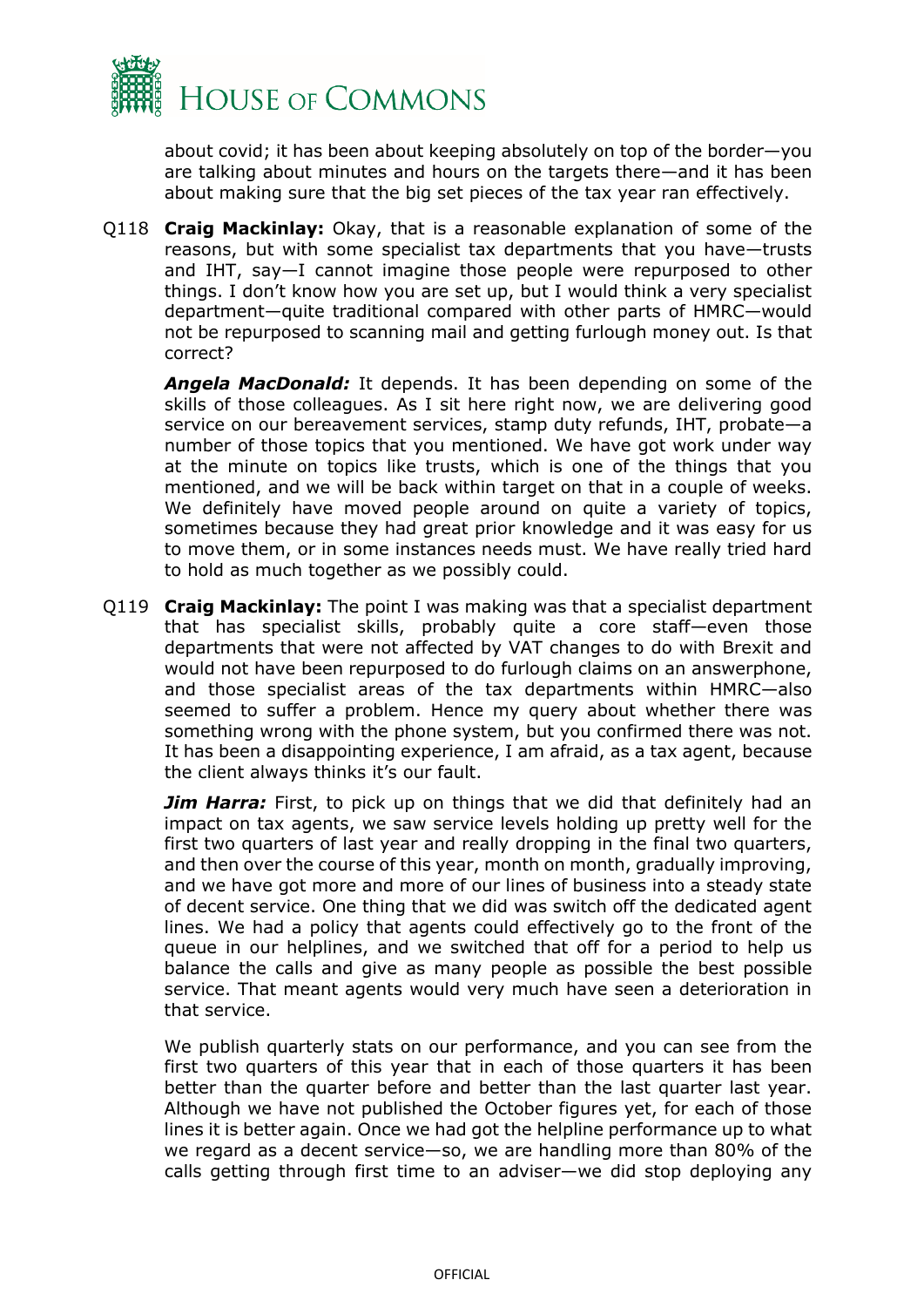about covid; it has been about keeping absolutely on top of the border—you are talking about minutes and hours on the targets there—and it has been about making sure that the big set pieces of the tax year ran effectively.

Q118 **Craig Mackinlay:** Okay, that is a reasonable explanation of some of the reasons, but with some specialist tax departments that you have—trusts and IHT, say—I cannot imagine those people were repurposed to other things. I don't know how you are set up, but I would think a very specialist department—quite traditional compared with other parts of HMRC—would not be repurposed to scanning mail and getting furlough money out. Is that correct?

***Angela MacDonald:*** It depends. It has been depending on some of the skills of those colleagues. As I sit here right now, we are delivering good service on our bereavement services, stamp duty refunds, IHT, probate—a number of those topics that you mentioned. We have got work under way at the minute on topics like trusts, which is one of the things that you mentioned, and we will be back within target on that in a couple of weeks. We definitely have moved people around on quite a variety of topics, sometimes because they had great prior knowledge and it was easy for us to move them, or in some instances needs must. We have really tried hard to hold as much together as we possibly could.

Q119 **Craig Mackinlay:** The point I was making was that a specialist department that has specialist skills, probably quite a core staff—even those departments that were not affected by VAT changes to do with Brexit and would not have been repurposed to do furlough claims on an answerphone, and those specialist areas of the tax departments within HMRC—also seemed to suffer a problem. Hence my query about whether there was something wrong with the phone system, but you confirmed there was not. It has been a disappointing experience, I am afraid, as a tax agent, because the client always thinks it's our fault.

***Jim Harra:*** First, to pick up on things that we did that definitely had an impact on tax agents, we saw service levels holding up pretty well for the first two quarters of last year and really dropping in the final two quarters, and then over the course of this year, month on month, gradually improving, and we have got more and more of our lines of business into a steady state of decent service. One thing that we did was switch off the dedicated agent lines. We had a policy that agents could effectively go to the front of the queue in our helplines, and we switched that off for a period to help us balance the calls and give as many people as possible the best possible service. That meant agents would very much have seen a deterioration in that service.

We publish quarterly stats on our performance, and you can see from the first two quarters of this year that in each of those quarters it has been better than the quarter before and better than the last quarter last year. Although we have not published the October figures yet, for each of those lines it is better again. Once we had got the helpline performance up to what we regard as a decent service—so, we are handling more than 80% of the calls getting through first time to an adviser—we did stop deploying any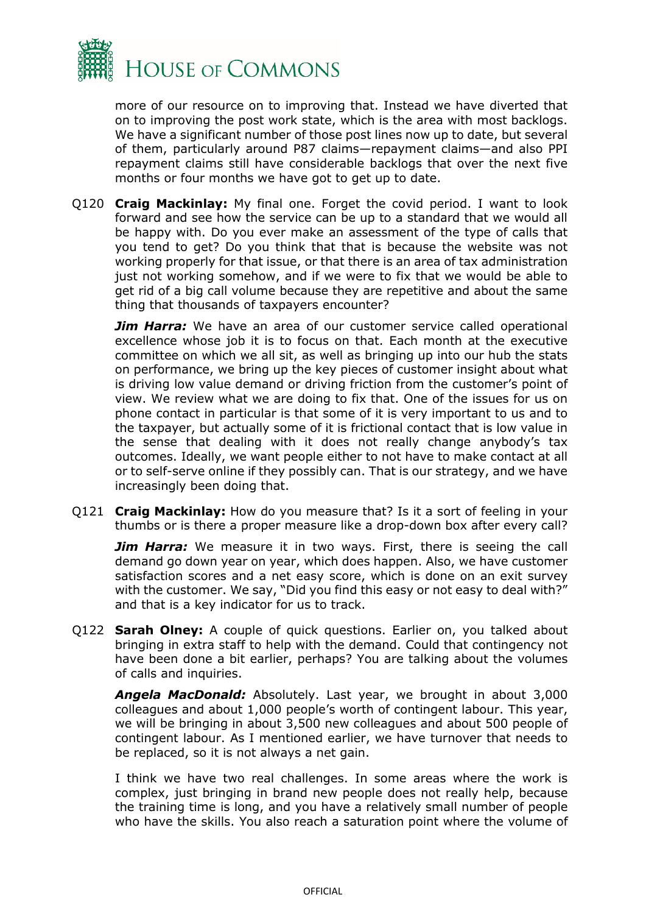more of our resource on to improving that. Instead we have diverted that on to improving the post work state, which is the area with most backlogs. We have a significant number of those post lines now up to date, but several of them, particularly around P87 claims—repayment claims—and also PPI repayment claims still have considerable backlogs that over the next five months or four months we have got to get up to date.

Q120 **Craig Mackinlay:** My final one. Forget the covid period. I want to look forward and see how the service can be up to a standard that we would all be happy with. Do you ever make an assessment of the type of calls that you tend to get? Do you think that that is because the website was not working properly for that issue, or that there is an area of tax administration just not working somehow, and if we were to fix that we would be able to get rid of a big call volume because they are repetitive and about the same thing that thousands of taxpayers encounter?

***Jim Harra:*** We have an area of our customer service called operational excellence whose job it is to focus on that. Each month at the executive committee on which we all sit, as well as bringing up into our hub the stats on performance, we bring up the key pieces of customer insight about what is driving low value demand or driving friction from the customer's point of view. We review what we are doing to fix that. One of the issues for us on phone contact in particular is that some of it is very important to us and to the taxpayer, but actually some of it is frictional contact that is low value in the sense that dealing with it does not really change anybody's tax outcomes. Ideally, we want people either to not have to make contact at all or to self-serve online if they possibly can. That is our strategy, and we have increasingly been doing that.

Q121 **Craig Mackinlay:** How do you measure that? Is it a sort of feeling in your thumbs or is there a proper measure like a drop-down box after every call?

***Jim Harra:*** We measure it in two ways. First, there is seeing the call demand go down year on year, which does happen. Also, we have customer satisfaction scores and a net easy score, which is done on an exit survey with the customer. We say, "Did you find this easy or not easy to deal with?" and that is a key indicator for us to track.

Q122 **Sarah Olney:** A couple of quick questions. Earlier on, you talked about bringing in extra staff to help with the demand. Could that contingency not have been done a bit earlier, perhaps? You are talking about the volumes of calls and inquiries.

***Angela MacDonald:*** Absolutely. Last year, we brought in about 3,000 colleagues and about 1,000 people's worth of contingent labour. This year, we will be bringing in about 3,500 new colleagues and about 500 people of contingent labour. As I mentioned earlier, we have turnover that needs to be replaced, so it is not always a net gain.

I think we have two real challenges. In some areas where the work is complex, just bringing in brand new people does not really help, because the training time is long, and you have a relatively small number of people who have the skills. You also reach a saturation point where the volume of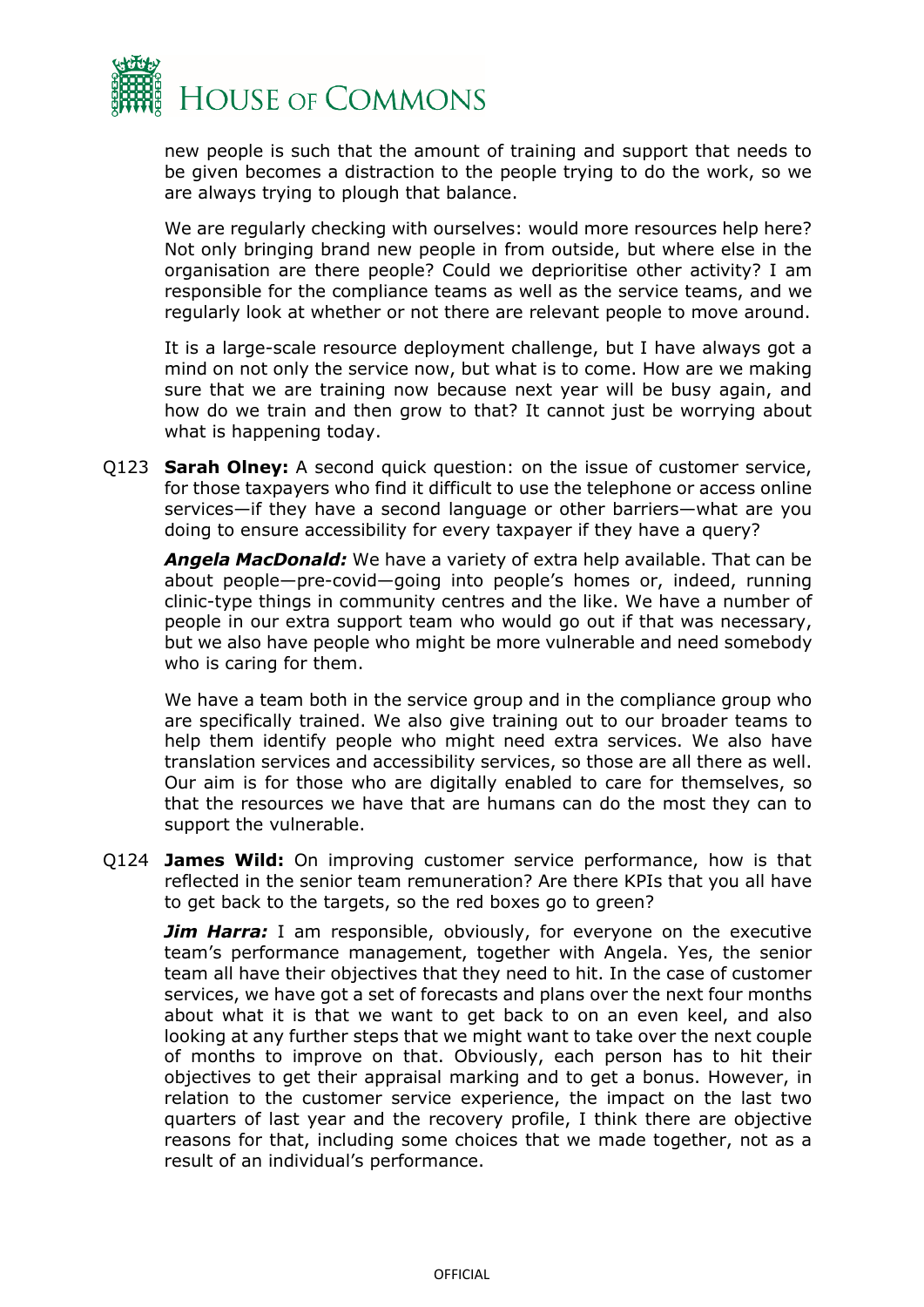new people is such that the amount of training and support that needs to be given becomes a distraction to the people trying to do the work, so we are always trying to plough that balance.

We are regularly checking with ourselves: would more resources help here? Not only bringing brand new people in from outside, but where else in the organisation are there people? Could we deprioritise other activity? I am responsible for the compliance teams as well as the service teams, and we regularly look at whether or not there are relevant people to move around.

It is a large-scale resource deployment challenge, but I have always got a mind on not only the service now, but what is to come. How are we making sure that we are training now because next year will be busy again, and how do we train and then grow to that? It cannot just be worrying about what is happening today.

Q123 **Sarah Olney:** A second quick question: on the issue of customer service, for those taxpayers who find it difficult to use the telephone or access online services—if they have a second language or other barriers—what are you doing to ensure accessibility for every taxpayer if they have a query?

***Angela MacDonald:*** We have a variety of extra help available. That can be about people—pre-covid—going into people's homes or, indeed, running clinic-type things in community centres and the like. We have a number of people in our extra support team who would go out if that was necessary, but we also have people who might be more vulnerable and need somebody who is caring for them.

We have a team both in the service group and in the compliance group who are specifically trained. We also give training out to our broader teams to help them identify people who might need extra services. We also have translation services and accessibility services, so those are all there as well. Our aim is for those who are digitally enabled to care for themselves, so that the resources we have that are humans can do the most they can to support the vulnerable.

Q124 **James Wild:** On improving customer service performance, how is that reflected in the senior team remuneration? Are there KPIs that you all have to get back to the targets, so the red boxes go to green?

***Jim Harra:*** I am responsible, obviously, for everyone on the executive team's performance management, together with Angela. Yes, the senior team all have their objectives that they need to hit. In the case of customer services, we have got a set of forecasts and plans over the next four months about what it is that we want to get back to on an even keel, and also looking at any further steps that we might want to take over the next couple of months to improve on that. Obviously, each person has to hit their objectives to get their appraisal marking and to get a bonus. However, in relation to the customer service experience, the impact on the last two quarters of last year and the recovery profile, I think there are objective reasons for that, including some choices that we made together, not as a result of an individual's performance.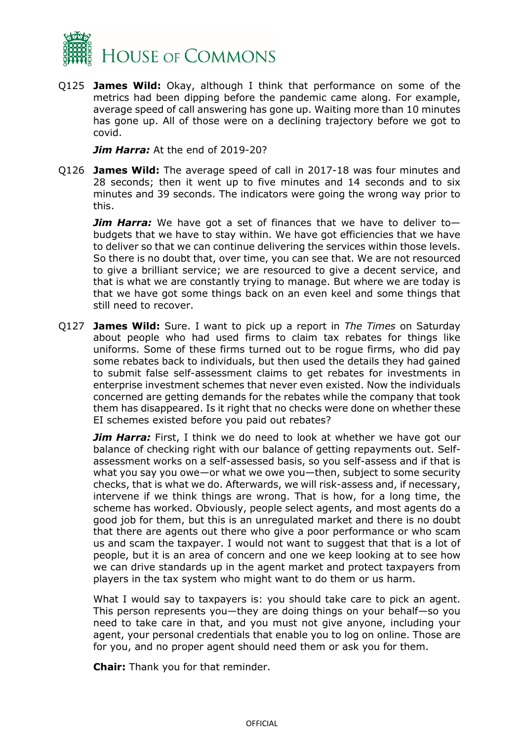Q125 **James Wild:** Okay, although I think that performance on some of the metrics had been dipping before the pandemic came along. For example, average speed of call answering has gone up. Waiting more than 10 minutes has gone up. All of those were on a declining trajectory before we got to covid.

***Jim Harra:*** At the end of 2019-20?

Q126 **James Wild:** The average speed of call in 2017-18 was four minutes and 28 seconds; then it went up to five minutes and 14 seconds and to six minutes and 39 seconds. The indicators were going the wrong way prior to this.

***Jim Harra:*** We have got a set of finances that we have to deliver to—budgets that we have to stay within. We have got efficiencies that we have to deliver so that we can continue delivering the services within those levels. So there is no doubt that, over time, you can see that. We are not resourced to give a brilliant service; we are resourced to give a decent service, and that is what we are constantly trying to manage. But where we are today is that we have got some things back on an even keel and some things that still need to recover.

Q127 **James Wild:** Sure. I want to pick up a report in *The Times* on Saturday about people who had used firms to claim tax rebates for things like uniforms. Some of these firms turned out to be rogue firms, who did pay some rebates back to individuals, but then used the details they had gained to submit false self-assessment claims to get rebates for investments in enterprise investment schemes that never even existed. Now the individuals concerned are getting demands for the rebates while the company that took them has disappeared. Is it right that no checks were done on whether these EI schemes existed before you paid out rebates?

***Jim Harra:*** First, I think we do need to look at whether we have got our balance of checking right with our balance of getting repayments out. Self-assessment works on a self-assessed basis, so you self-assess and if that is what you say you owe—or what we owe you—then, subject to some security checks, that is what we do. Afterwards, we will risk-assess and, if necessary, intervene if we think things are wrong. That is how, for a long time, the scheme has worked. Obviously, people select agents, and most agents do a good job for them, but this is an unregulated market and there is no doubt that there are agents out there who give a poor performance or who scam us and scam the taxpayer. I would not want to suggest that that is a lot of people, but it is an area of concern and one we keep looking at to see how we can drive standards up in the agent market and protect taxpayers from players in the tax system who might want to do them or us harm.

What I would say to taxpayers is: you should take care to pick an agent. This person represents you—they are doing things on your behalf—so you need to take care in that, and you must not give anyone, including your agent, your personal credentials that enable you to log on online. Those are for you, and no proper agent should need them or ask you for them.

**Chair:** Thank you for that reminder.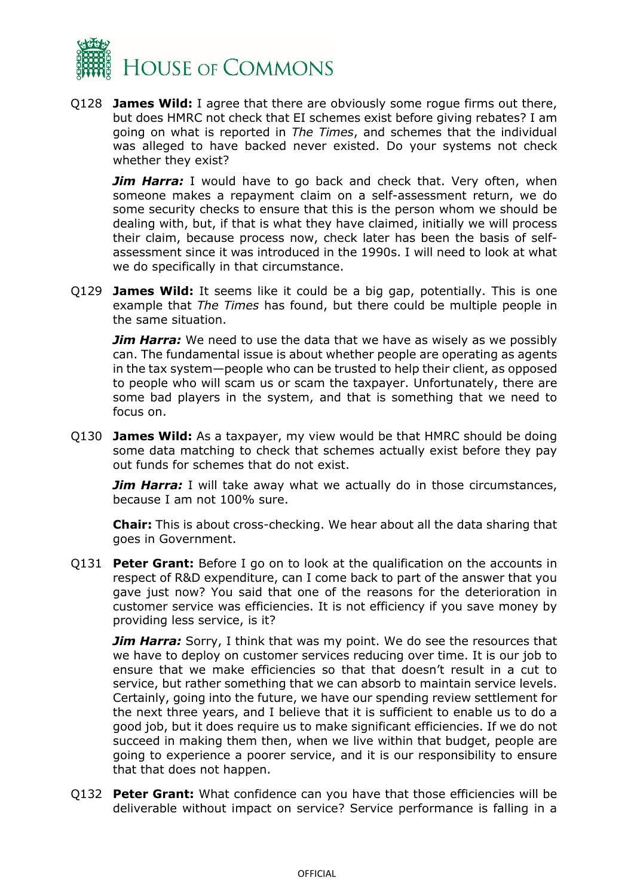Q128 **James Wild:** I agree that there are obviously some rogue firms out there, but does HMRC not check that EI schemes exist before giving rebates? I am going on what is reported in *The Times*, and schemes that the individual was alleged to have backed never existed. Do your systems not check whether they exist?

***Jim Harra:*** I would have to go back and check that. Very often, when someone makes a repayment claim on a self-assessment return, we do some security checks to ensure that this is the person whom we should be dealing with, but, if that is what they have claimed, initially we will process their claim, because process now, check later has been the basis of self-assessment since it was introduced in the 1990s. I will need to look at what we do specifically in that circumstance.

Q129 **James Wild:** It seems like it could be a big gap, potentially. This is one example that *The Times* has found, but there could be multiple people in the same situation.

***Jim Harra:*** We need to use the data that we have as wisely as we possibly can. The fundamental issue is about whether people are operating as agents in the tax system—people who can be trusted to help their client, as opposed to people who will scam us or scam the taxpayer. Unfortunately, there are some bad players in the system, and that is something that we need to focus on.

Q130 **James Wild:** As a taxpayer, my view would be that HMRC should be doing some data matching to check that schemes actually exist before they pay out funds for schemes that do not exist.

***Jim Harra:*** I will take away what we actually do in those circumstances, because I am not 100% sure.

**Chair:** This is about cross-checking. We hear about all the data sharing that goes in Government.

Q131 **Peter Grant:** Before I go on to look at the qualification on the accounts in respect of R&D expenditure, can I come back to part of the answer that you gave just now? You said that one of the reasons for the deterioration in customer service was efficiencies. It is not efficiency if you save money by providing less service, is it?

***Jim Harra:*** Sorry, I think that was my point. We do see the resources that we have to deploy on customer services reducing over time. It is our job to ensure that we make efficiencies so that that doesn't result in a cut to service, but rather something that we can absorb to maintain service levels. Certainly, going into the future, we have our spending review settlement for the next three years, and I believe that it is sufficient to enable us to do a good job, but it does require us to make significant efficiencies. If we do not succeed in making them then, when we live within that budget, people are going to experience a poorer service, and it is our responsibility to ensure that that does not happen.

Q132 **Peter Grant:** What confidence can you have that those efficiencies will be deliverable without impact on service? Service performance is falling in a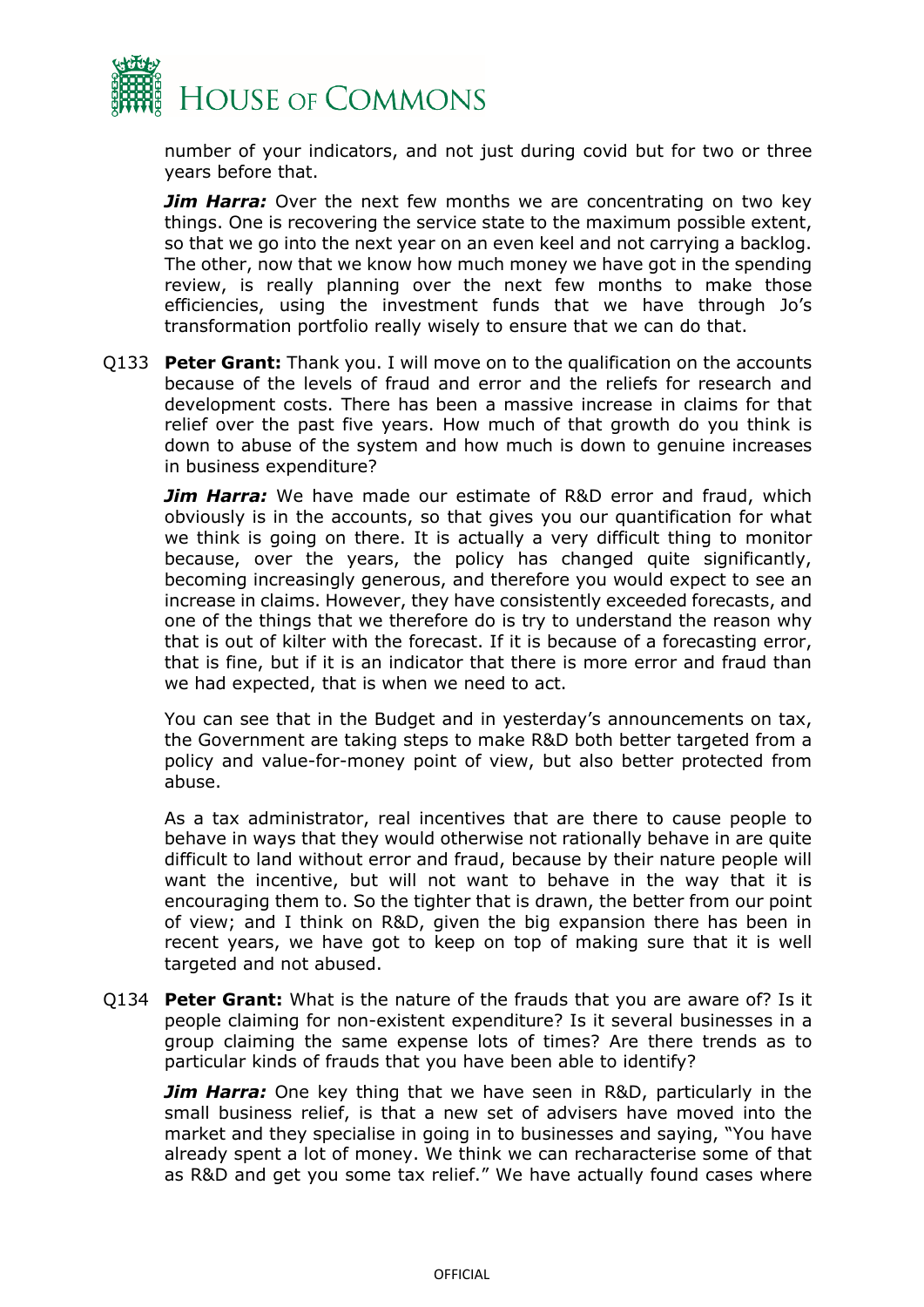number of your indicators, and not just during covid but for two or three years before that.

***Jim Harra:*** Over the next few months we are concentrating on two key things. One is recovering the service state to the maximum possible extent, so that we go into the next year on an even keel and not carrying a backlog. The other, now that we know how much money we have got in the spending review, is really planning over the next few months to make those efficiencies, using the investment funds that we have through Jo's transformation portfolio really wisely to ensure that we can do that.

Q133 **Peter Grant:** Thank you. I will move on to the qualification on the accounts because of the levels of fraud and error and the reliefs for research and development costs. There has been a massive increase in claims for that relief over the past five years. How much of that growth do you think is down to abuse of the system and how much is down to genuine increases in business expenditure?

***Jim Harra:*** We have made our estimate of R&D error and fraud, which obviously is in the accounts, so that gives you our quantification for what we think is going on there. It is actually a very difficult thing to monitor because, over the years, the policy has changed quite significantly, becoming increasingly generous, and therefore you would expect to see an increase in claims. However, they have consistently exceeded forecasts, and one of the things that we therefore do is try to understand the reason why that is out of kilter with the forecast. If it is because of a forecasting error, that is fine, but if it is an indicator that there is more error and fraud than we had expected, that is when we need to act.

You can see that in the Budget and in yesterday's announcements on tax, the Government are taking steps to make R&D both better targeted from a policy and value-for-money point of view, but also better protected from abuse.

As a tax administrator, real incentives that are there to cause people to behave in ways that they would otherwise not rationally behave in are quite difficult to land without error and fraud, because by their nature people will want the incentive, but will not want to behave in the way that it is encouraging them to. So the tighter that is drawn, the better from our point of view; and I think on R&D, given the big expansion there has been in recent years, we have got to keep on top of making sure that it is well targeted and not abused.

Q134 **Peter Grant:** What is the nature of the frauds that you are aware of? Is it people claiming for non-existent expenditure? Is it several businesses in a group claiming the same expense lots of times? Are there trends as to particular kinds of frauds that you have been able to identify?

***Jim Harra:*** One key thing that we have seen in R&D, particularly in the small business relief, is that a new set of advisers have moved into the market and they specialise in going in to businesses and saying, "You have already spent a lot of money. We think we can recharacterise some of that as R&D and get you some tax relief." We have actually found cases where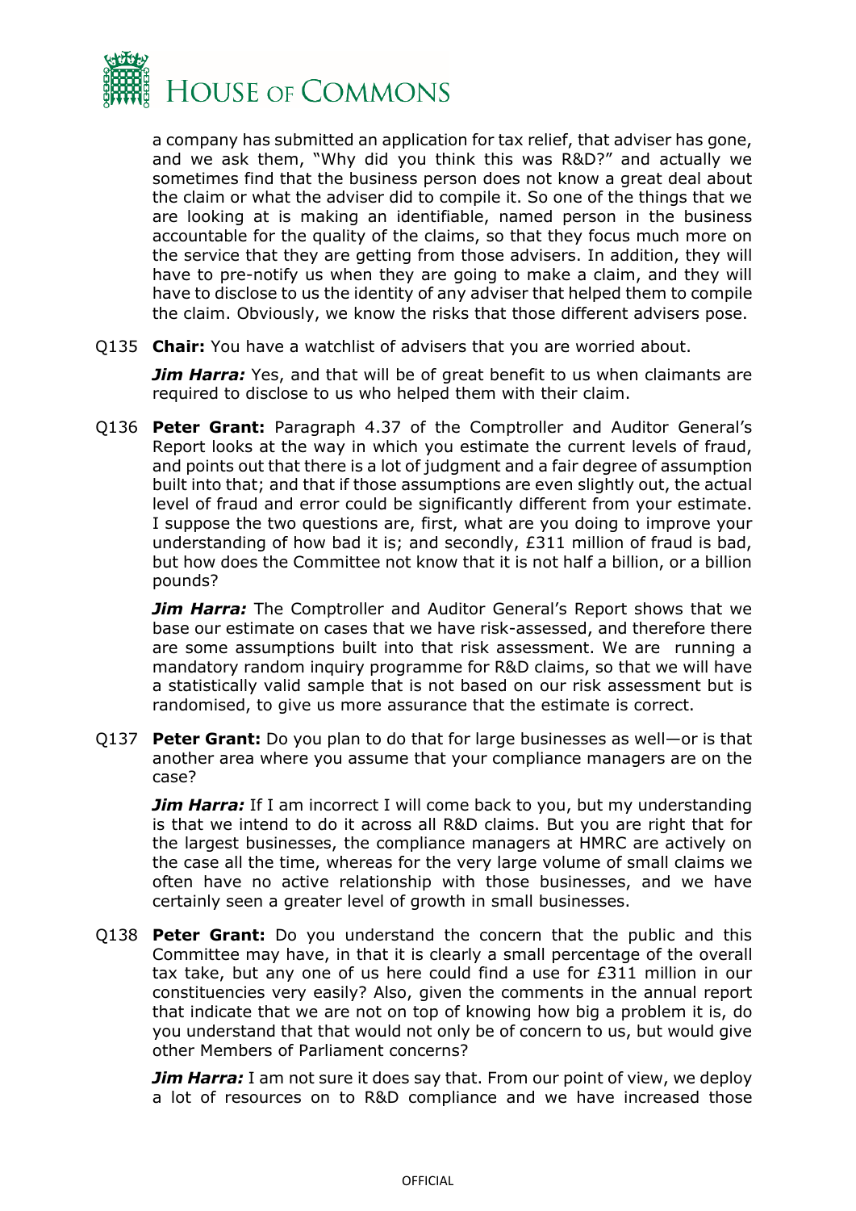a company has submitted an application for tax relief, that adviser has gone, and we ask them, "Why did you think this was R&D?" and actually we sometimes find that the business person does not know a great deal about the claim or what the adviser did to compile it. So one of the things that we are looking at is making an identifiable, named person in the business accountable for the quality of the claims, so that they focus much more on the service that they are getting from those advisers. In addition, they will have to pre-notify us when they are going to make a claim, and they will have to disclose to us the identity of any adviser that helped them to compile the claim. Obviously, we know the risks that those different advisers pose.

Q135 **Chair:** You have a watchlist of advisers that you are worried about.

***Jim Harra:*** Yes, and that will be of great benefit to us when claimants are required to disclose to us who helped them with their claim.

Q136 **Peter Grant:** Paragraph 4.37 of the Comptroller and Auditor General's Report looks at the way in which you estimate the current levels of fraud, and points out that there is a lot of judgment and a fair degree of assumption built into that; and that if those assumptions are even slightly out, the actual level of fraud and error could be significantly different from your estimate. I suppose the two questions are, first, what are you doing to improve your understanding of how bad it is; and secondly, £311 million of fraud is bad, but how does the Committee not know that it is not half a billion, or a billion pounds?

***Jim Harra:*** The Comptroller and Auditor General's Report shows that we base our estimate on cases that we have risk-assessed, and therefore there are some assumptions built into that risk assessment. We are running a mandatory random inquiry programme for R&D claims, so that we will have a statistically valid sample that is not based on our risk assessment but is randomised, to give us more assurance that the estimate is correct.

Q137 **Peter Grant:** Do you plan to do that for large businesses as well—or is that another area where you assume that your compliance managers are on the case?

***Jim Harra:*** If I am incorrect I will come back to you, but my understanding is that we intend to do it across all R&D claims. But you are right that for the largest businesses, the compliance managers at HMRC are actively on the case all the time, whereas for the very large volume of small claims we often have no active relationship with those businesses, and we have certainly seen a greater level of growth in small businesses.

Q138 **Peter Grant:** Do you understand the concern that the public and this Committee may have, in that it is clearly a small percentage of the overall tax take, but any one of us here could find a use for £311 million in our constituencies very easily? Also, given the comments in the annual report that indicate that we are not on top of knowing how big a problem it is, do you understand that that would not only be of concern to us, but would give other Members of Parliament concerns?

***Jim Harra:*** I am not sure it does say that. From our point of view, we deploy a lot of resources on to R&D compliance and we have increased those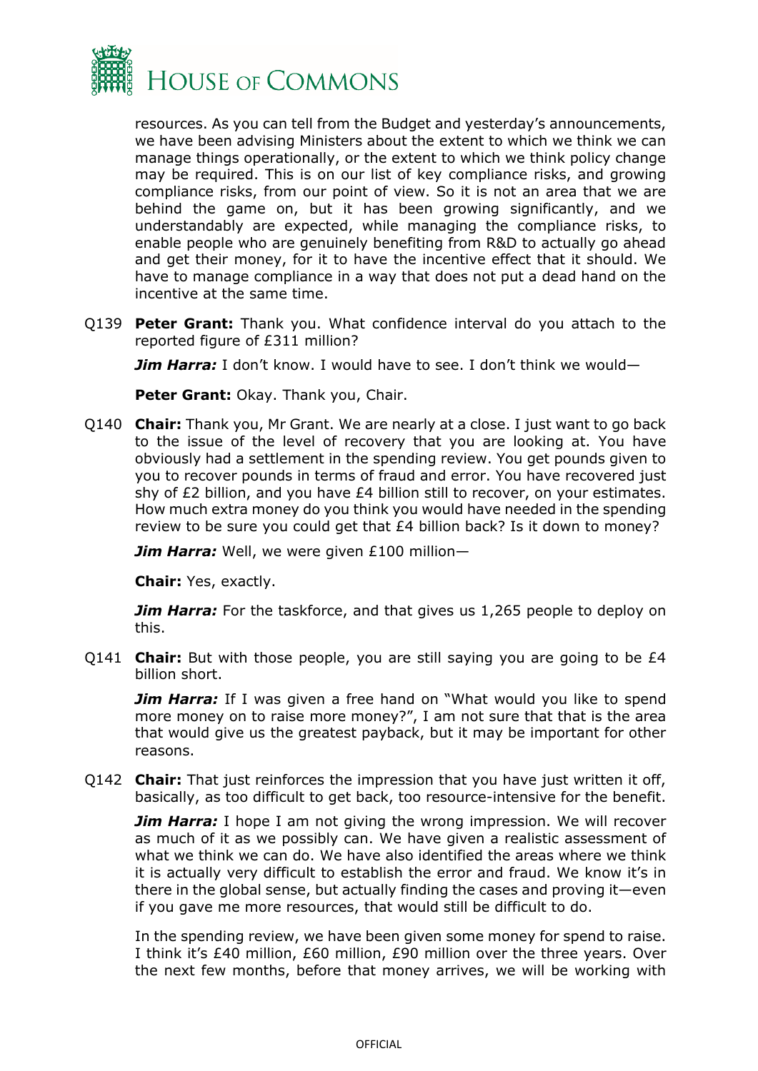resources. As you can tell from the Budget and yesterday's announcements, we have been advising Ministers about the extent to which we think we can manage things operationally, or the extent to which we think policy change may be required. This is on our list of key compliance risks, and growing compliance risks, from our point of view. So it is not an area that we are behind the game on, but it has been growing significantly, and we understandably are expected, while managing the compliance risks, to enable people who are genuinely benefiting from R&D to actually go ahead and get their money, for it to have the incentive effect that it should. We have to manage compliance in a way that does not put a dead hand on the incentive at the same time.

Q139 **Peter Grant:** Thank you. What confidence interval do you attach to the reported figure of £311 million?

***Jim Harra:*** I don't know. I would have to see. I don't think we would—

**Peter Grant:** Okay. Thank you, Chair.

Q140 **Chair:** Thank you, Mr Grant. We are nearly at a close. I just want to go back to the issue of the level of recovery that you are looking at. You have obviously had a settlement in the spending review. You get pounds given to you to recover pounds in terms of fraud and error. You have recovered just shy of £2 billion, and you have £4 billion still to recover, on your estimates. How much extra money do you think you would have needed in the spending review to be sure you could get that £4 billion back? Is it down to money?

***Jim Harra:*** Well, we were given £100 million—

**Chair:** Yes, exactly.

***Jim Harra:*** For the taskforce, and that gives us 1,265 people to deploy on this.

Q141 **Chair:** But with those people, you are still saying you are going to be £4 billion short.

***Jim Harra:*** If I was given a free hand on "What would you like to spend more money on to raise more money?", I am not sure that that is the area that would give us the greatest payback, but it may be important for other reasons.

Q142 **Chair:** That just reinforces the impression that you have just written it off, basically, as too difficult to get back, too resource-intensive for the benefit.

***Jim Harra:*** I hope I am not giving the wrong impression. We will recover as much of it as we possibly can. We have given a realistic assessment of what we think we can do. We have also identified the areas where we think it is actually very difficult to establish the error and fraud. We know it's in there in the global sense, but actually finding the cases and proving it—even if you gave me more resources, that would still be difficult to do.

In the spending review, we have been given some money for spend to raise. I think it's £40 million, £60 million, £90 million over the three years. Over the next few months, before that money arrives, we will be working with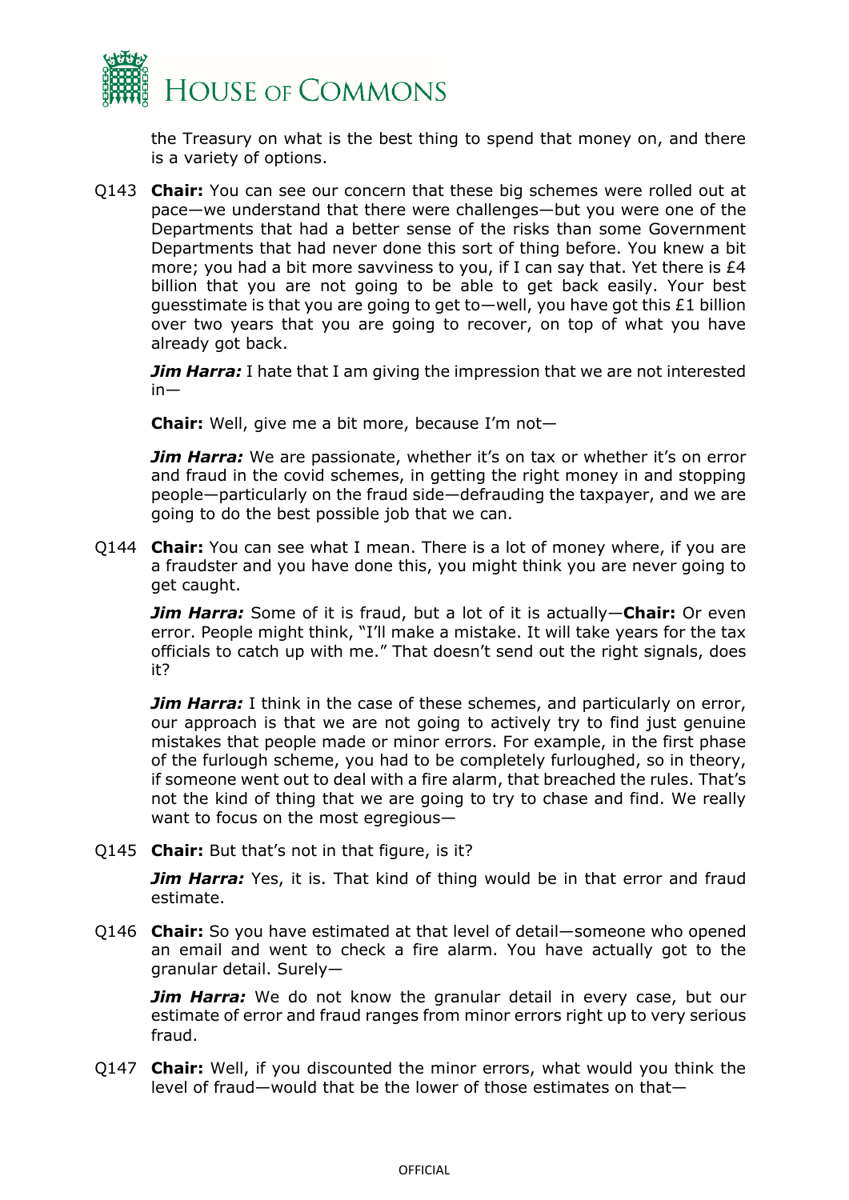the Treasury on what is the best thing to spend that money on, and there is a variety of options.

Q143 **Chair:** You can see our concern that these big schemes were rolled out at pace—we understand that there were challenges—but you were one of the Departments that had a better sense of the risks than some Government Departments that had never done this sort of thing before. You knew a bit more; you had a bit more savviness to you, if I can say that. Yet there is £4 billion that you are not going to be able to get back easily. Your best guesstimate is that you are going to get to—well, you have got this £1 billion over two years that you are going to recover, on top of what you have already got back.

***Jim Harra:*** I hate that I am giving the impression that we are not interested in—

**Chair:** Well, give me a bit more, because I'm not—

***Jim Harra:*** We are passionate, whether it's on tax or whether it's on error and fraud in the covid schemes, in getting the right money in and stopping people—particularly on the fraud side—defrauding the taxpayer, and we are going to do the best possible job that we can.

Q144 **Chair:** You can see what I mean. There is a lot of money where, if you are a fraudster and you have done this, you might think you are never going to get caught.

***Jim Harra:*** Some of it is fraud, but a lot of it is actually—**Chair:** Or even error. People might think, "I'll make a mistake. It will take years for the tax officials to catch up with me." That doesn't send out the right signals, does it?

***Jim Harra:*** I think in the case of these schemes, and particularly on error, our approach is that we are not going to actively try to find just genuine mistakes that people made or minor errors. For example, in the first phase of the furlough scheme, you had to be completely furloughed, so in theory, if someone went out to deal with a fire alarm, that breached the rules. That's not the kind of thing that we are going to try to chase and find. We really want to focus on the most egregious—

Q145 **Chair:** But that's not in that figure, is it?

***Jim Harra:*** Yes, it is. That kind of thing would be in that error and fraud estimate.

Q146 **Chair:** So you have estimated at that level of detail—someone who opened an email and went to check a fire alarm. You have actually got to the granular detail. Surely—

***Jim Harra:*** We do not know the granular detail in every case, but our estimate of error and fraud ranges from minor errors right up to very serious fraud.

Q147 **Chair:** Well, if you discounted the minor errors, what would you think the level of fraud—would that be the lower of those estimates on that—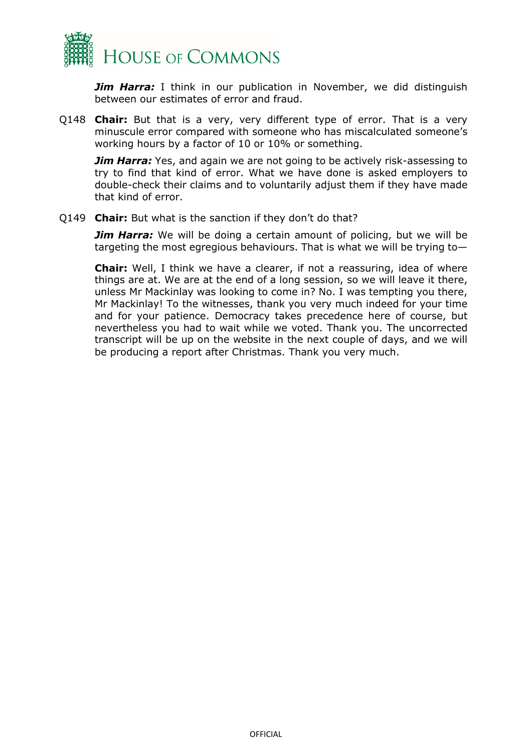***Jim Harra:*** I think in our publication in November, we did distinguish between our estimates of error and fraud.

Q148 **Chair:** But that is a very, very different type of error. That is a very minuscule error compared with someone who has miscalculated someone's working hours by a factor of 10 or 10% or something.

***Jim Harra:*** Yes, and again we are not going to be actively risk-assessing to try to find that kind of error. What we have done is asked employers to double-check their claims and to voluntarily adjust them if they have made that kind of error.

Q149 **Chair:** But what is the sanction if they don't do that?

***Jim Harra:*** We will be doing a certain amount of policing, but we will be targeting the most egregious behaviours. That is what we will be trying to—

**Chair:** Well, I think we have a clearer, if not a reassuring, idea of where things are at. We are at the end of a long session, so we will leave it there, unless Mr Mackinlay was looking to come in? No. I was tempting you there, Mr Mackinlay! To the witnesses, thank you very much indeed for your time and for your patience. Democracy takes precedence here of course, but nevertheless you had to wait while we voted. Thank you. The uncorrected transcript will be up on the website in the next couple of days, and we will be producing a report after Christmas. Thank you very much.